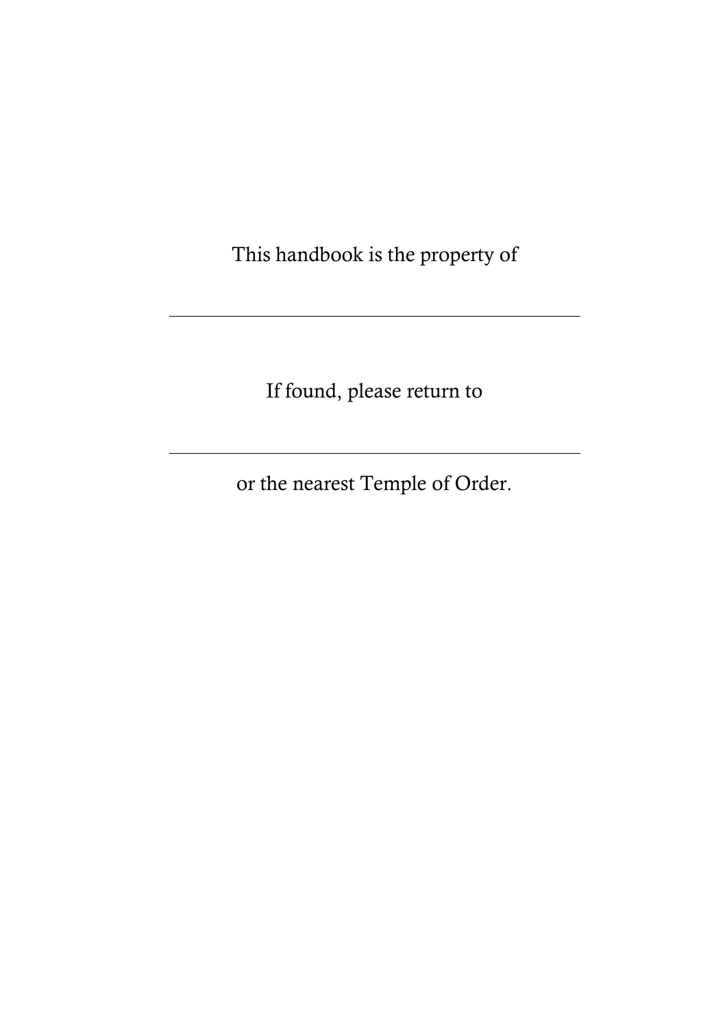This handbook is the property of

\_\_\_\_\_\_\_\_\_\_\_\_\_\_\_\_\_\_\_\_\_\_\_\_\_\_\_\_\_\_\_\_\_\_\_\_\_\_\_\_

If found, please return to

\_\_\_\_\_\_\_\_\_\_\_\_\_\_\_\_\_\_\_\_\_\_\_\_\_\_\_\_\_\_\_\_\_\_\_\_\_\_\_\_

or the nearest Temple of Order.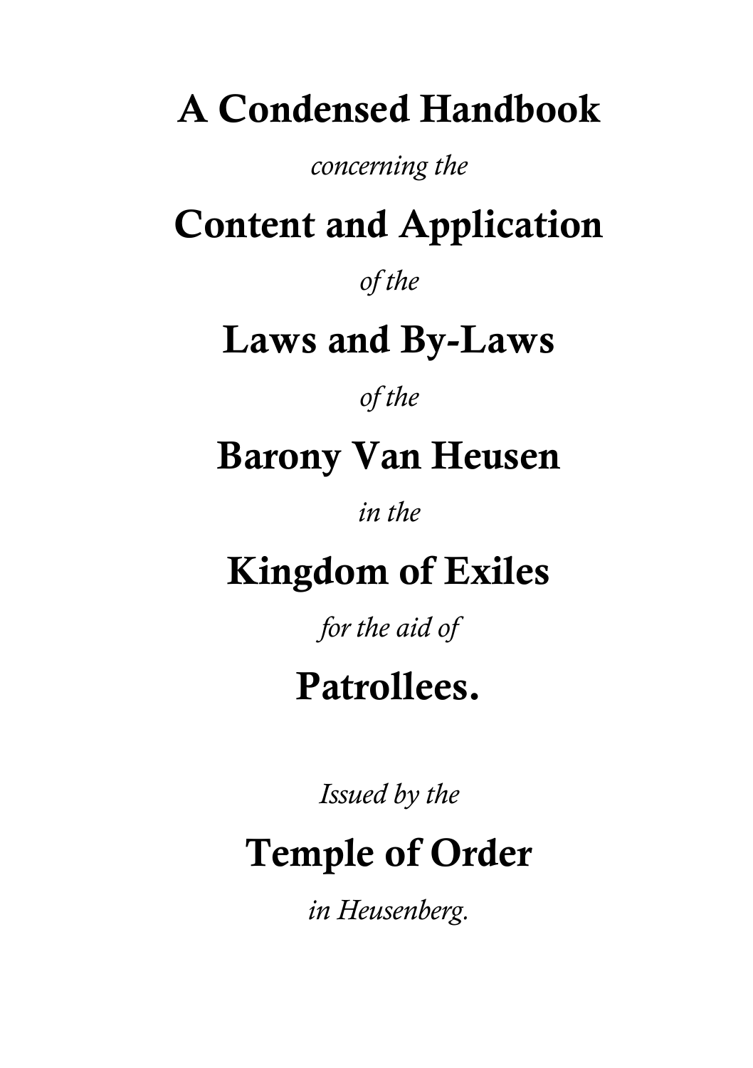# A Condensed Handbook

*concerning the*

# Content and Application

*of the*

# Laws and By-Laws

*of the*

# Barony Van Heusen

*in the*

# Kingdom of Exiles

*for the aid of*

# Patrollees.

*Issued by the*

# Temple of Order

*in Heusenberg.*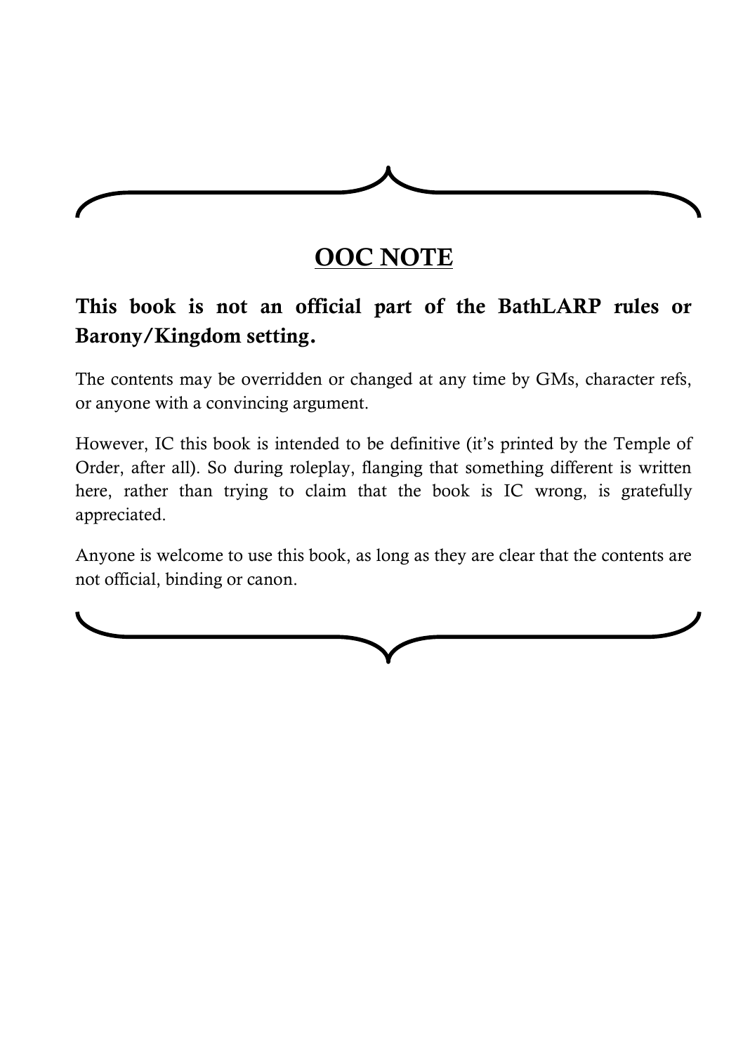## OOC NOTE

**This book is not an official part of the BathLARP rules or Barony/Kingdom setting.**

The contents may be overridden or changed at any time by GMs, character refs, or anyone with a convincing argument.

However, IC this book is intended to be definitive (it's printed by the Temple of Order, after all). So during roleplay, flanging that something different is written here, rather than trying to claim that the book is IC wrong, is gratefully appreciated.

Anyone is welcome to use this book, as long as they are clear that the contents are not official, binding or canon.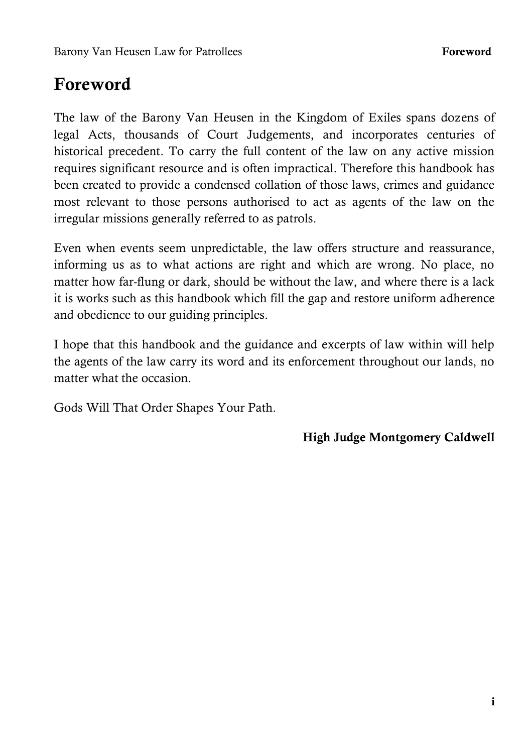# Foreword

The law of the Barony Van Heusen in the Kingdom of Exiles spans dozens of legal Acts, thousands of Court Judgements, and incorporates centuries of historical precedent. To carry the full content of the law on any active mission requires significant resource and is often impractical. Therefore this handbook has been created to provide a condensed collation of those laws, crimes and guidance most relevant to those persons authorised to act as agents of the law on the irregular missions generally referred to as patrols.

Even when events seem unpredictable, the law offers structure and reassurance, informing us as to what actions are right and which are wrong. No place, no matter how far-flung or dark, should be without the law, and where there is a lack it is works such as this handbook which fill the gap and restore uniform adherence and obedience to our guiding principles.

I hope that this handbook and the guidance and excerpts of law within will help the agents of the law carry its word and its enforcement throughout our lands, no matter what the occasion.

Gods Will That Order Shapes Your Path.

**High Judge Montgomery Caldwell**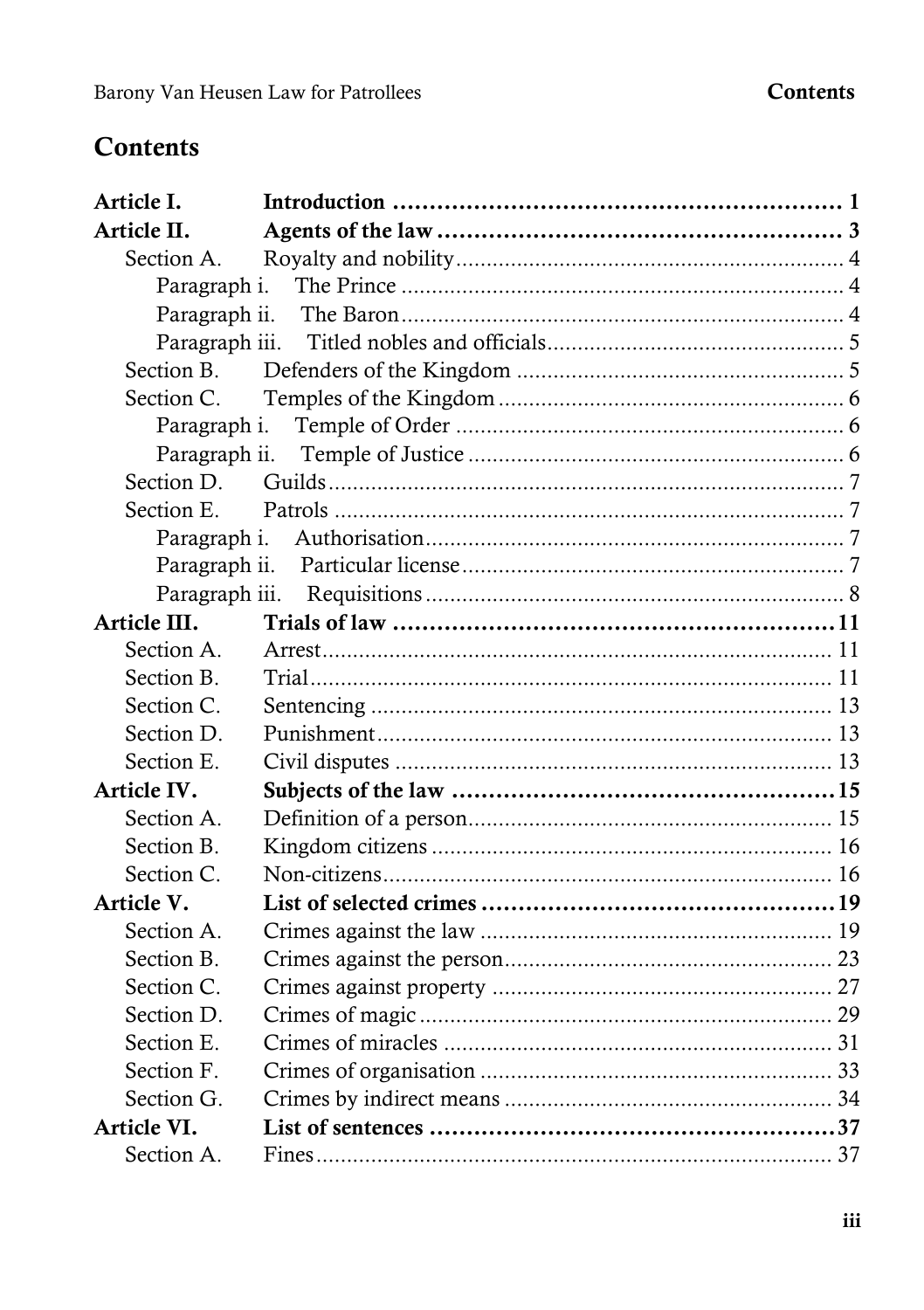# Contents

**Article I. Introduction** ........ **1**

**Article II. Agents of the law** ........ **3**

- Section A. Royalty and nobility ........ 4
  - Paragraph i. The Prince ........ 4
  - Paragraph ii. The Baron ........ 4
  - Paragraph iii. Titled nobles and officials ........ 5
- Section B. Defenders of the Kingdom ........ 5
- Section C. Temples of the Kingdom ........ 6
  - Paragraph i. Temple of Order ........ 6
  - Paragraph ii. Temple of Justice ........ 6
- Section D. Guilds ........ 7
- Section E. Patrols ........ 7
  - Paragraph i. Authorisation ........ 7
  - Paragraph ii. Particular license ........ 7
  - Paragraph iii. Requisitions ........ 8

**Article III. Trials of law** ........ **11**

- Section A. Arrest ........ 11
- Section B. Trial ........ 11
- Section C. Sentencing ........ 13
- Section D. Punishment ........ 13
- Section E. Civil disputes ........ 13

**Article IV. Subjects of the law** ........ **15**

- Section A. Definition of a person ........ 15
- Section B. Kingdom citizens ........ 16
- Section C. Non-citizens ........ 16

**Article V. List of selected crimes** ........ **19**

- Section A. Crimes against the law ........ 19
- Section B. Crimes against the person ........ 23
- Section C. Crimes against property ........ 27
- Section D. Crimes of magic ........ 29
- Section E. Crimes of miracles ........ 31
- Section F. Crimes of organisation ........ 33
- Section G. Crimes by indirect means ........ 34

**Article VI. List of sentences** ........ **37**

- Section A. Fines ........ 37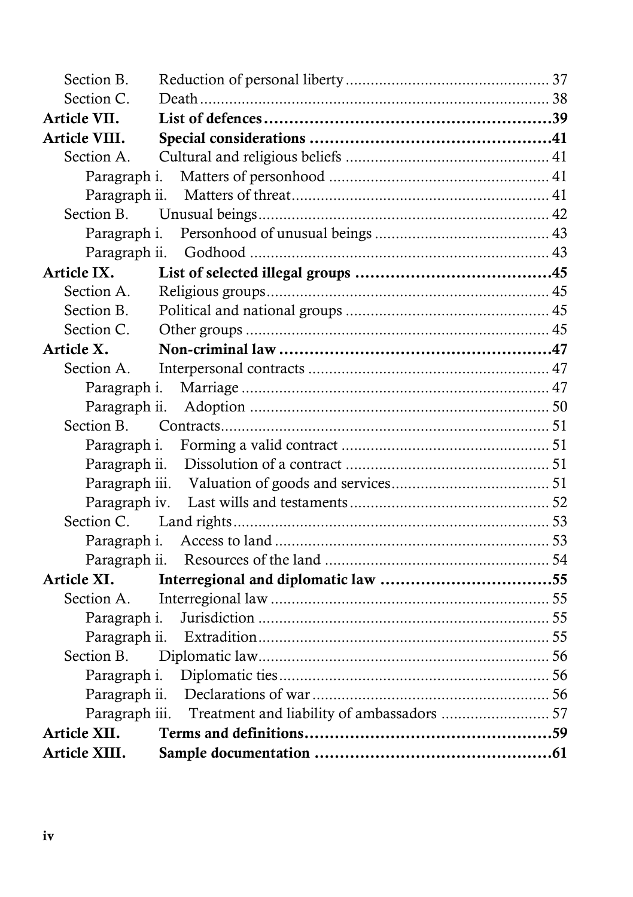Section B. Reduction of personal liberty ................................................ 37
Section C. Death ................................................................................... 38

**Article VII. List of defences ........................................................39**

**Article VIII. Special considerations ................................................41**

Section A. Cultural and religious beliefs ................................................ 41
Paragraph i. Matters of personhood .................................................... 41
Paragraph ii. Matters of threat ............................................................. 41
Section B. Unusual beings ..................................................................... 42
Paragraph i. Personhood of unusual beings ......................................... 43
Paragraph ii. Godhood ........................................................................ 43

**Article IX. List of selected illegal groups .......................................45**

Section A. Religious groups ................................................................... 45
Section B. Political and national groups ................................................ 45
Section C. Other groups ........................................................................ 45

**Article X. Non-criminal law .....................................................47**

Section A. Interpersonal contracts ......................................................... 47
Paragraph i. Marriage ......................................................................... 47
Paragraph ii. Adoption ....................................................................... 50
Section B. Contracts .............................................................................. 51
Paragraph i. Forming a valid contract ................................................. 51
Paragraph ii. Dissolution of a contract ................................................ 51
Paragraph iii. Valuation of goods and services ..................................... 51
Paragraph iv. Last wills and testaments ............................................... 52
Section C. Land rights ........................................................................... 53
Paragraph i. Access to land ................................................................. 53
Paragraph ii. Resources of the land ..................................................... 54

**Article XI. Interregional and diplomatic law ..................................55**

Section A. Interregional law .................................................................. 55
Paragraph i. Jurisdiction ..................................................................... 55
Paragraph ii. Extradition ..................................................................... 55
Section B. Diplomatic law ..................................................................... 56
Paragraph i. Diplomatic ties ................................................................ 56
Paragraph ii. Declarations of war ........................................................ 56
Paragraph iii. Treatment and liability of ambassadors .......................... 57

**Article XII. Terms and definitions .................................................59**

**Article XIII. Sample documentation ...............................................61**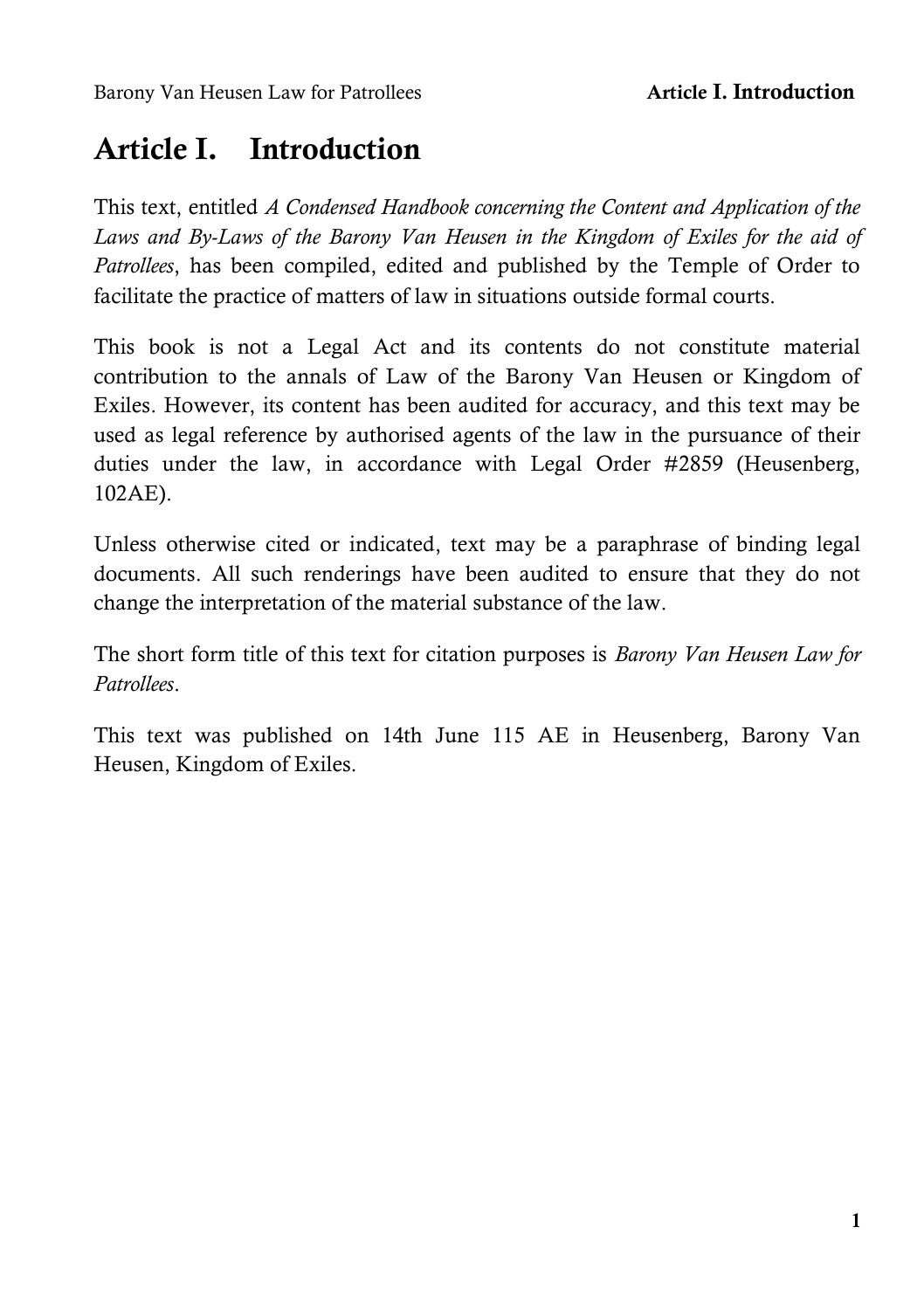# Article I. Introduction

This text, entitled *A Condensed Handbook concerning the Content and Application of the Laws and By-Laws of the Barony Van Heusen in the Kingdom of Exiles for the aid of Patrollees*, has been compiled, edited and published by the Temple of Order to facilitate the practice of matters of law in situations outside formal courts.

This book is not a Legal Act and its contents do not constitute material contribution to the annals of Law of the Barony Van Heusen or Kingdom of Exiles. However, its content has been audited for accuracy, and this text may be used as legal reference by authorised agents of the law in the pursuance of their duties under the law, in accordance with Legal Order #2859 (Heusenberg, 102AE).

Unless otherwise cited or indicated, text may be a paraphrase of binding legal documents. All such renderings have been audited to ensure that they do not change the interpretation of the material substance of the law.

The short form title of this text for citation purposes is *Barony Van Heusen Law for Patrollees*.

This text was published on 14th June 115 AE in Heusenberg, Barony Van Heusen, Kingdom of Exiles.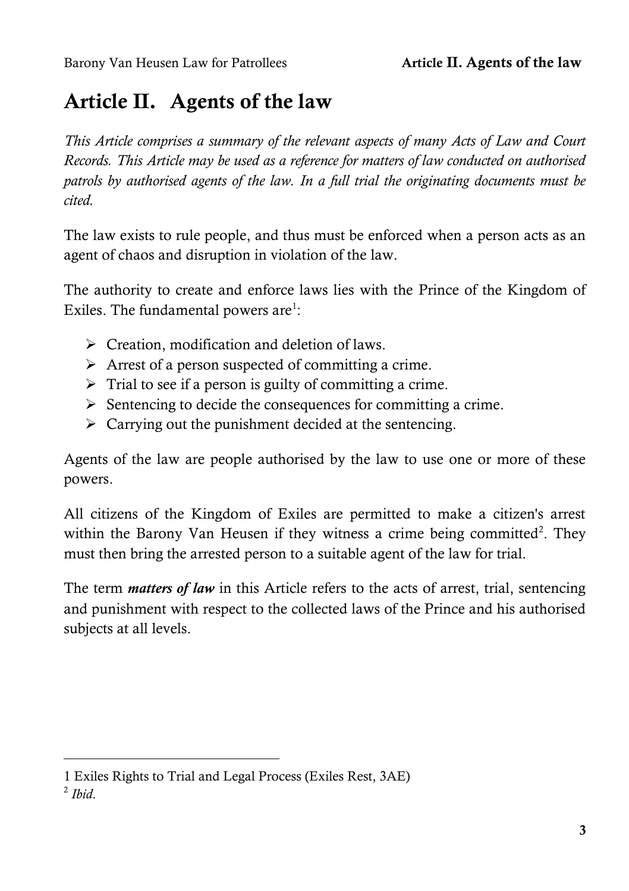# Article II. Agents of the law

*This Article comprises a summary of the relevant aspects of many Acts of Law and Court Records. This Article may be used as a reference for matters of law conducted on authorised patrols by authorised agents of the law. In a full trial the originating documents must be cited.*

The law exists to rule people, and thus must be enforced when a person acts as an agent of chaos and disruption in violation of the law.

The authority to create and enforce laws lies with the Prince of the Kingdom of Exiles. The fundamental powers are[1]:

- Creation, modification and deletion of laws.
- Arrest of a person suspected of committing a crime.
- Trial to see if a person is guilty of committing a crime.
- Sentencing to decide the consequences for committing a crime.
- Carrying out the punishment decided at the sentencing.

Agents of the law are people authorised by the law to use one or more of these powers.

All citizens of the Kingdom of Exiles are permitted to make a citizen's arrest within the Barony Van Heusen if they witness a crime being committed[2]. They must then bring the arrested person to a suitable agent of the law for trial.

The term ***matters of law*** in this Article refers to the acts of arrest, trial, sentencing and punishment with respect to the collected laws of the Prince and his authorised subjects at all levels.

---

1 Exiles Rights to Trial and Legal Process (Exiles Rest, 3AE)

2 *Ibid.*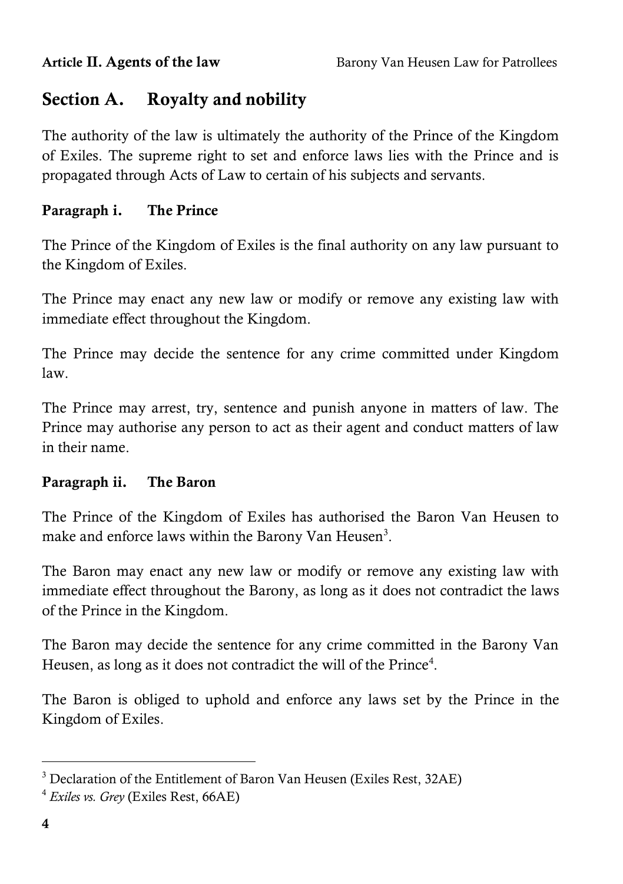## Section A. Royalty and nobility

The authority of the law is ultimately the authority of the Prince of the Kingdom of Exiles. The supreme right to set and enforce laws lies with the Prince and is propagated through Acts of Law to certain of his subjects and servants.

### Paragraph i. The Prince

The Prince of the Kingdom of Exiles is the final authority on any law pursuant to the Kingdom of Exiles.

The Prince may enact any new law or modify or remove any existing law with immediate effect throughout the Kingdom.

The Prince may decide the sentence for any crime committed under Kingdom law.

The Prince may arrest, try, sentence and punish anyone in matters of law. The Prince may authorise any person to act as their agent and conduct matters of law in their name.

### Paragraph ii. The Baron

The Prince of the Kingdom of Exiles has authorised the Baron Van Heusen to make and enforce laws within the Barony Van Heusen[3].

The Baron may enact any new law or modify or remove any existing law with immediate effect throughout the Barony, as long as it does not contradict the laws of the Prince in the Kingdom.

The Baron may decide the sentence for any crime committed in the Barony Van Heusen, as long as it does not contradict the will of the Prince[4].

The Baron is obliged to uphold and enforce any laws set by the Prince in the Kingdom of Exiles.

---

[3] Declaration of the Entitlement of Baron Van Heusen (Exiles Rest, 32AE)

[4] *Exiles vs. Grey* (Exiles Rest, 66AE)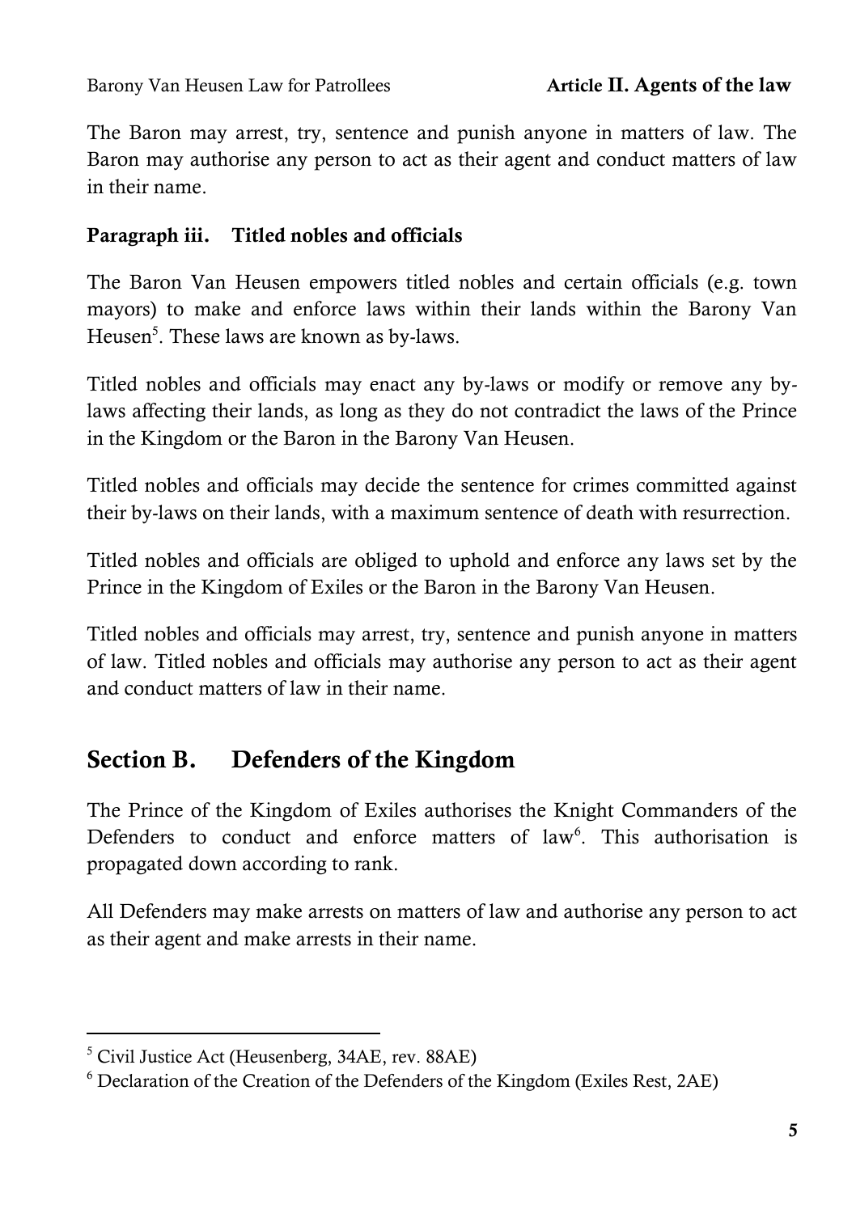The Baron may arrest, try, sentence and punish anyone in matters of law. The Baron may authorise any person to act as their agent and conduct matters of law in their name.

#### Paragraph iii. Titled nobles and officials

The Baron Van Heusen empowers titled nobles and certain officials (e.g. town mayors) to make and enforce laws within their lands within the Barony Van Heusen[5]. These laws are known as by-laws.

Titled nobles and officials may enact any by-laws or modify or remove any by-laws affecting their lands, as long as they do not contradict the laws of the Prince in the Kingdom or the Baron in the Barony Van Heusen.

Titled nobles and officials may decide the sentence for crimes committed against their by-laws on their lands, with a maximum sentence of death with resurrection.

Titled nobles and officials are obliged to uphold and enforce any laws set by the Prince in the Kingdom of Exiles or the Baron in the Barony Van Heusen.

Titled nobles and officials may arrest, try, sentence and punish anyone in matters of law. Titled nobles and officials may authorise any person to act as their agent and conduct matters of law in their name.

## Section B. Defenders of the Kingdom

The Prince of the Kingdom of Exiles authorises the Knight Commanders of the Defenders to conduct and enforce matters of law[6]. This authorisation is propagated down according to rank.

All Defenders may make arrests on matters of law and authorise any person to act as their agent and make arrests in their name.

---

[5] Civil Justice Act (Heusenberg, 34AE, rev. 88AE)

[6] Declaration of the Creation of the Defenders of the Kingdom (Exiles Rest, 2AE)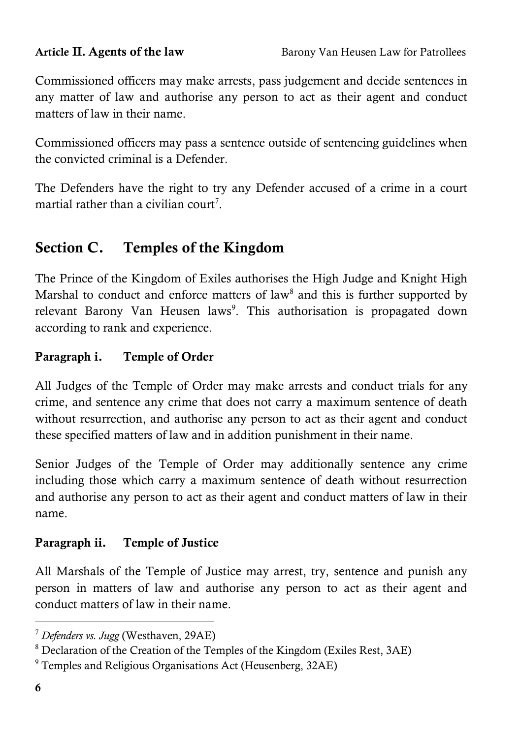Commissioned officers may make arrests, pass judgement and decide sentences in any matter of law and authorise any person to act as their agent and conduct matters of law in their name.

Commissioned officers may pass a sentence outside of sentencing guidelines when the convicted criminal is a Defender.

The Defenders have the right to try any Defender accused of a crime in a court martial rather than a civilian court[7].

## Section C. Temples of the Kingdom

The Prince of the Kingdom of Exiles authorises the High Judge and Knight High Marshal to conduct and enforce matters of law[8] and this is further supported by relevant Barony Van Heusen laws[9]. This authorisation is propagated down according to rank and experience.

### Paragraph i. Temple of Order

All Judges of the Temple of Order may make arrests and conduct trials for any crime, and sentence any crime that does not carry a maximum sentence of death without resurrection, and authorise any person to act as their agent and conduct these specified matters of law and in addition punishment in their name.

Senior Judges of the Temple of Order may additionally sentence any crime including those which carry a maximum sentence of death without resurrection and authorise any person to act as their agent and conduct matters of law in their name.

### Paragraph ii. Temple of Justice

All Marshals of the Temple of Justice may arrest, try, sentence and punish any person in matters of law and authorise any person to act as their agent and conduct matters of law in their name.

---

[7] *Defenders vs. Jugg* (Westhaven, 29AE)

[8] Declaration of the Creation of the Temples of the Kingdom (Exiles Rest, 3AE)

[9] Temples and Religious Organisations Act (Heusenberg, 32AE)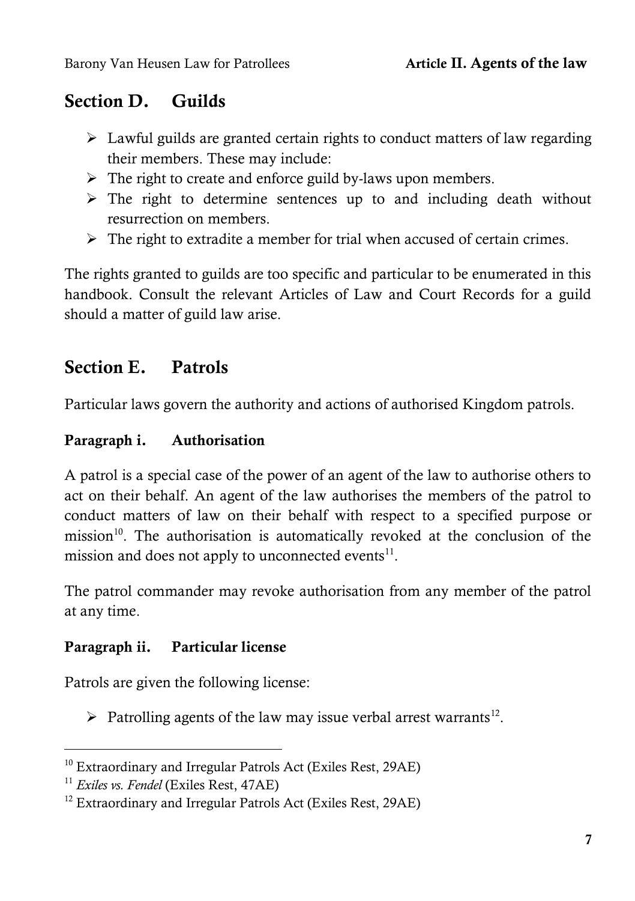## Section D. Guilds

- Lawful guilds are granted certain rights to conduct matters of law regarding their members. These may include:
- The right to create and enforce guild by-laws upon members.
- The right to determine sentences up to and including death without resurrection on members.
- The right to extradite a member for trial when accused of certain crimes.

The rights granted to guilds are too specific and particular to be enumerated in this handbook. Consult the relevant Articles of Law and Court Records for a guild should a matter of guild law arise.

## Section E. Patrols

Particular laws govern the authority and actions of authorised Kingdom patrols.

### Paragraph i. Authorisation

A patrol is a special case of the power of an agent of the law to authorise others to act on their behalf. An agent of the law authorises the members of the patrol to conduct matters of law on their behalf with respect to a specified purpose or mission[10]. The authorisation is automatically revoked at the conclusion of the mission and does not apply to unconnected events[11].

The patrol commander may revoke authorisation from any member of the patrol at any time.

### Paragraph ii. Particular license

Patrols are given the following license:

- Patrolling agents of the law may issue verbal arrest warrants[12].

---

[10] Extraordinary and Irregular Patrols Act (Exiles Rest, 29AE)

[11] *Exiles vs. Fendel* (Exiles Rest, 47AE)

[12] Extraordinary and Irregular Patrols Act (Exiles Rest, 29AE)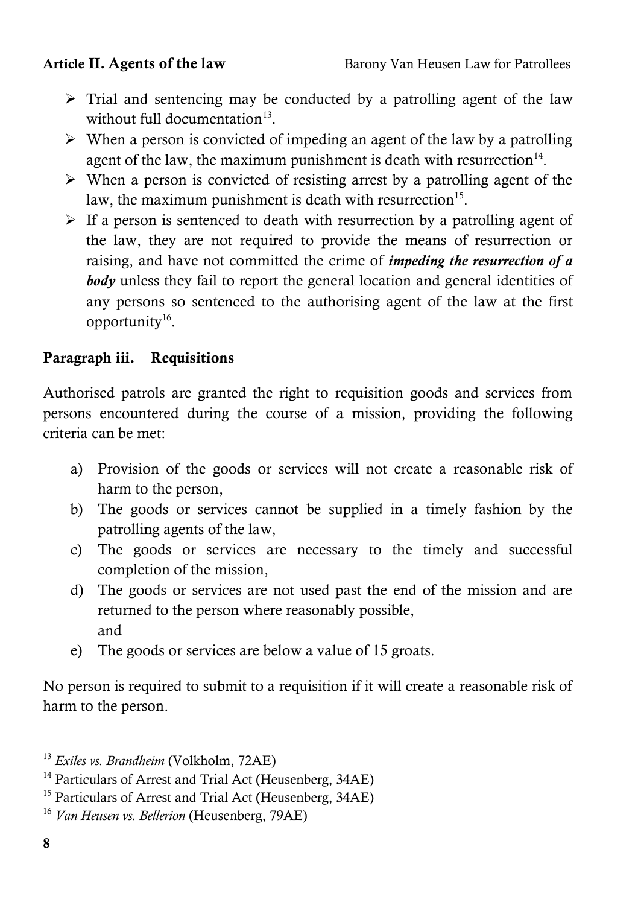- Trial and sentencing may be conducted by a patrolling agent of the law without full documentation[13].
- When a person is convicted of impeding an agent of the law by a patrolling agent of the law, the maximum punishment is death with resurrection[14].
- When a person is convicted of resisting arrest by a patrolling agent of the law, the maximum punishment is death with resurrection[15].
- If a person is sentenced to death with resurrection by a patrolling agent of the law, they are not required to provide the means of resurrection or raising, and have not committed the crime of ***impeding the resurrection of a body*** unless they fail to report the general location and general identities of any persons so sentenced to the authorising agent of the law at the first opportunity[16].

### Paragraph iii. Requisitions

Authorised patrols are granted the right to requisition goods and services from persons encountered during the course of a mission, providing the following criteria can be met:

a) Provision of the goods or services will not create a reasonable risk of harm to the person,
b) The goods or services cannot be supplied in a timely fashion by the patrolling agents of the law,
c) The goods or services are necessary to the timely and successful completion of the mission,
d) The goods or services are not used past the end of the mission and are returned to the person where reasonably possible,
and
e) The goods or services are below a value of 15 groats.

No person is required to submit to a requisition if it will create a reasonable risk of harm to the person.

---

[13] *Exiles vs. Brandheim* (Volkholm, 72AE)

[14] Particulars of Arrest and Trial Act (Heusenberg, 34AE)

[15] Particulars of Arrest and Trial Act (Heusenberg, 34AE)

[16] *Van Heusen vs. Bellerion* (Heusenberg, 79AE)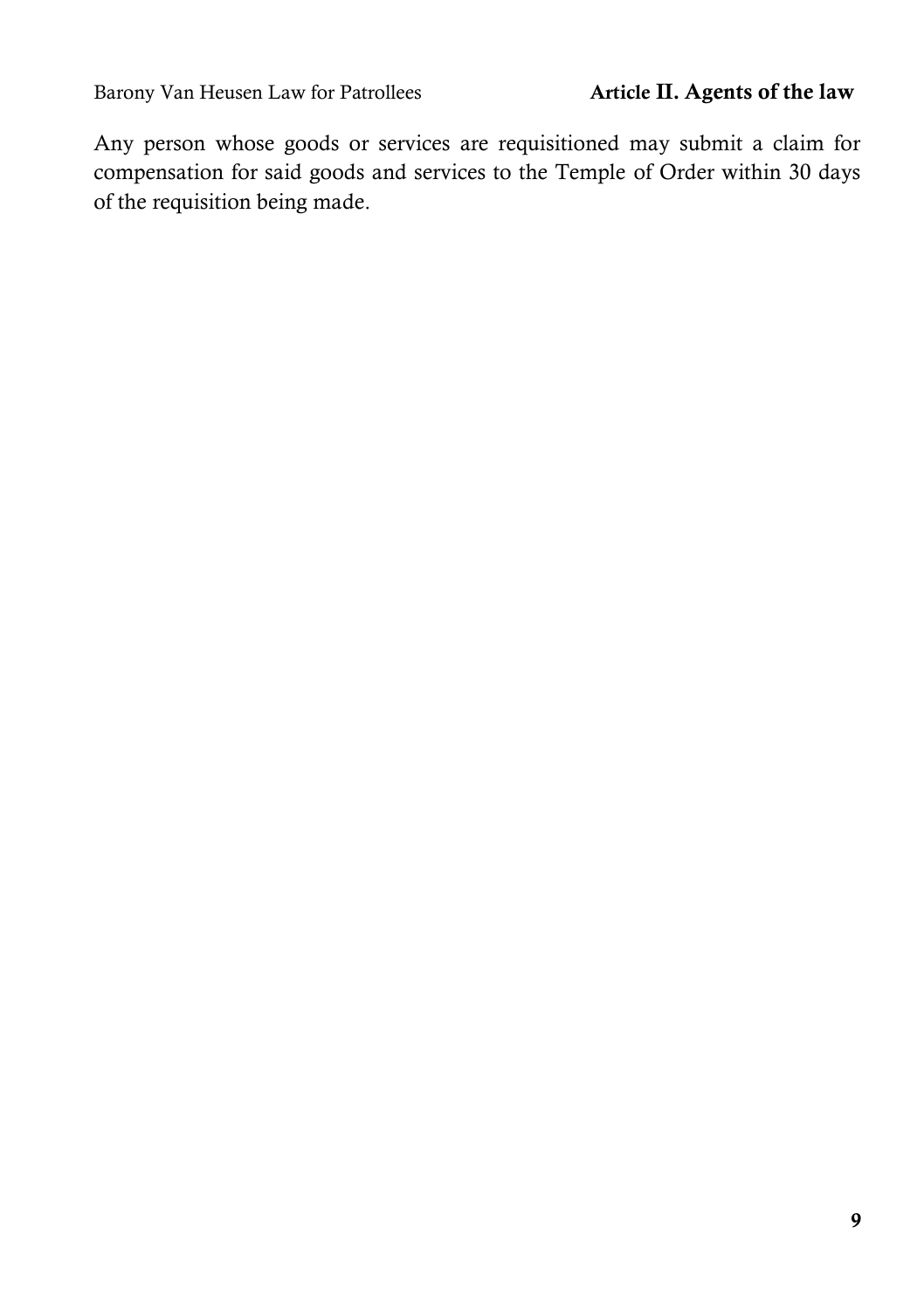Any person whose goods or services are requisitioned may submit a claim for compensation for said goods and services to the Temple of Order within 30 days of the requisition being made.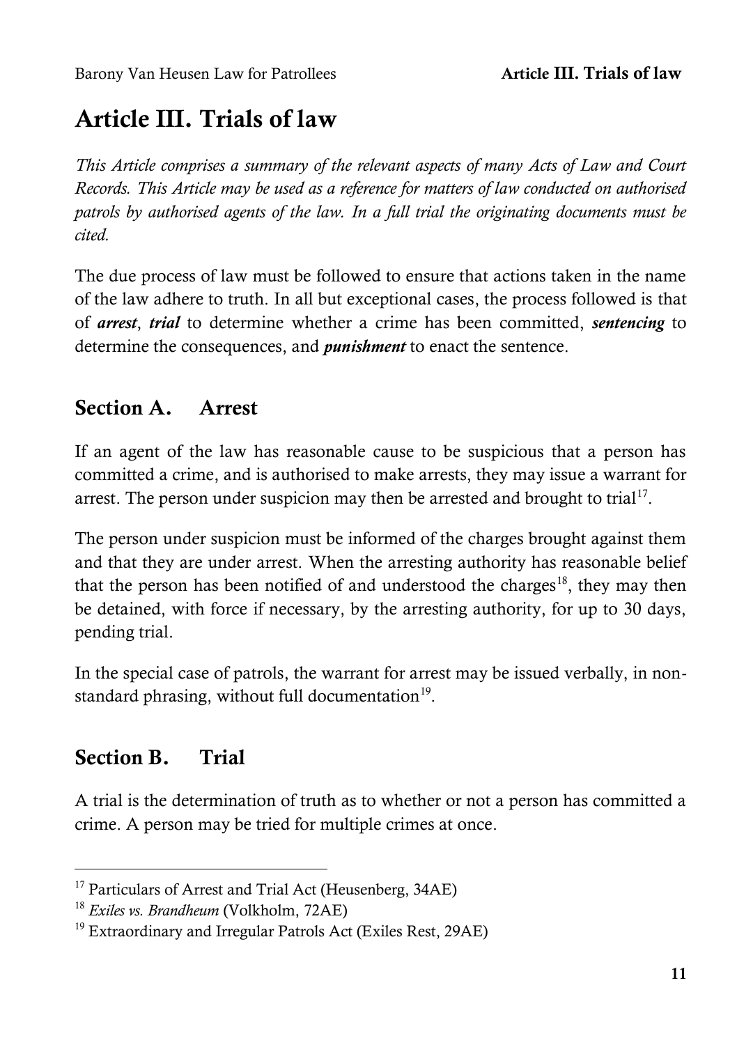# Article III. Trials of law

*This Article comprises a summary of the relevant aspects of many Acts of Law and Court Records. This Article may be used as a reference for matters of law conducted on authorised patrols by authorised agents of the law. In a full trial the originating documents must be cited.*

The due process of law must be followed to ensure that actions taken in the name of the law adhere to truth. In all but exceptional cases, the process followed is that of ***arrest***, ***trial*** to determine whether a crime has been committed, ***sentencing*** to determine the consequences, and ***punishment*** to enact the sentence.

## Section A. Arrest

If an agent of the law has reasonable cause to be suspicious that a person has committed a crime, and is authorised to make arrests, they may issue a warrant for arrest. The person under suspicion may then be arrested and brought to trial[17].

The person under suspicion must be informed of the charges brought against them and that they are under arrest. When the arresting authority has reasonable belief that the person has been notified of and understood the charges[18], they may then be detained, with force if necessary, by the arresting authority, for up to 30 days, pending trial.

In the special case of patrols, the warrant for arrest may be issued verbally, in non-standard phrasing, without full documentation[19].

## Section B. Trial

A trial is the determination of truth as to whether or not a person has committed a crime. A person may be tried for multiple crimes at once.

---

[17] Particulars of Arrest and Trial Act (Heusenberg, 34AE)

[18] *Exiles vs. Brandheum* (Volkholm, 72AE)

[19] Extraordinary and Irregular Patrols Act (Exiles Rest, 29AE)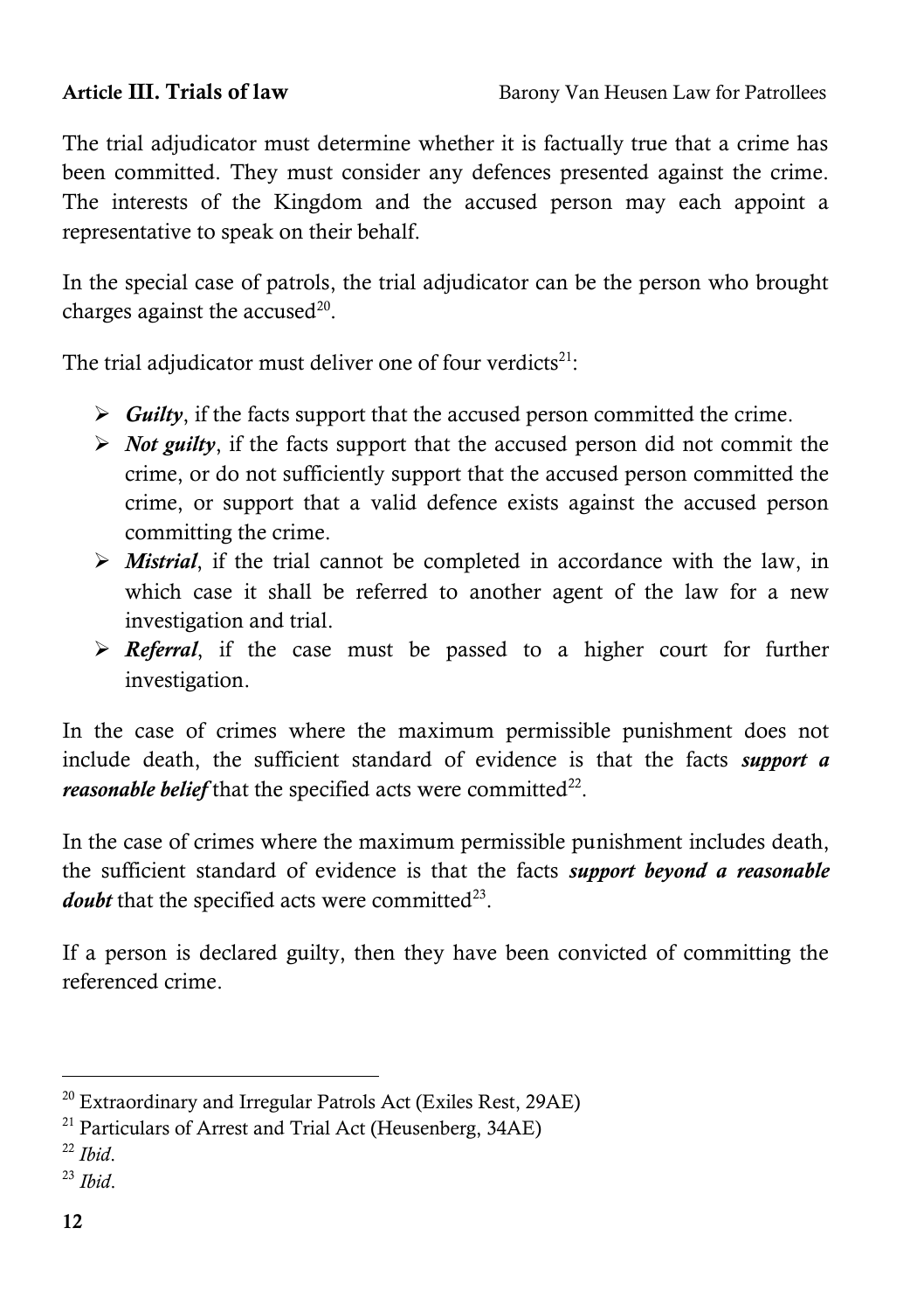The trial adjudicator must determine whether it is factually true that a crime has been committed. They must consider any defences presented against the crime. The interests of the Kingdom and the accused person may each appoint a representative to speak on their behalf.

In the special case of patrols, the trial adjudicator can be the person who brought charges against the accused[20].

The trial adjudicator must deliver one of four verdicts[21]:

- ***Guilty***, if the facts support that the accused person committed the crime.
- ***Not guilty***, if the facts support that the accused person did not commit the crime, or do not sufficiently support that the accused person committed the crime, or support that a valid defence exists against the accused person committing the crime.
- ***Mistrial***, if the trial cannot be completed in accordance with the law, in which case it shall be referred to another agent of the law for a new investigation and trial.
- ***Referral***, if the case must be passed to a higher court for further investigation.

In the case of crimes where the maximum permissible punishment does not include death, the sufficient standard of evidence is that the facts ***support a reasonable belief*** that the specified acts were committed[22].

In the case of crimes where the maximum permissible punishment includes death, the sufficient standard of evidence is that the facts ***support beyond a reasonable doubt*** that the specified acts were committed[23].

If a person is declared guilty, then they have been convicted of committing the referenced crime.

---

[20] Extraordinary and Irregular Patrols Act (Exiles Rest, 29AE)

[21] Particulars of Arrest and Trial Act (Heusenberg, 34AE)

[22] *Ibid*.

[23] *Ibid*.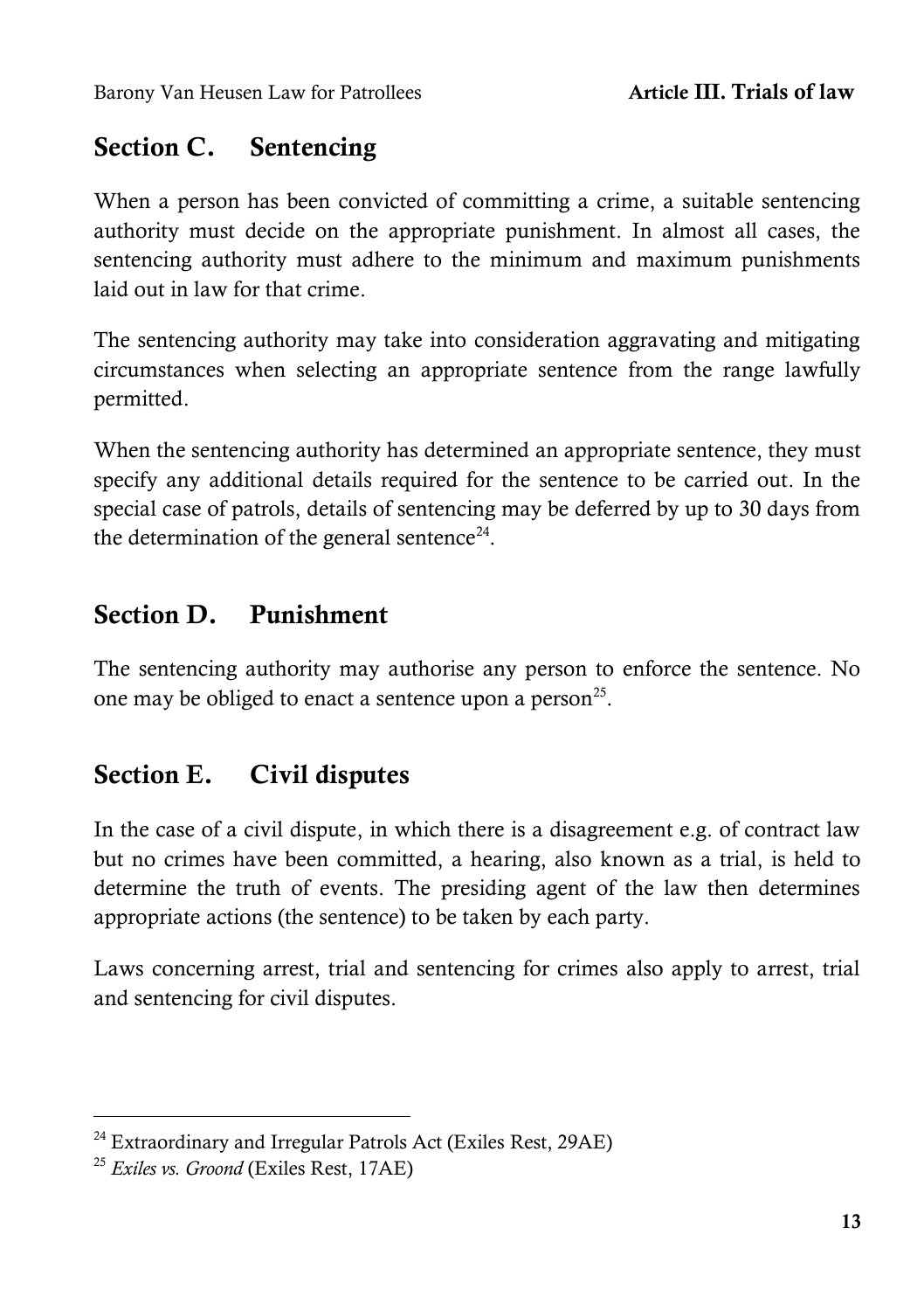## Section C. Sentencing

When a person has been convicted of committing a crime, a suitable sentencing authority must decide on the appropriate punishment. In almost all cases, the sentencing authority must adhere to the minimum and maximum punishments laid out in law for that crime.

The sentencing authority may take into consideration aggravating and mitigating circumstances when selecting an appropriate sentence from the range lawfully permitted.

When the sentencing authority has determined an appropriate sentence, they must specify any additional details required for the sentence to be carried out. In the special case of patrols, details of sentencing may be deferred by up to 30 days from the determination of the general sentence[24].

## Section D. Punishment

The sentencing authority may authorise any person to enforce the sentence. No one may be obliged to enact a sentence upon a person[25].

## Section E. Civil disputes

In the case of a civil dispute, in which there is a disagreement e.g. of contract law but no crimes have been committed, a hearing, also known as a trial, is held to determine the truth of events. The presiding agent of the law then determines appropriate actions (the sentence) to be taken by each party.

Laws concerning arrest, trial and sentencing for crimes also apply to arrest, trial and sentencing for civil disputes.

---

[24] Extraordinary and Irregular Patrols Act (Exiles Rest, 29AE)

[25] *Exiles vs. Groond* (Exiles Rest, 17AE)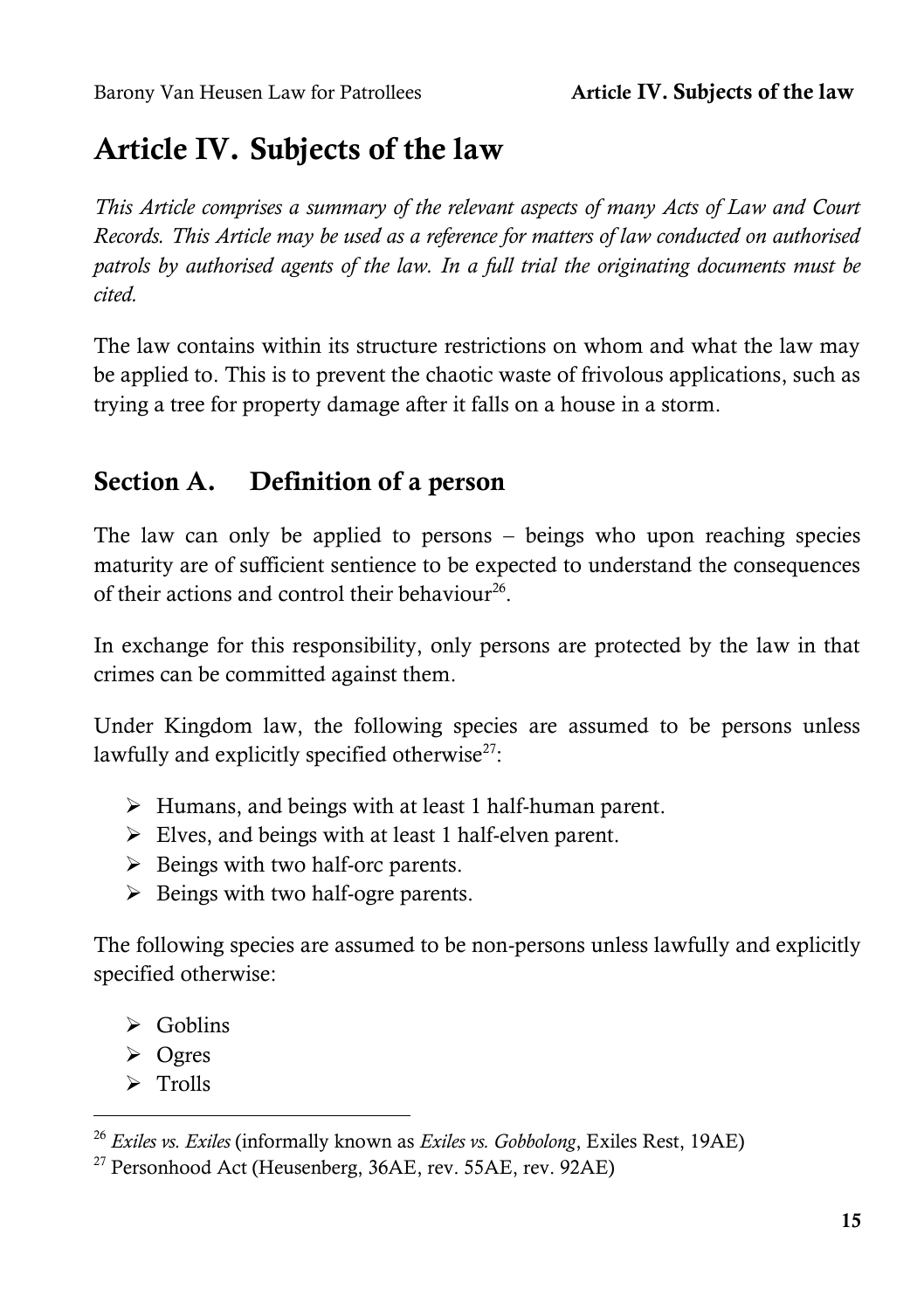# Article IV. Subjects of the law

*This Article comprises a summary of the relevant aspects of many Acts of Law and Court Records. This Article may be used as a reference for matters of law conducted on authorised patrols by authorised agents of the law. In a full trial the originating documents must be cited.*

The law contains within its structure restrictions on whom and what the law may be applied to. This is to prevent the chaotic waste of frivolous applications, such as trying a tree for property damage after it falls on a house in a storm.

## Section A. Definition of a person

The law can only be applied to persons – beings who upon reaching species maturity are of sufficient sentience to be expected to understand the consequences of their actions and control their behaviour[26].

In exchange for this responsibility, only persons are protected by the law in that crimes can be committed against them.

Under Kingdom law, the following species are assumed to be persons unless lawfully and explicitly specified otherwise[27]:

- Humans, and beings with at least 1 half-human parent.
- Elves, and beings with at least 1 half-elven parent.
- Beings with two half-orc parents.
- Beings with two half-ogre parents.

The following species are assumed to be non-persons unless lawfully and explicitly specified otherwise:

- Goblins
- Ogres
- Trolls

---

[26] *Exiles vs. Exiles* (informally known as *Exiles vs. Gobbolong*, Exiles Rest, 19AE)

[27] Personhood Act (Heusenberg, 36AE, rev. 55AE, rev. 92AE)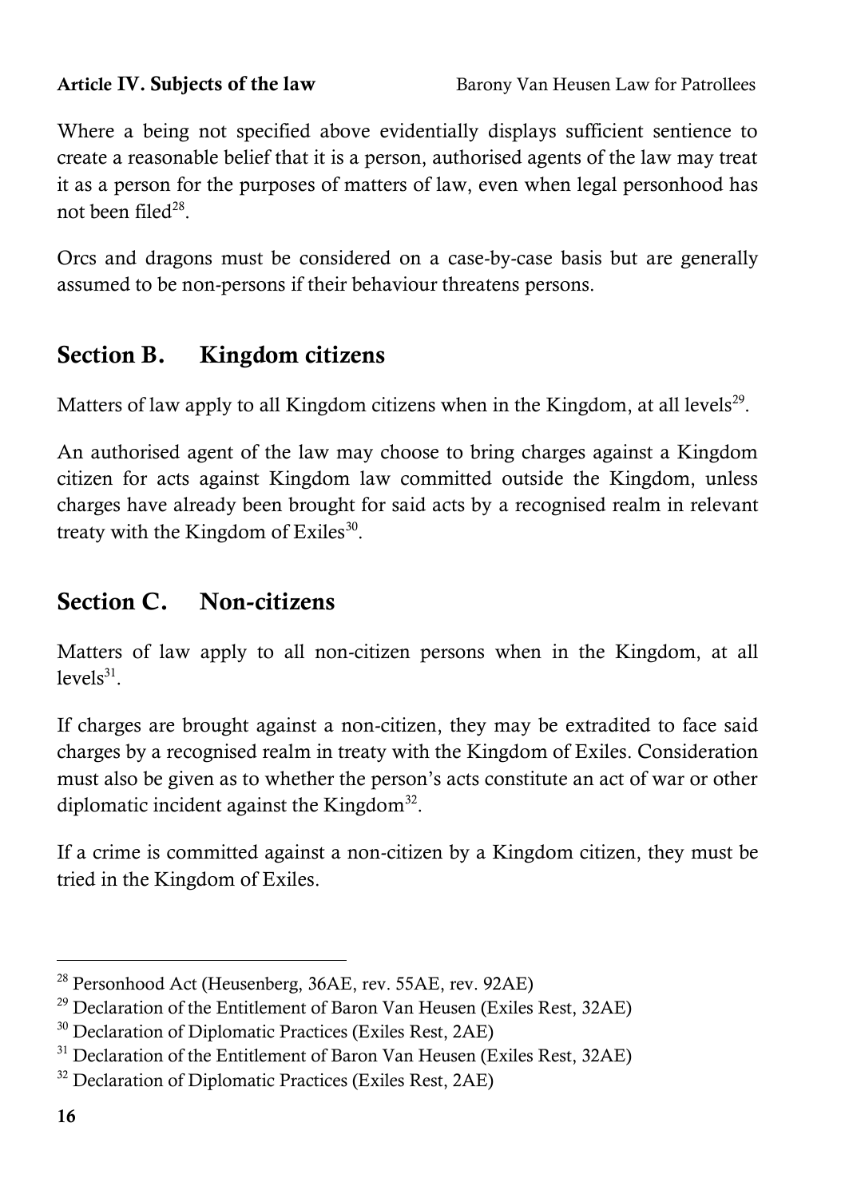Where a being not specified above evidentially displays sufficient sentience to create a reasonable belief that it is a person, authorised agents of the law may treat it as a person for the purposes of matters of law, even when legal personhood has not been filed[28].

Orcs and dragons must be considered on a case-by-case basis but are generally assumed to be non-persons if their behaviour threatens persons.

## Section B. Kingdom citizens

Matters of law apply to all Kingdom citizens when in the Kingdom, at all levels[29].

An authorised agent of the law may choose to bring charges against a Kingdom citizen for acts against Kingdom law committed outside the Kingdom, unless charges have already been brought for said acts by a recognised realm in relevant treaty with the Kingdom of Exiles[30].

## Section C. Non-citizens

Matters of law apply to all non-citizen persons when in the Kingdom, at all levels[31].

If charges are brought against a non-citizen, they may be extradited to face said charges by a recognised realm in treaty with the Kingdom of Exiles. Consideration must also be given as to whether the person's acts constitute an act of war or other diplomatic incident against the Kingdom[32].

If a crime is committed against a non-citizen by a Kingdom citizen, they must be tried in the Kingdom of Exiles.

---

[28] Personhood Act (Heusenberg, 36AE, rev. 55AE, rev. 92AE)

[29] Declaration of the Entitlement of Baron Van Heusen (Exiles Rest, 32AE)

[30] Declaration of Diplomatic Practices (Exiles Rest, 2AE)

[31] Declaration of the Entitlement of Baron Van Heusen (Exiles Rest, 32AE)

[32] Declaration of Diplomatic Practices (Exiles Rest, 2AE)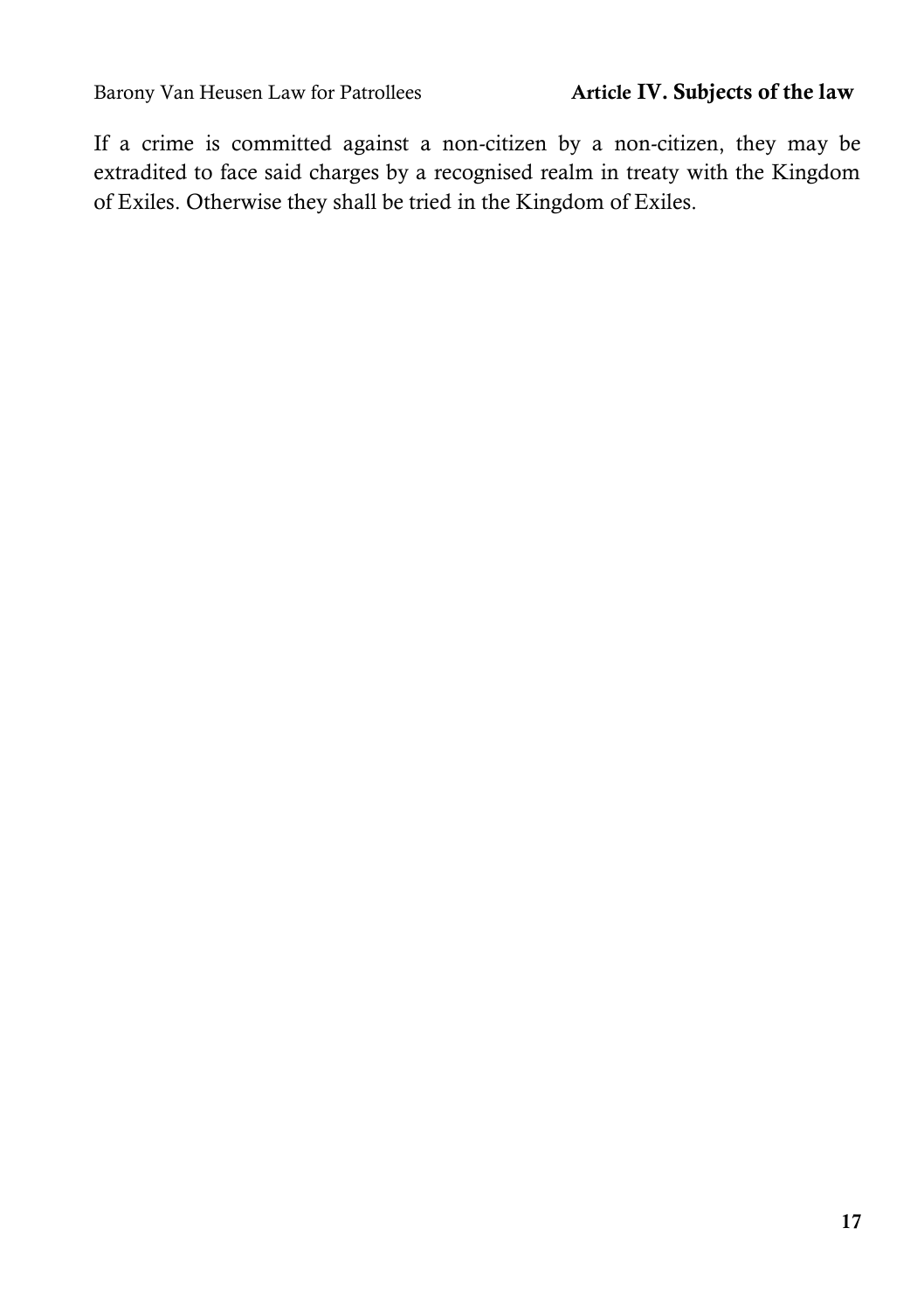If a crime is committed against a non-citizen by a non-citizen, they may be extradited to face said charges by a recognised realm in treaty with the Kingdom of Exiles. Otherwise they shall be tried in the Kingdom of Exiles.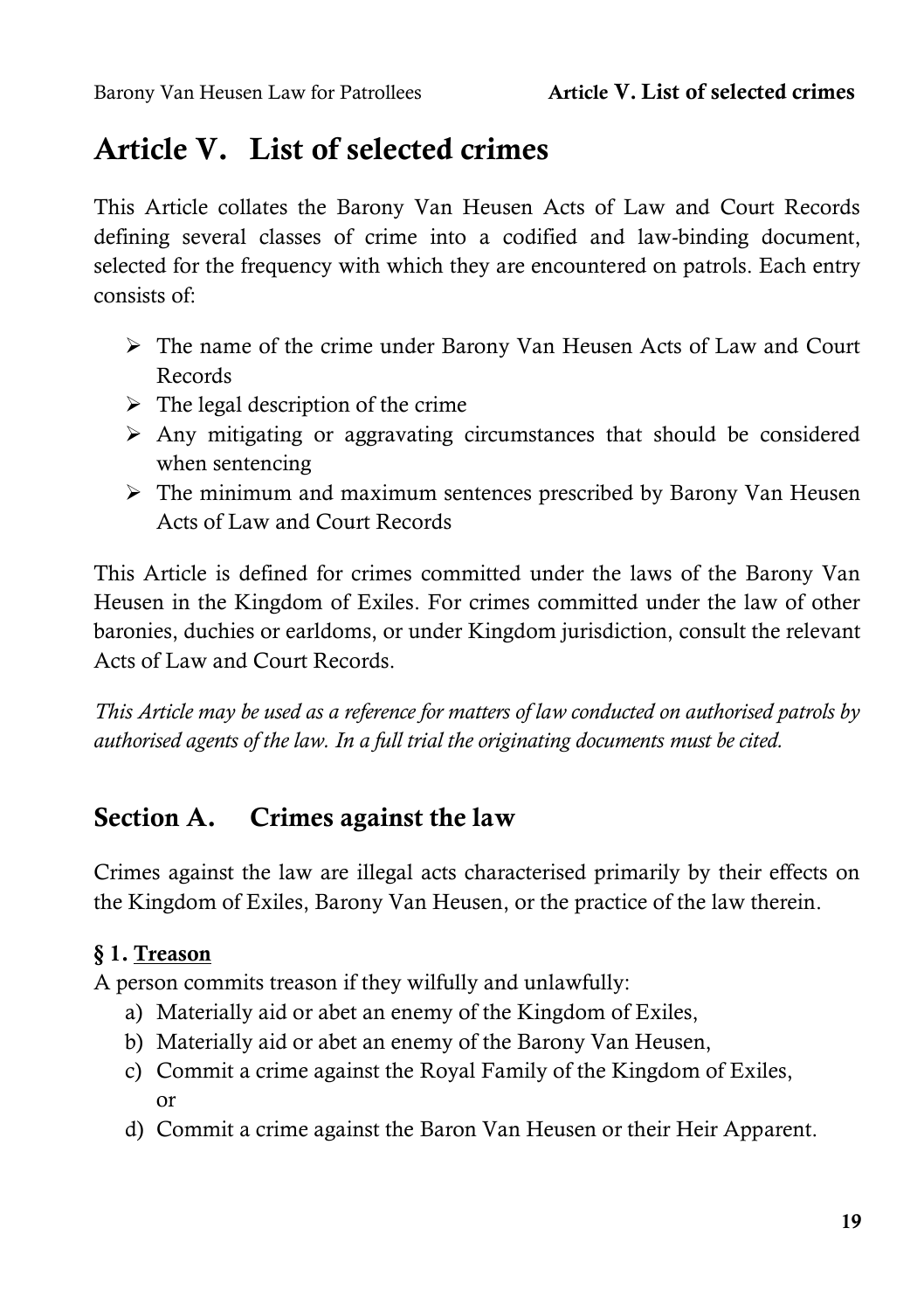# Article V. List of selected crimes

This Article collates the Barony Van Heusen Acts of Law and Court Records defining several classes of crime into a codified and law-binding document, selected for the frequency with which they are encountered on patrols. Each entry consists of:

- The name of the crime under Barony Van Heusen Acts of Law and Court Records
- The legal description of the crime
- Any mitigating or aggravating circumstances that should be considered when sentencing
- The minimum and maximum sentences prescribed by Barony Van Heusen Acts of Law and Court Records

This Article is defined for crimes committed under the laws of the Barony Van Heusen in the Kingdom of Exiles. For crimes committed under the law of other baronies, duchies or earldoms, or under Kingdom jurisdiction, consult the relevant Acts of Law and Court Records.

*This Article may be used as a reference for matters of law conducted on authorised patrols by authorised agents of the law. In a full trial the originating documents must be cited.*

## Section A. Crimes against the law

Crimes against the law are illegal acts characterised primarily by their effects on the Kingdom of Exiles, Barony Van Heusen, or the practice of the law therein.

### § 1. Treason

A person commits treason if they wilfully and unlawfully:

a) Materially aid or abet an enemy of the Kingdom of Exiles,
b) Materially aid or abet an enemy of the Barony Van Heusen,
c) Commit a crime against the Royal Family of the Kingdom of Exiles, or
d) Commit a crime against the Baron Van Heusen or their Heir Apparent.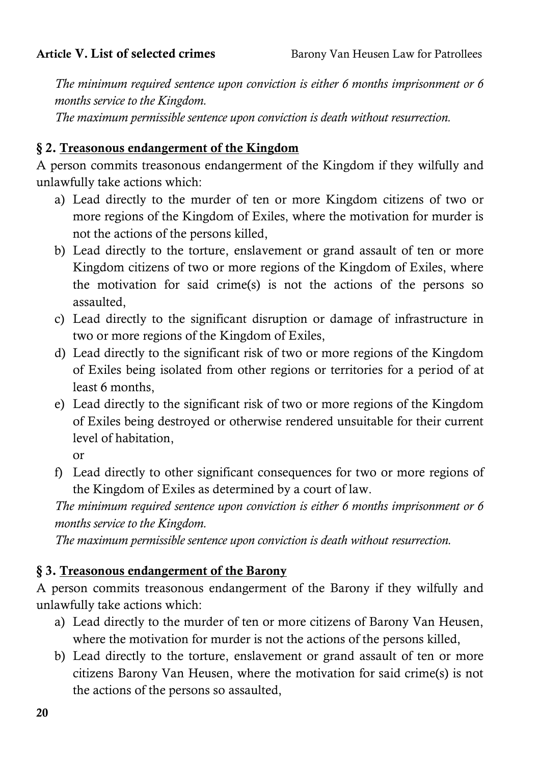*The minimum required sentence upon conviction is either 6 months imprisonment or 6 months service to the Kingdom.*
*The maximum permissible sentence upon conviction is death without resurrection.*

### § 2. Treasonous endangerment of the Kingdom

A person commits treasonous endangerment of the Kingdom if they wilfully and unlawfully take actions which:

a) Lead directly to the murder of ten or more Kingdom citizens of two or more regions of the Kingdom of Exiles, where the motivation for murder is not the actions of the persons killed,
b) Lead directly to the torture, enslavement or grand assault of ten or more Kingdom citizens of two or more regions of the Kingdom of Exiles, where the motivation for said crime(s) is not the actions of the persons so assaulted,
c) Lead directly to the significant disruption or damage of infrastructure in two or more regions of the Kingdom of Exiles,
d) Lead directly to the significant risk of two or more regions of the Kingdom of Exiles being isolated from other regions or territories for a period of at least 6 months,
e) Lead directly to the significant risk of two or more regions of the Kingdom of Exiles being destroyed or otherwise rendered unsuitable for their current level of habitation,
or
f) Lead directly to other significant consequences for two or more regions of the Kingdom of Exiles as determined by a court of law.

*The minimum required sentence upon conviction is either 6 months imprisonment or 6 months service to the Kingdom.*
*The maximum permissible sentence upon conviction is death without resurrection.*

### § 3. Treasonous endangerment of the Barony

A person commits treasonous endangerment of the Barony if they wilfully and unlawfully take actions which:

a) Lead directly to the murder of ten or more citizens of Barony Van Heusen, where the motivation for murder is not the actions of the persons killed,
b) Lead directly to the torture, enslavement or grand assault of ten or more citizens Barony Van Heusen, where the motivation for said crime(s) is not the actions of the persons so assaulted,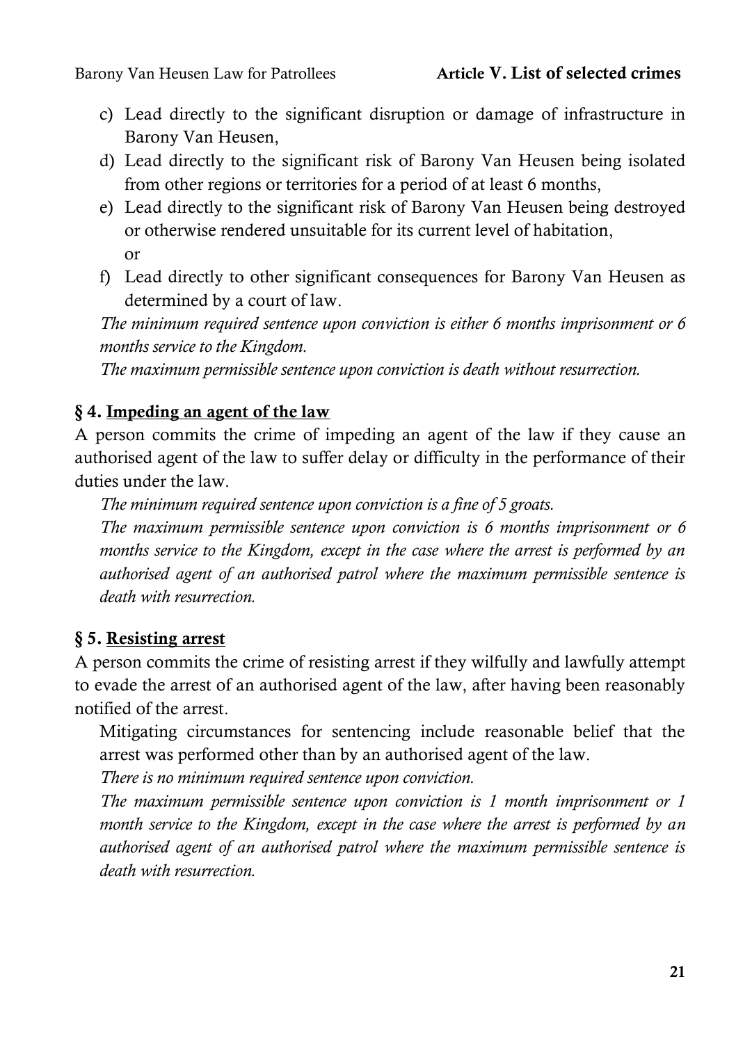c) Lead directly to the significant disruption or damage of infrastructure in Barony Van Heusen,
d) Lead directly to the significant risk of Barony Van Heusen being isolated from other regions or territories for a period of at least 6 months,
e) Lead directly to the significant risk of Barony Van Heusen being destroyed or otherwise rendered unsuitable for its current level of habitation, or
f) Lead directly to other significant consequences for Barony Van Heusen as determined by a court of law.

*The minimum required sentence upon conviction is either 6 months imprisonment or 6 months service to the Kingdom.*

*The maximum permissible sentence upon conviction is death without resurrection.*

### § 4. <u>Impeding an agent of the law</u>

A person commits the crime of impeding an agent of the law if they cause an authorised agent of the law to suffer delay or difficulty in the performance of their duties under the law.

*The minimum required sentence upon conviction is a fine of 5 groats.*

*The maximum permissible sentence upon conviction is 6 months imprisonment or 6 months service to the Kingdom, except in the case where the arrest is performed by an authorised agent of an authorised patrol where the maximum permissible sentence is death with resurrection.*

### § 5. <u>Resisting arrest</u>

A person commits the crime of resisting arrest if they wilfully and lawfully attempt to evade the arrest of an authorised agent of the law, after having been reasonably notified of the arrest.

Mitigating circumstances for sentencing include reasonable belief that the arrest was performed other than by an authorised agent of the law.

*There is no minimum required sentence upon conviction.*

*The maximum permissible sentence upon conviction is 1 month imprisonment or 1 month service to the Kingdom, except in the case where the arrest is performed by an authorised agent of an authorised patrol where the maximum permissible sentence is death with resurrection.*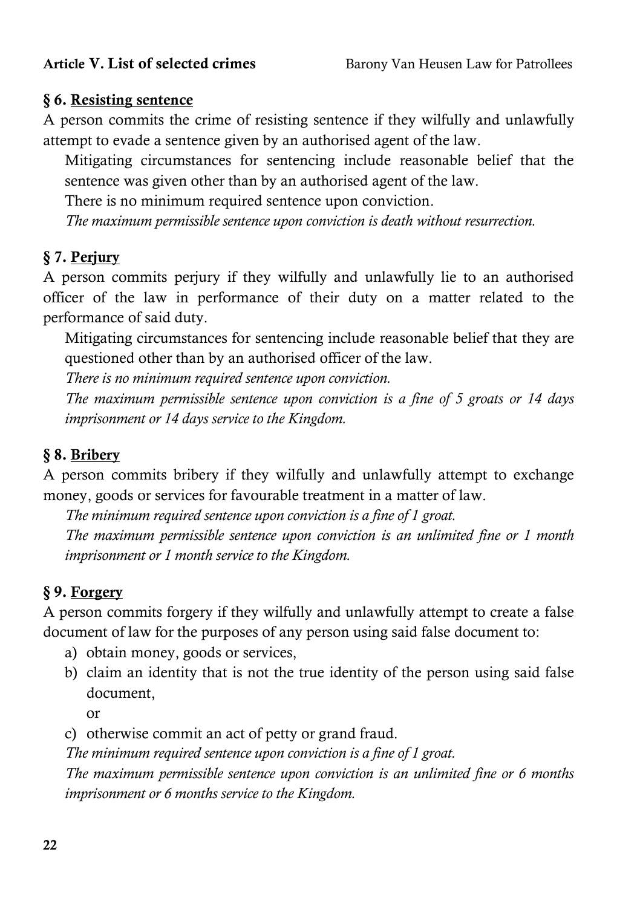### § 6. Resisting sentence

A person commits the crime of resisting sentence if they wilfully and unlawfully attempt to evade a sentence given by an authorised agent of the law.

Mitigating circumstances for sentencing include reasonable belief that the sentence was given other than by an authorised agent of the law.

There is no minimum required sentence upon conviction.

*The maximum permissible sentence upon conviction is death without resurrection.*

### § 7. Perjury

A person commits perjury if they wilfully and unlawfully lie to an authorised officer of the law in performance of their duty on a matter related to the performance of said duty.

Mitigating circumstances for sentencing include reasonable belief that they are questioned other than by an authorised officer of the law.

*There is no minimum required sentence upon conviction.*

*The maximum permissible sentence upon conviction is a fine of 5 groats or 14 days imprisonment or 14 days service to the Kingdom.*

### § 8. Bribery

A person commits bribery if they wilfully and unlawfully attempt to exchange money, goods or services for favourable treatment in a matter of law.

*The minimum required sentence upon conviction is a fine of 1 groat.*

*The maximum permissible sentence upon conviction is an unlimited fine or 1 month imprisonment or 1 month service to the Kingdom.*

### § 9. Forgery

A person commits forgery if they wilfully and unlawfully attempt to create a false document of law for the purposes of any person using said false document to:

a) obtain money, goods or services,
b) claim an identity that is not the true identity of the person using said false document,
   or
c) otherwise commit an act of petty or grand fraud.

*The minimum required sentence upon conviction is a fine of 1 groat.*

*The maximum permissible sentence upon conviction is an unlimited fine or 6 months imprisonment or 6 months service to the Kingdom.*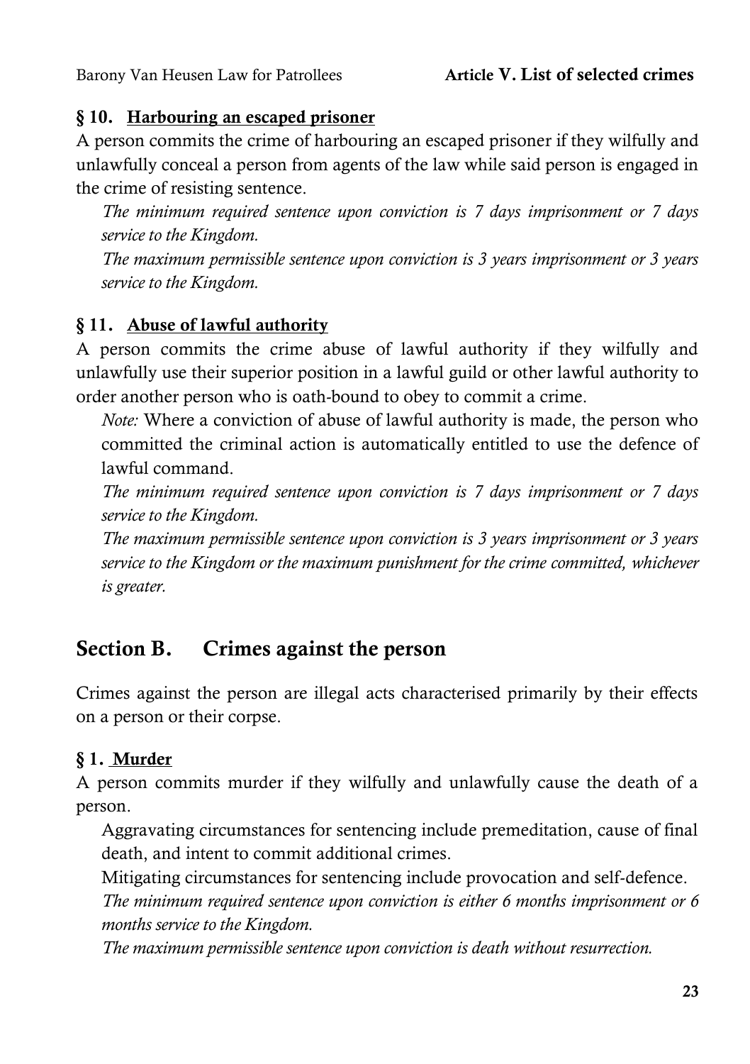### § 10. Harbouring an escaped prisoner

A person commits the crime of harbouring an escaped prisoner if they wilfully and unlawfully conceal a person from agents of the law while said person is engaged in the crime of resisting sentence.

> *The minimum required sentence upon conviction is 7 days imprisonment or 7 days service to the Kingdom.*
>
> *The maximum permissible sentence upon conviction is 3 years imprisonment or 3 years service to the Kingdom.*

### § 11. Abuse of lawful authority

A person commits the crime abuse of lawful authority if they wilfully and unlawfully use their superior position in a lawful guild or other lawful authority to order another person who is oath-bound to obey to commit a crime.

> *Note:* Where a conviction of abuse of lawful authority is made, the person who committed the criminal action is automatically entitled to use the defence of lawful command.
>
> *The minimum required sentence upon conviction is 7 days imprisonment or 7 days service to the Kingdom.*
>
> *The maximum permissible sentence upon conviction is 3 years imprisonment or 3 years service to the Kingdom or the maximum punishment for the crime committed, whichever is greater.*

## Section B. Crimes against the person

Crimes against the person are illegal acts characterised primarily by their effects on a person or their corpse.

### § 1. Murder

A person commits murder if they wilfully and unlawfully cause the death of a person.

> Aggravating circumstances for sentencing include premeditation, cause of final death, and intent to commit additional crimes.
>
> Mitigating circumstances for sentencing include provocation and self-defence.
>
> *The minimum required sentence upon conviction is either 6 months imprisonment or 6 months service to the Kingdom.*
>
> *The maximum permissible sentence upon conviction is death without resurrection.*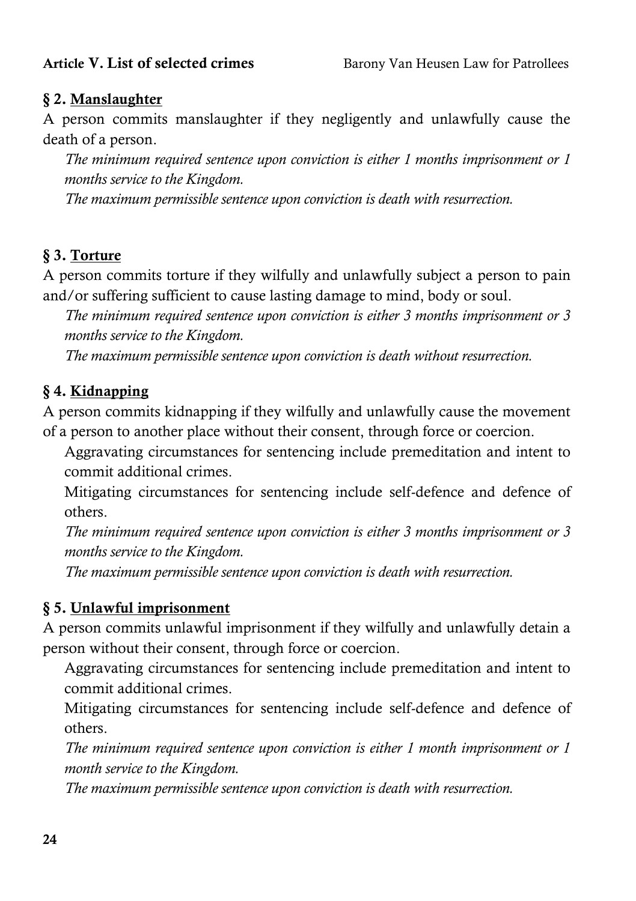### § 2. Manslaughter

A person commits manslaughter if they negligently and unlawfully cause the death of a person.

*The minimum required sentence upon conviction is either 1 months imprisonment or 1 months service to the Kingdom.*

*The maximum permissible sentence upon conviction is death with resurrection.*

### § 3. Torture

A person commits torture if they wilfully and unlawfully subject a person to pain and/or suffering sufficient to cause lasting damage to mind, body or soul.

*The minimum required sentence upon conviction is either 3 months imprisonment or 3 months service to the Kingdom.*

*The maximum permissible sentence upon conviction is death without resurrection.*

### § 4. Kidnapping

A person commits kidnapping if they wilfully and unlawfully cause the movement of a person to another place without their consent, through force or coercion.

Aggravating circumstances for sentencing include premeditation and intent to commit additional crimes.

Mitigating circumstances for sentencing include self-defence and defence of others.

*The minimum required sentence upon conviction is either 3 months imprisonment or 3 months service to the Kingdom.*

*The maximum permissible sentence upon conviction is death with resurrection.*

### § 5. Unlawful imprisonment

A person commits unlawful imprisonment if they wilfully and unlawfully detain a person without their consent, through force or coercion.

Aggravating circumstances for sentencing include premeditation and intent to commit additional crimes.

Mitigating circumstances for sentencing include self-defence and defence of others.

*The minimum required sentence upon conviction is either 1 month imprisonment or 1 month service to the Kingdom.*

*The maximum permissible sentence upon conviction is death with resurrection.*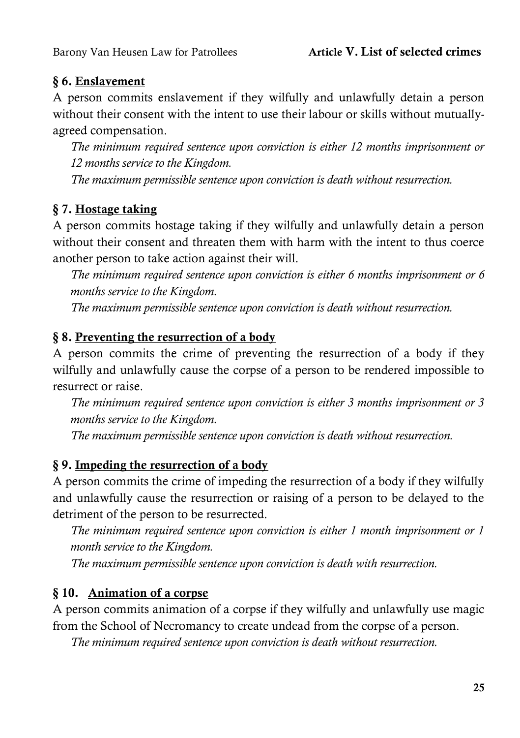### § 6. Enslavement

A person commits enslavement if they wilfully and unlawfully detain a person without their consent with the intent to use their labour or skills without mutually-agreed compensation.

*The minimum required sentence upon conviction is either 12 months imprisonment or 12 months service to the Kingdom.*

*The maximum permissible sentence upon conviction is death without resurrection.*

### § 7. Hostage taking

A person commits hostage taking if they wilfully and unlawfully detain a person without their consent and threaten them with harm with the intent to thus coerce another person to take action against their will.

*The minimum required sentence upon conviction is either 6 months imprisonment or 6 months service to the Kingdom.*

*The maximum permissible sentence upon conviction is death without resurrection.*

### § 8. Preventing the resurrection of a body

A person commits the crime of preventing the resurrection of a body if they wilfully and unlawfully cause the corpse of a person to be rendered impossible to resurrect or raise.

*The minimum required sentence upon conviction is either 3 months imprisonment or 3 months service to the Kingdom.*

*The maximum permissible sentence upon conviction is death without resurrection.*

### § 9. Impeding the resurrection of a body

A person commits the crime of impeding the resurrection of a body if they wilfully and unlawfully cause the resurrection or raising of a person to be delayed to the detriment of the person to be resurrected.

*The minimum required sentence upon conviction is either 1 month imprisonment or 1 month service to the Kingdom.*

*The maximum permissible sentence upon conviction is death with resurrection.*

### § 10. Animation of a corpse

A person commits animation of a corpse if they wilfully and unlawfully use magic from the School of Necromancy to create undead from the corpse of a person.

*The minimum required sentence upon conviction is death without resurrection.*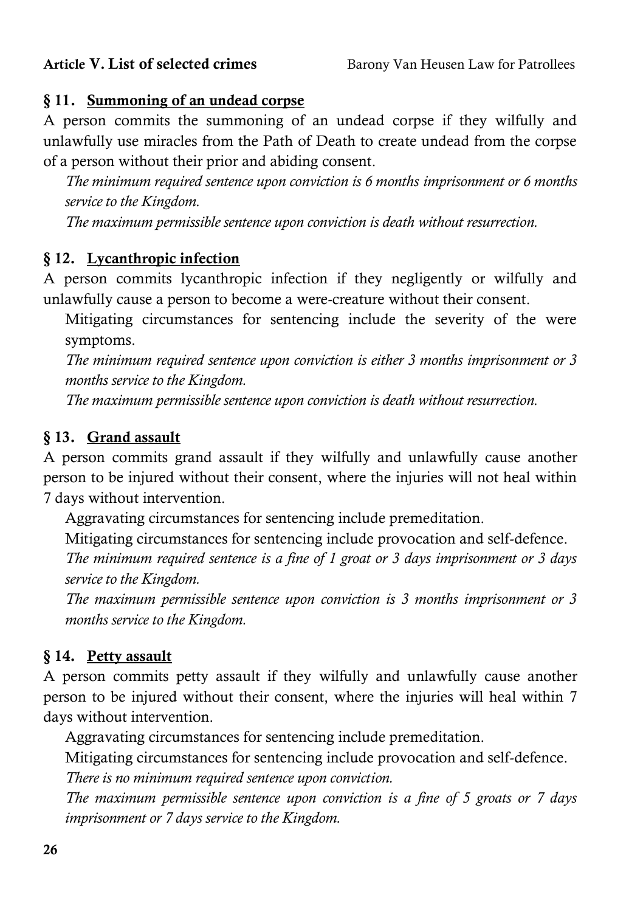### § 11. Summoning of an undead corpse

A person commits the summoning of an undead corpse if they wilfully and unlawfully use miracles from the Path of Death to create undead from the corpse of a person without their prior and abiding consent.

*The minimum required sentence upon conviction is 6 months imprisonment or 6 months service to the Kingdom.*

*The maximum permissible sentence upon conviction is death without resurrection.*

### § 12. Lycanthropic infection

A person commits lycanthropic infection if they negligently or wilfully and unlawfully cause a person to become a were-creature without their consent.

Mitigating circumstances for sentencing include the severity of the were symptoms.

*The minimum required sentence upon conviction is either 3 months imprisonment or 3 months service to the Kingdom.*

*The maximum permissible sentence upon conviction is death without resurrection.*

### § 13. Grand assault

A person commits grand assault if they wilfully and unlawfully cause another person to be injured without their consent, where the injuries will not heal within 7 days without intervention.

Aggravating circumstances for sentencing include premeditation.

Mitigating circumstances for sentencing include provocation and self-defence.

*The minimum required sentence is a fine of 1 groat or 3 days imprisonment or 3 days service to the Kingdom.*

*The maximum permissible sentence upon conviction is 3 months imprisonment or 3 months service to the Kingdom.*

### § 14. Petty assault

A person commits petty assault if they wilfully and unlawfully cause another person to be injured without their consent, where the injuries will heal within 7 days without intervention.

Aggravating circumstances for sentencing include premeditation.

Mitigating circumstances for sentencing include provocation and self-defence.

*There is no minimum required sentence upon conviction.*

*The maximum permissible sentence upon conviction is a fine of 5 groats or 7 days imprisonment or 7 days service to the Kingdom.*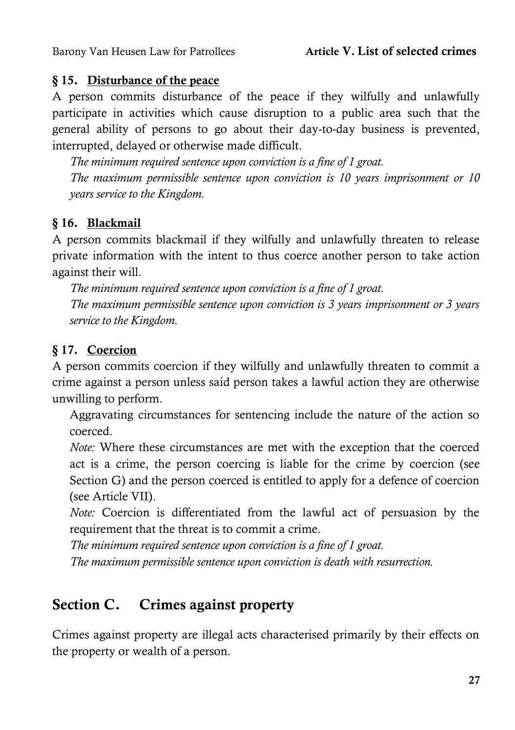### § 15. Disturbance of the peace

A person commits disturbance of the peace if they wilfully and unlawfully participate in activities which cause disruption to a public area such that the general ability of persons to go about their day-to-day business is prevented, interrupted, delayed or otherwise made difficult.

*The minimum required sentence upon conviction is a fine of 1 groat.*

*The maximum permissible sentence upon conviction is 10 years imprisonment or 10 years service to the Kingdom.*

### § 16. Blackmail

A person commits blackmail if they wilfully and unlawfully threaten to release private information with the intent to thus coerce another person to take action against their will.

*The minimum required sentence upon conviction is a fine of 1 groat.*

*The maximum permissible sentence upon conviction is 3 years imprisonment or 3 years service to the Kingdom.*

### § 17. Coercion

A person commits coercion if they wilfully and unlawfully threaten to commit a crime against a person unless said person takes a lawful action they are otherwise unwilling to perform.

Aggravating circumstances for sentencing include the nature of the action so coerced.

*Note:* Where these circumstances are met with the exception that the coerced act is a crime, the person coercing is liable for the crime by coercion (see Section G) and the person coerced is entitled to apply for a defence of coercion (see Article VII).

*Note:* Coercion is differentiated from the lawful act of persuasion by the requirement that the threat is to commit a crime.

*The minimum required sentence upon conviction is a fine of 1 groat.*

*The maximum permissible sentence upon conviction is death with resurrection.*

## Section C. Crimes against property

Crimes against property are illegal acts characterised primarily by their effects on the property or wealth of a person.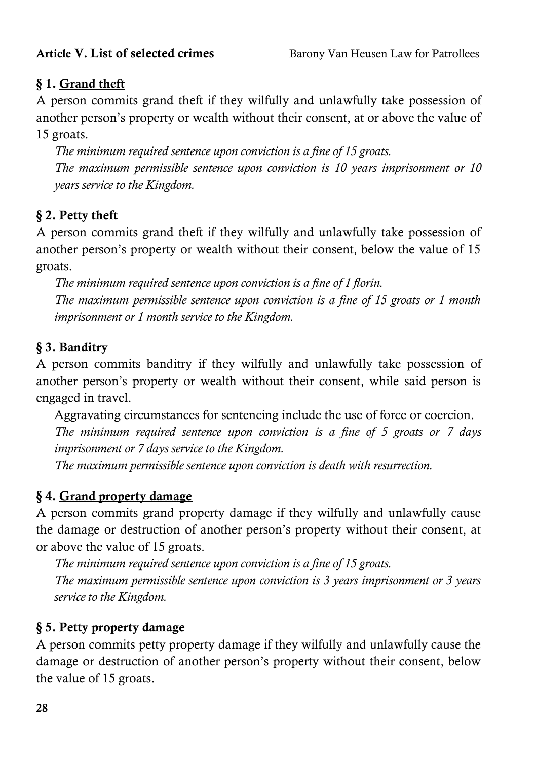## Article V. List of selected crimes

### § 1. Grand theft

A person commits grand theft if they wilfully and unlawfully take possession of another person's property or wealth without their consent, at or above the value of 15 groats.

*The minimum required sentence upon conviction is a fine of 15 groats.*

*The maximum permissible sentence upon conviction is 10 years imprisonment or 10 years service to the Kingdom.*

### § 2. Petty theft

A person commits grand theft if they wilfully and unlawfully take possession of another person's property or wealth without their consent, below the value of 15 groats.

*The minimum required sentence upon conviction is a fine of 1 florin.*

*The maximum permissible sentence upon conviction is a fine of 15 groats or 1 month imprisonment or 1 month service to the Kingdom.*

### § 3. Banditry

A person commits banditry if they wilfully and unlawfully take possession of another person's property or wealth without their consent, while said person is engaged in travel.

Aggravating circumstances for sentencing include the use of force or coercion.

*The minimum required sentence upon conviction is a fine of 5 groats or 7 days imprisonment or 7 days service to the Kingdom.*

*The maximum permissible sentence upon conviction is death with resurrection.*

### § 4. Grand property damage

A person commits grand property damage if they wilfully and unlawfully cause the damage or destruction of another person's property without their consent, at or above the value of 15 groats.

*The minimum required sentence upon conviction is a fine of 15 groats.*

*The maximum permissible sentence upon conviction is 3 years imprisonment or 3 years service to the Kingdom.*

### § 5. Petty property damage

A person commits petty property damage if they wilfully and unlawfully cause the damage or destruction of another person's property without their consent, below the value of 15 groats.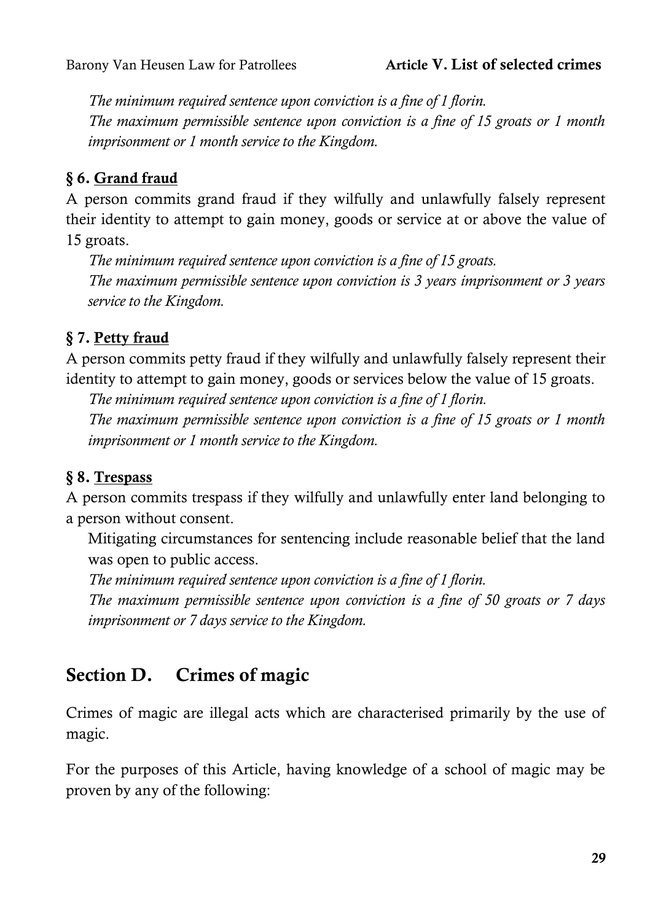*The minimum required sentence upon conviction is a fine of 1 florin.*
*The maximum permissible sentence upon conviction is a fine of 15 groats or 1 month imprisonment or 1 month service to the Kingdom.*

### § 6. Grand fraud

A person commits grand fraud if they wilfully and unlawfully falsely represent their identity to attempt to gain money, goods or service at or above the value of 15 groats.

*The minimum required sentence upon conviction is a fine of 15 groats.*
*The maximum permissible sentence upon conviction is 3 years imprisonment or 3 years service to the Kingdom.*

### § 7. Petty fraud

A person commits petty fraud if they wilfully and unlawfully falsely represent their identity to attempt to gain money, goods or services below the value of 15 groats.

*The minimum required sentence upon conviction is a fine of 1 florin.*
*The maximum permissible sentence upon conviction is a fine of 15 groats or 1 month imprisonment or 1 month service to the Kingdom.*

### § 8. Trespass

A person commits trespass if they wilfully and unlawfully enter land belonging to a person without consent.

Mitigating circumstances for sentencing include reasonable belief that the land was open to public access.

*The minimum required sentence upon conviction is a fine of 1 florin.*
*The maximum permissible sentence upon conviction is a fine of 50 groats or 7 days imprisonment or 7 days service to the Kingdom.*

## Section D. Crimes of magic

Crimes of magic are illegal acts which are characterised primarily by the use of magic.

For the purposes of this Article, having knowledge of a school of magic may be proven by any of the following: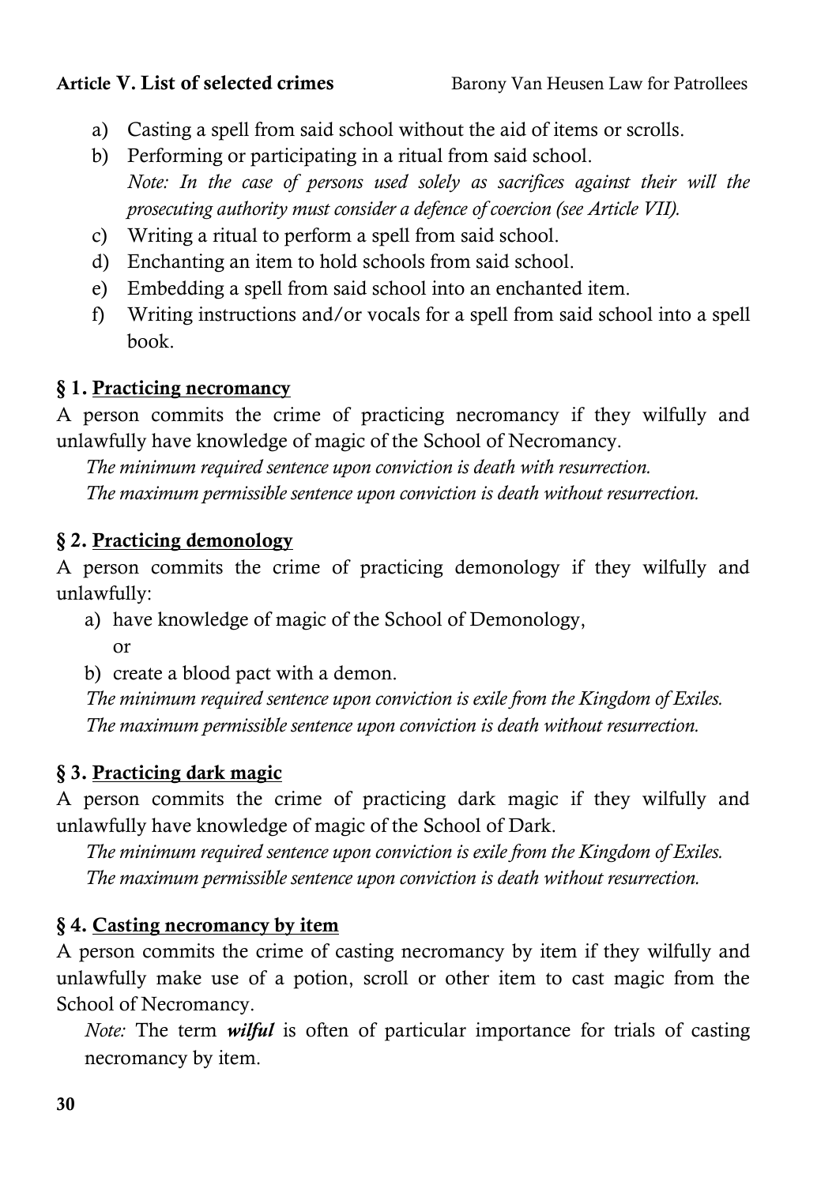a) Casting a spell from said school without the aid of items or scrolls.
b) Performing or participating in a ritual from said school.
   *Note: In the case of persons used solely as sacrifices against their will the prosecuting authority must consider a defence of coercion (see Article VII).*
c) Writing a ritual to perform a spell from said school.
d) Enchanting an item to hold schools from said school.
e) Embedding a spell from said school into an enchanted item.
f) Writing instructions and/or vocals for a spell from said school into a spell book.

### § 1. <u>Practicing necromancy</u>

A person commits the crime of practicing necromancy if they wilfully and unlawfully have knowledge of magic of the School of Necromancy.

*The minimum required sentence upon conviction is death with resurrection.*
*The maximum permissible sentence upon conviction is death without resurrection.*

### § 2. <u>Practicing demonology</u>

A person commits the crime of practicing demonology if they wilfully and unlawfully:

a) have knowledge of magic of the School of Demonology,
   or
b) create a blood pact with a demon.

*The minimum required sentence upon conviction is exile from the Kingdom of Exiles.*
*The maximum permissible sentence upon conviction is death without resurrection.*

### § 3. <u>Practicing dark magic</u>

A person commits the crime of practicing dark magic if they wilfully and unlawfully have knowledge of magic of the School of Dark.

*The minimum required sentence upon conviction is exile from the Kingdom of Exiles.*
*The maximum permissible sentence upon conviction is death without resurrection.*

### § 4. <u>Casting necromancy by item</u>

A person commits the crime of casting necromancy by item if they wilfully and unlawfully make use of a potion, scroll or other item to cast magic from the School of Necromancy.

*Note:* The term ***wilful*** is often of particular importance for trials of casting necromancy by item.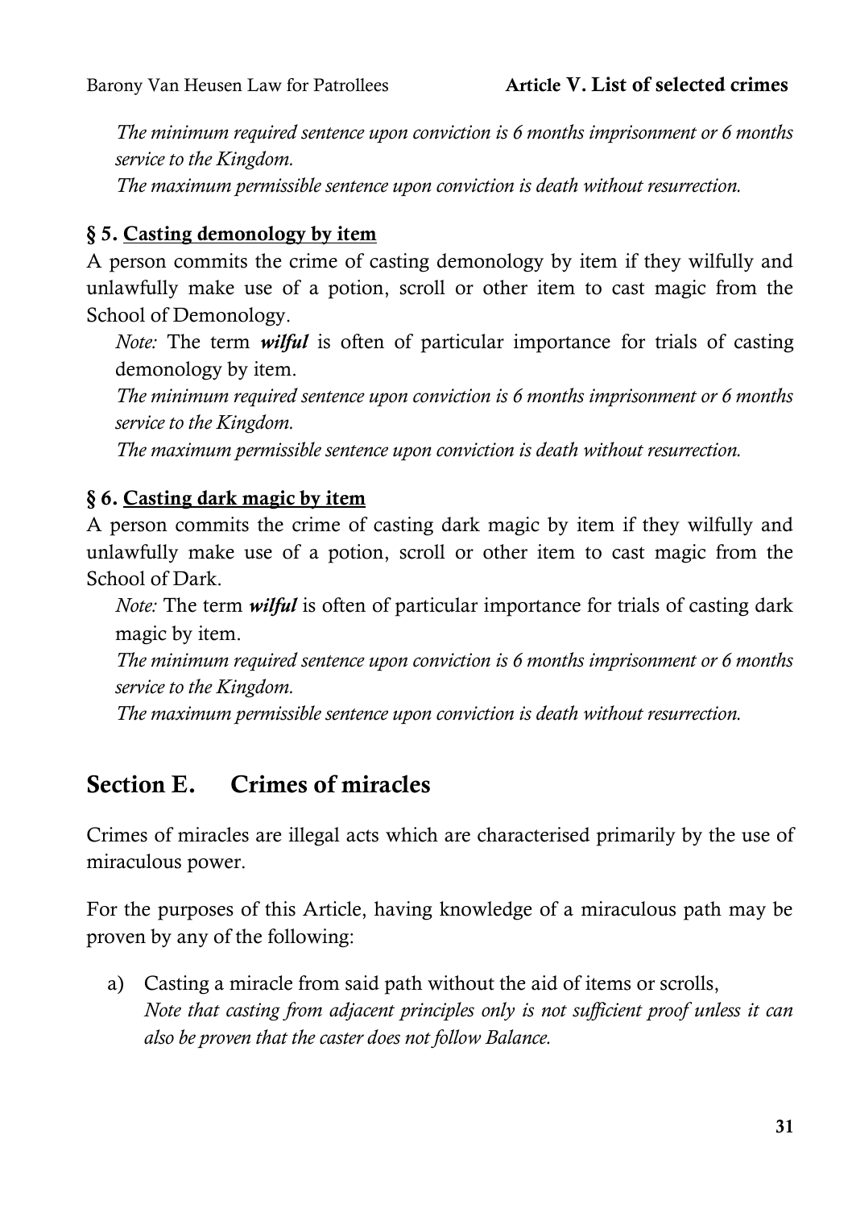*The minimum required sentence upon conviction is 6 months imprisonment or 6 months service to the Kingdom.*
*The maximum permissible sentence upon conviction is death without resurrection.*

### § 5. <u>Casting demonology by item</u>

A person commits the crime of casting demonology by item if they wilfully and unlawfully make use of a potion, scroll or other item to cast magic from the School of Demonology.

*Note:* The term ***wilful*** is often of particular importance for trials of casting demonology by item.
*The minimum required sentence upon conviction is 6 months imprisonment or 6 months service to the Kingdom.*
*The maximum permissible sentence upon conviction is death without resurrection.*

### § 6. <u>Casting dark magic by item</u>

A person commits the crime of casting dark magic by item if they wilfully and unlawfully make use of a potion, scroll or other item to cast magic from the School of Dark.

*Note:* The term ***wilful*** is often of particular importance for trials of casting dark magic by item.
*The minimum required sentence upon conviction is 6 months imprisonment or 6 months service to the Kingdom.*
*The maximum permissible sentence upon conviction is death without resurrection.*

## Section E. Crimes of miracles

Crimes of miracles are illegal acts which are characterised primarily by the use of miraculous power.

For the purposes of this Article, having knowledge of a miraculous path may be proven by any of the following:

a) Casting a miracle from said path without the aid of items or scrolls,
   *Note that casting from adjacent principles only is not sufficient proof unless it can also be proven that the caster does not follow Balance.*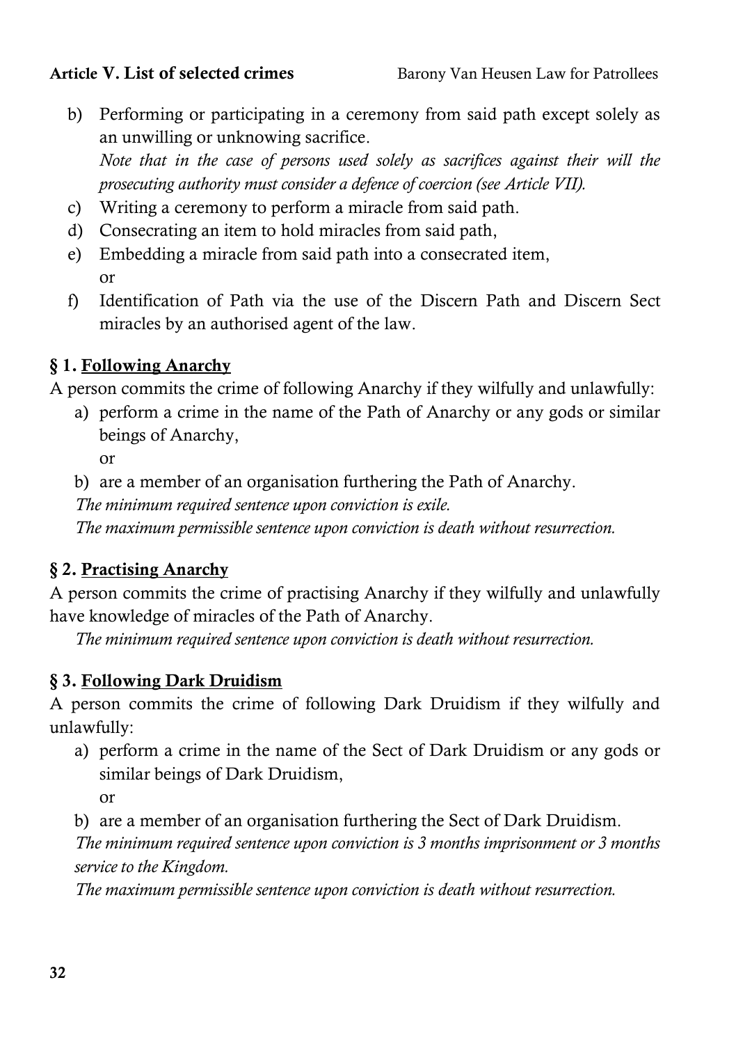b) Performing or participating in a ceremony from said path except solely as an unwilling or unknowing sacrifice.
   *Note that in the case of persons used solely as sacrifices against their will the prosecuting authority must consider a defence of coercion (see Article VII).*
c) Writing a ceremony to perform a miracle from said path.
d) Consecrating an item to hold miracles from said path,
e) Embedding a miracle from said path into a consecrated item,
   or
f) Identification of Path via the use of the Discern Path and Discern Sect miracles by an authorised agent of the law.

### § 1. Following Anarchy

A person commits the crime of following Anarchy if they wilfully and unlawfully:

a) perform a crime in the name of the Path of Anarchy or any gods or similar beings of Anarchy,
   or
b) are a member of an organisation furthering the Path of Anarchy.

*The minimum required sentence upon conviction is exile.*
*The maximum permissible sentence upon conviction is death without resurrection.*

### § 2. Practising Anarchy

A person commits the crime of practising Anarchy if they wilfully and unlawfully have knowledge of miracles of the Path of Anarchy.

*The minimum required sentence upon conviction is death without resurrection.*

### § 3. Following Dark Druidism

A person commits the crime of following Dark Druidism if they wilfully and unlawfully:

a) perform a crime in the name of the Sect of Dark Druidism or any gods or similar beings of Dark Druidism,
   or
b) are a member of an organisation furthering the Sect of Dark Druidism.

*The minimum required sentence upon conviction is 3 months imprisonment or 3 months service to the Kingdom.*
*The maximum permissible sentence upon conviction is death without resurrection.*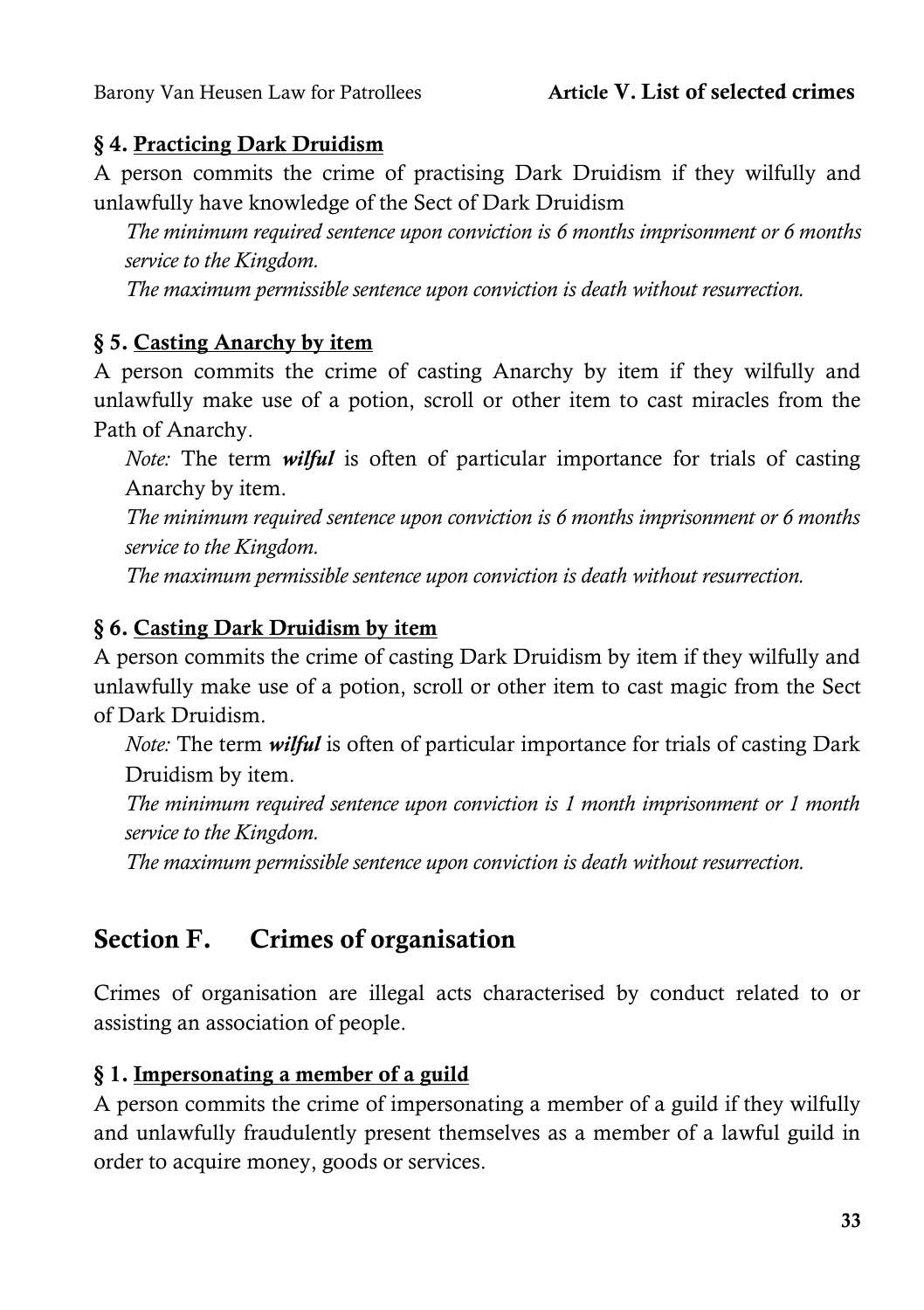### § 4. <u>Practicing Dark Druidism</u>

A person commits the crime of practising Dark Druidism if they wilfully and unlawfully have knowledge of the Sect of Dark Druidism

*The minimum required sentence upon conviction is 6 months imprisonment or 6 months service to the Kingdom.*

*The maximum permissible sentence upon conviction is death without resurrection.*

### § 5. <u>Casting Anarchy by item</u>

A person commits the crime of casting Anarchy by item if they wilfully and unlawfully make use of a potion, scroll or other item to cast miracles from the Path of Anarchy.

*Note:* The term ***wilful*** is often of particular importance for trials of casting Anarchy by item.

*The minimum required sentence upon conviction is 6 months imprisonment or 6 months service to the Kingdom.*

*The maximum permissible sentence upon conviction is death without resurrection.*

### § 6. <u>Casting Dark Druidism by item</u>

A person commits the crime of casting Dark Druidism by item if they wilfully and unlawfully make use of a potion, scroll or other item to cast magic from the Sect of Dark Druidism.

*Note:* The term ***wilful*** is often of particular importance for trials of casting Dark Druidism by item.

*The minimum required sentence upon conviction is 1 month imprisonment or 1 month service to the Kingdom.*

*The maximum permissible sentence upon conviction is death without resurrection.*

## Section F. Crimes of organisation

Crimes of organisation are illegal acts characterised by conduct related to or assisting an association of people.

### § 1. <u>Impersonating a member of a guild</u>

A person commits the crime of impersonating a member of a guild if they wilfully and unlawfully fraudulently present themselves as a member of a lawful guild in order to acquire money, goods or services.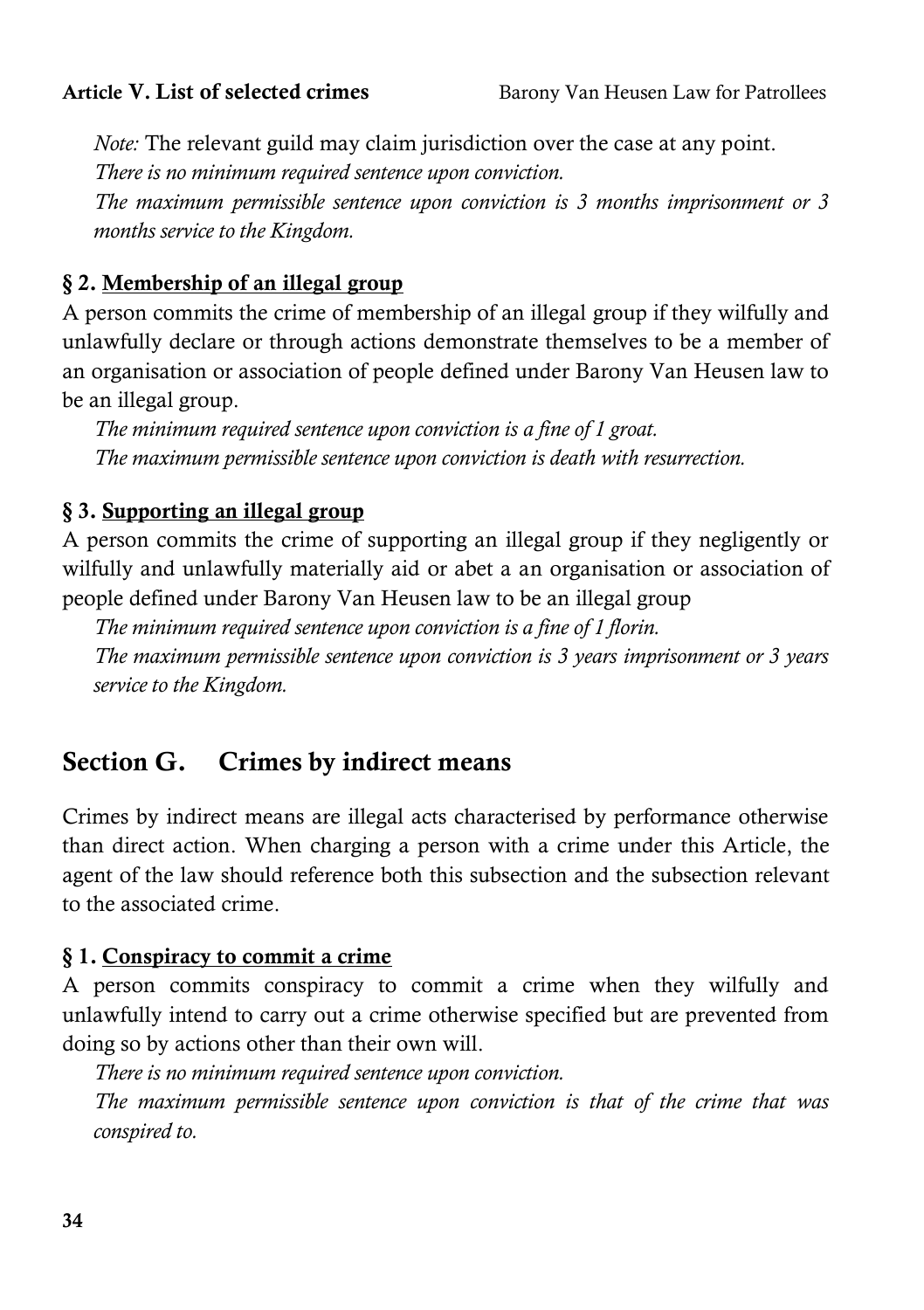*Note:* The relevant guild may claim jurisdiction over the case at any point.

*There is no minimum required sentence upon conviction.*

*The maximum permissible sentence upon conviction is 3 months imprisonment or 3 months service to the Kingdom.*

### § 2. <u>Membership of an illegal group</u>

A person commits the crime of membership of an illegal group if they wilfully and unlawfully declare or through actions demonstrate themselves to be a member of an organisation or association of people defined under Barony Van Heusen law to be an illegal group.

*The minimum required sentence upon conviction is a fine of 1 groat.*

*The maximum permissible sentence upon conviction is death with resurrection.*

### § 3. <u>Supporting an illegal group</u>

A person commits the crime of supporting an illegal group if they negligently or wilfully and unlawfully materially aid or abet a an organisation or association of people defined under Barony Van Heusen law to be an illegal group

*The minimum required sentence upon conviction is a fine of 1 florin.*

*The maximum permissible sentence upon conviction is 3 years imprisonment or 3 years service to the Kingdom.*

## Section G. Crimes by indirect means

Crimes by indirect means are illegal acts characterised by performance otherwise than direct action. When charging a person with a crime under this Article, the agent of the law should reference both this subsection and the subsection relevant to the associated crime.

### § 1. <u>Conspiracy to commit a crime</u>

A person commits conspiracy to commit a crime when they wilfully and unlawfully intend to carry out a crime otherwise specified but are prevented from doing so by actions other than their own will.

*There is no minimum required sentence upon conviction.*

*The maximum permissible sentence upon conviction is that of the crime that was conspired to.*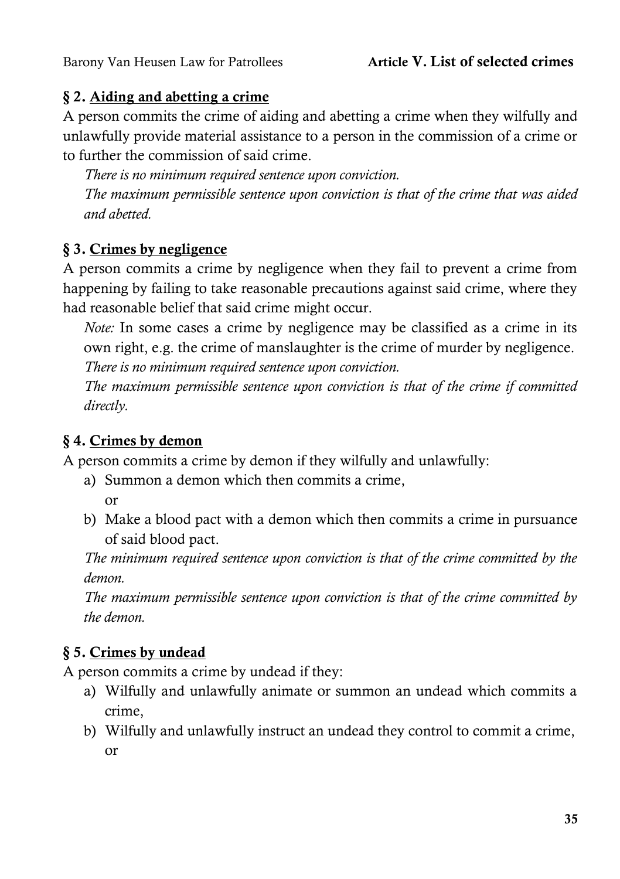### § 2. <u>Aiding and abetting a crime</u>

A person commits the crime of aiding and abetting a crime when they wilfully and unlawfully provide material assistance to a person in the commission of a crime or to further the commission of said crime.

*There is no minimum required sentence upon conviction.*

*The maximum permissible sentence upon conviction is that of the crime that was aided and abetted.*

### § 3. <u>Crimes by negligence</u>

A person commits a crime by negligence when they fail to prevent a crime from happening by failing to take reasonable precautions against said crime, where they had reasonable belief that said crime might occur.

*Note:* In some cases a crime by negligence may be classified as a crime in its own right, e.g. the crime of manslaughter is the crime of murder by negligence.

*There is no minimum required sentence upon conviction.*

*The maximum permissible sentence upon conviction is that of the crime if committed directly.*

### § 4. <u>Crimes by demon</u>

A person commits a crime by demon if they wilfully and unlawfully:

a) Summon a demon which then commits a crime,

   or

b) Make a blood pact with a demon which then commits a crime in pursuance of said blood pact.

*The minimum required sentence upon conviction is that of the crime committed by the demon.*

*The maximum permissible sentence upon conviction is that of the crime committed by the demon.*

### § 5. <u>Crimes by undead</u>

A person commits a crime by undead if they:

a) Wilfully and unlawfully animate or summon an undead which commits a crime,
b) Wilfully and unlawfully instruct an undead they control to commit a crime,

   or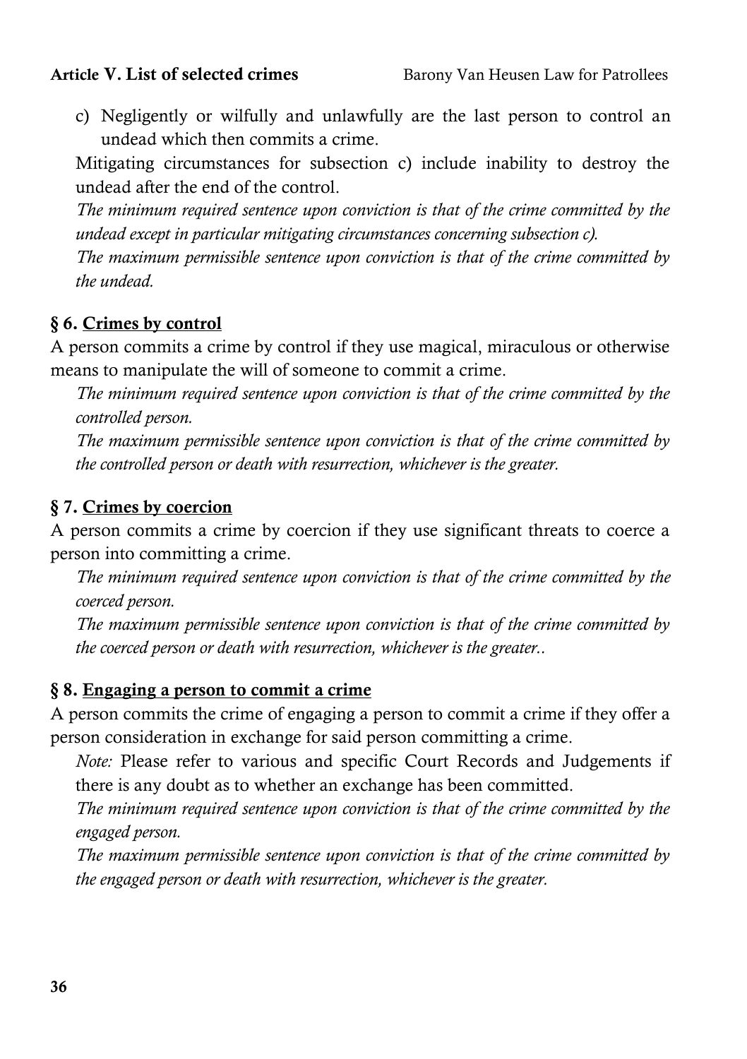c) Negligently or wilfully and unlawfully are the last person to control an undead which then commits a crime.

Mitigating circumstances for subsection c) include inability to destroy the undead after the end of the control.

*The minimum required sentence upon conviction is that of the crime committed by the undead except in particular mitigating circumstances concerning subsection c).*

*The maximum permissible sentence upon conviction is that of the crime committed by the undead.*

### § 6. <u>Crimes by control</u>

A person commits a crime by control if they use magical, miraculous or otherwise means to manipulate the will of someone to commit a crime.

*The minimum required sentence upon conviction is that of the crime committed by the controlled person.*

*The maximum permissible sentence upon conviction is that of the crime committed by the controlled person or death with resurrection, whichever is the greater.*

### § 7. <u>Crimes by coercion</u>

A person commits a crime by coercion if they use significant threats to coerce a person into committing a crime.

*The minimum required sentence upon conviction is that of the crime committed by the coerced person.*

*The maximum permissible sentence upon conviction is that of the crime committed by the coerced person or death with resurrection, whichever is the greater..*

### § 8. <u>Engaging a person to commit a crime</u>

A person commits the crime of engaging a person to commit a crime if they offer a person consideration in exchange for said person committing a crime.

*Note:* Please refer to various and specific Court Records and Judgements if there is any doubt as to whether an exchange has been committed.

*The minimum required sentence upon conviction is that of the crime committed by the engaged person.*

*The maximum permissible sentence upon conviction is that of the crime committed by the engaged person or death with resurrection, whichever is the greater.*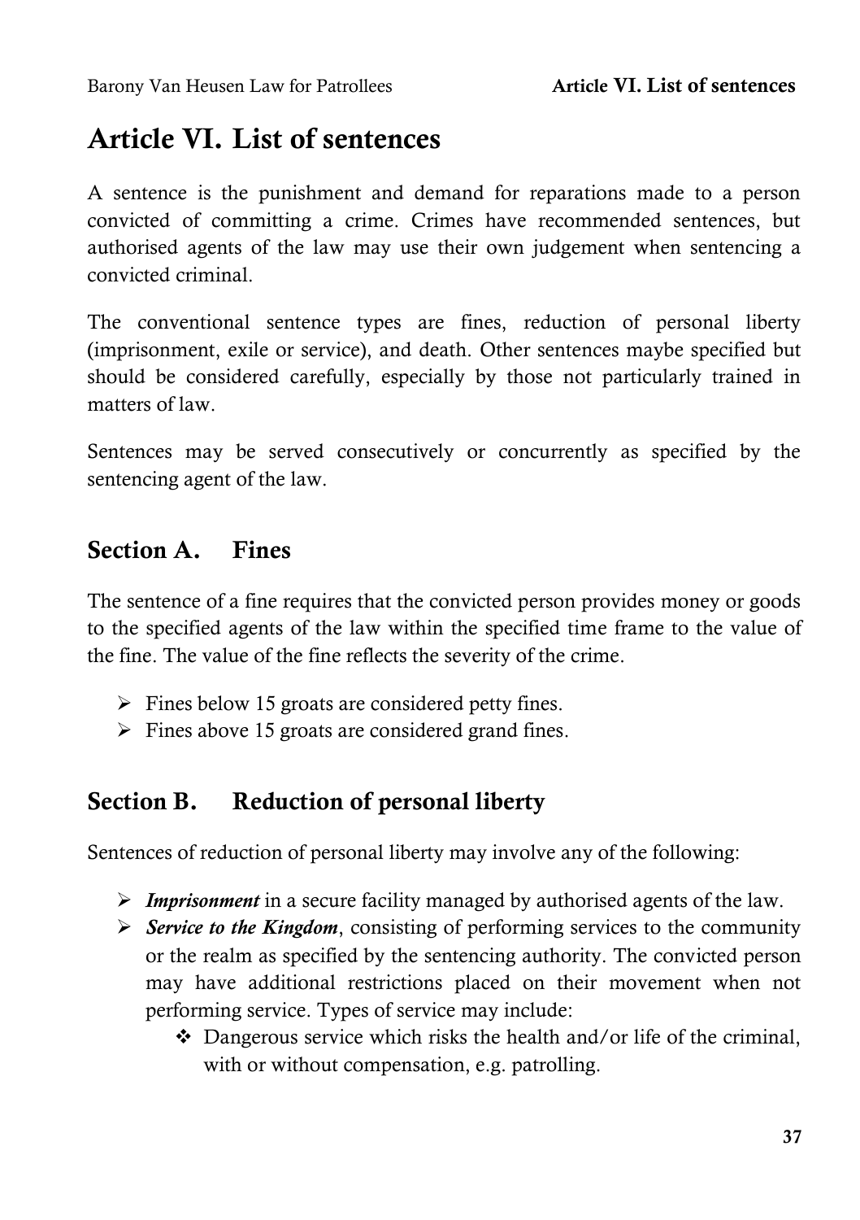# Article VI. List of sentences

A sentence is the punishment and demand for reparations made to a person convicted of committing a crime. Crimes have recommended sentences, but authorised agents of the law may use their own judgement when sentencing a convicted criminal.

The conventional sentence types are fines, reduction of personal liberty (imprisonment, exile or service), and death. Other sentences maybe specified but should be considered carefully, especially by those not particularly trained in matters of law.

Sentences may be served consecutively or concurrently as specified by the sentencing agent of the law.

## Section A. Fines

The sentence of a fine requires that the convicted person provides money or goods to the specified agents of the law within the specified time frame to the value of the fine. The value of the fine reflects the severity of the crime.

- Fines below 15 groats are considered petty fines.
- Fines above 15 groats are considered grand fines.

## Section B. Reduction of personal liberty

Sentences of reduction of personal liberty may involve any of the following:

- ***Imprisonment*** in a secure facility managed by authorised agents of the law.
- ***Service to the Kingdom***, consisting of performing services to the community or the realm as specified by the sentencing authority. The convicted person may have additional restrictions placed on their movement when not performing service. Types of service may include:
    - Dangerous service which risks the health and/or life of the criminal, with or without compensation, e.g. patrolling.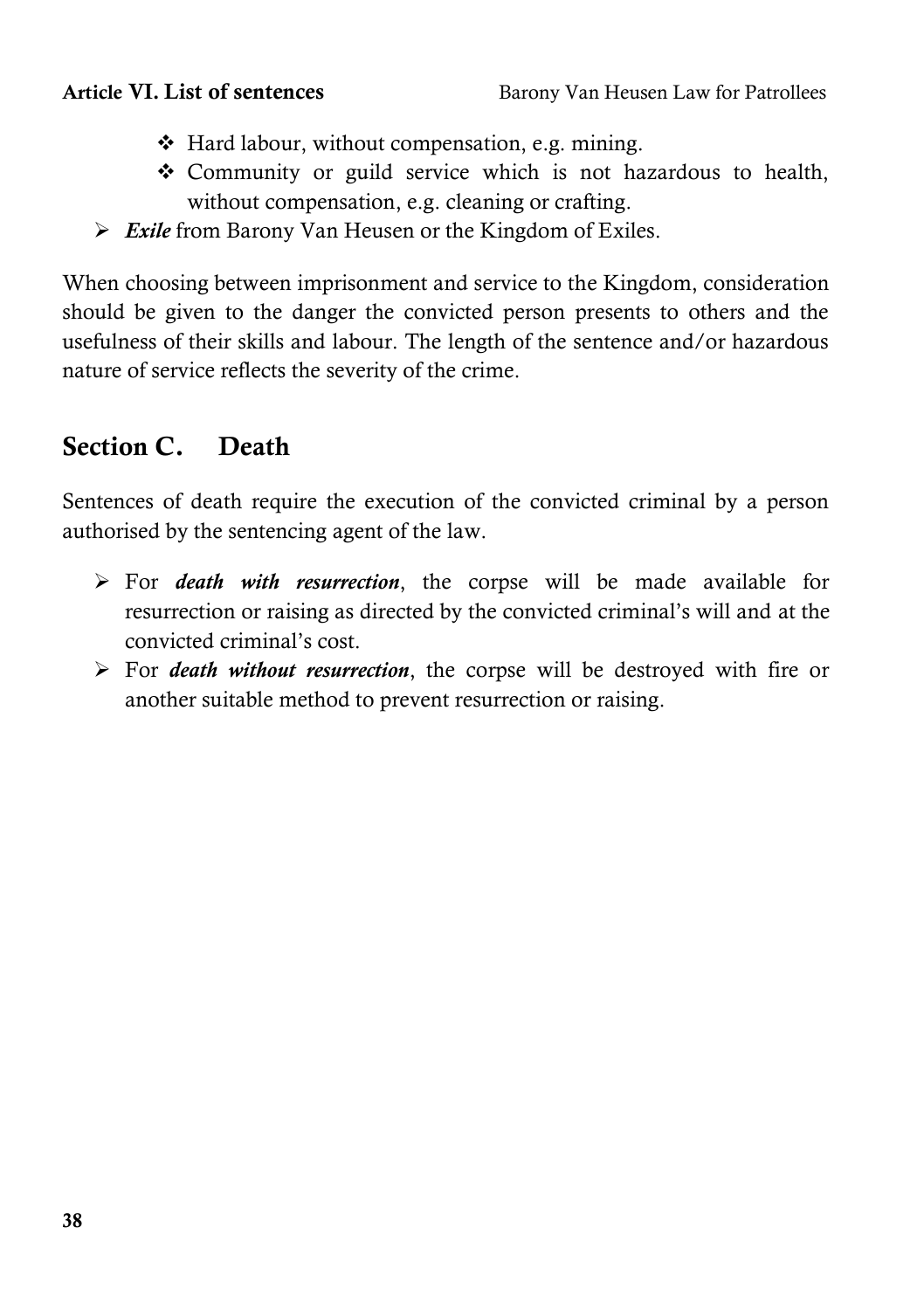- Hard labour, without compensation, e.g. mining.
    - Community or guild service which is not hazardous to health, without compensation, e.g. cleaning or crafting.
- ***Exile*** from Barony Van Heusen or the Kingdom of Exiles.

When choosing between imprisonment and service to the Kingdom, consideration should be given to the danger the convicted person presents to others and the usefulness of their skills and labour. The length of the sentence and/or hazardous nature of service reflects the severity of the crime.

## Section C. Death

Sentences of death require the execution of the convicted criminal by a person authorised by the sentencing agent of the law.

- For ***death with resurrection***, the corpse will be made available for resurrection or raising as directed by the convicted criminal's will and at the convicted criminal's cost.
- For ***death without resurrection***, the corpse will be destroyed with fire or another suitable method to prevent resurrection or raising.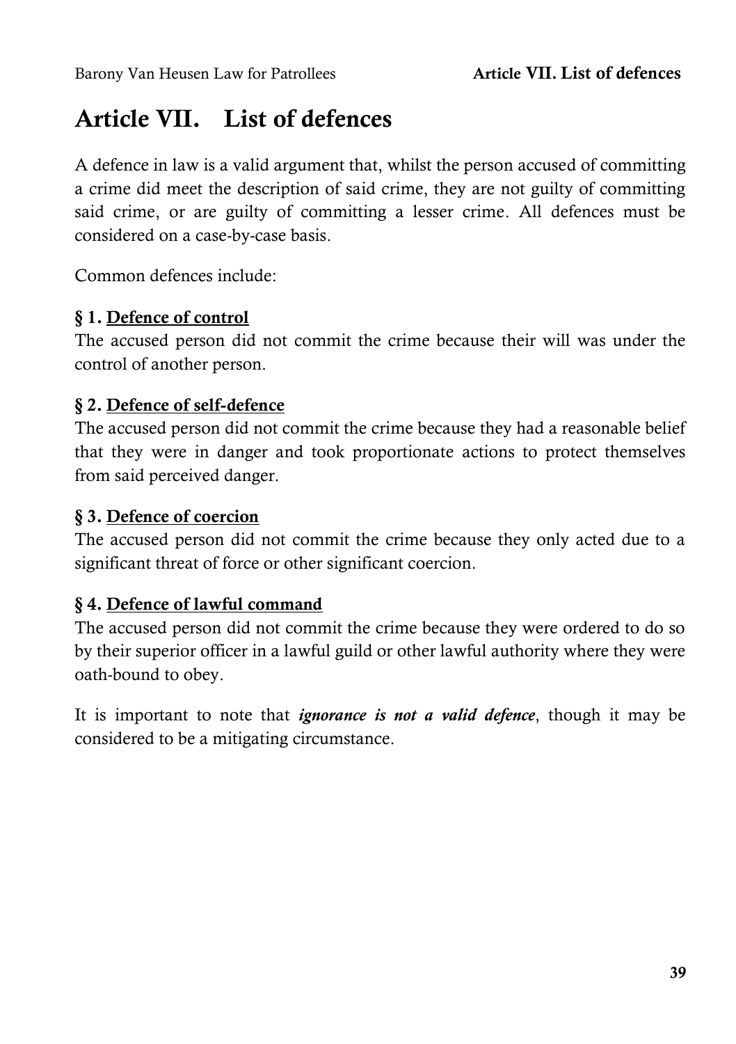# Article VII. List of defences

A defence in law is a valid argument that, whilst the person accused of committing a crime did meet the description of said crime, they are not guilty of committing said crime, or are guilty of committing a lesser crime. All defences must be considered on a case-by-case basis.

Common defences include:

**§ 1. <u>Defence of control</u>**
The accused person did not commit the crime because their will was under the control of another person.

**§ 2. <u>Defence of self-defence</u>**
The accused person did not commit the crime because they had a reasonable belief that they were in danger and took proportionate actions to protect themselves from said perceived danger.

**§ 3. <u>Defence of coercion</u>**
The accused person did not commit the crime because they only acted due to a significant threat of force or other significant coercion.

**§ 4. <u>Defence of lawful command</u>**
The accused person did not commit the crime because they were ordered to do so by their superior officer in a lawful guild or other lawful authority where they were oath-bound to obey.

It is important to note that ***ignorance is not a valid defence***, though it may be considered to be a mitigating circumstance.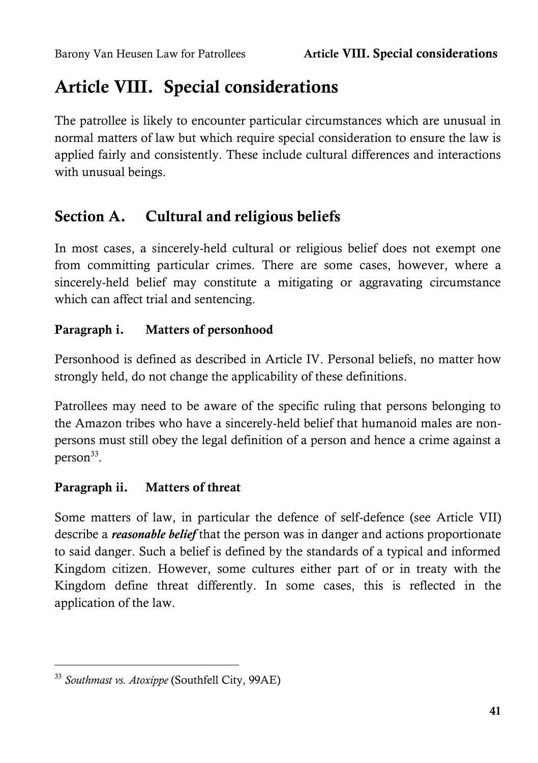# Article VIII. Special considerations

The patrollee is likely to encounter particular circumstances which are unusual in normal matters of law but which require special consideration to ensure the law is applied fairly and consistently. These include cultural differences and interactions with unusual beings.

## Section A. Cultural and religious beliefs

In most cases, a sincerely-held cultural or religious belief does not exempt one from committing particular crimes. There are some cases, however, where a sincerely-held belief may constitute a mitigating or aggravating circumstance which can affect trial and sentencing.

### Paragraph i. Matters of personhood

Personhood is defined as described in Article IV. Personal beliefs, no matter how strongly held, do not change the applicability of these definitions.

Patrollees may need to be aware of the specific ruling that persons belonging to the Amazon tribes who have a sincerely-held belief that humanoid males are non-persons must still obey the legal definition of a person and hence a crime against a person[33].

### Paragraph ii. Matters of threat

Some matters of law, in particular the defence of self-defence (see Article VII) describe a ***reasonable belief*** that the person was in danger and actions proportionate to said danger. Such a belief is defined by the standards of a typical and informed Kingdom citizen. However, some cultures either part of or in treaty with the Kingdom define threat differently. In some cases, this is reflected in the application of the law.

---

[33] *Southmast vs. Atoxippe* (Southfell City, 99AE)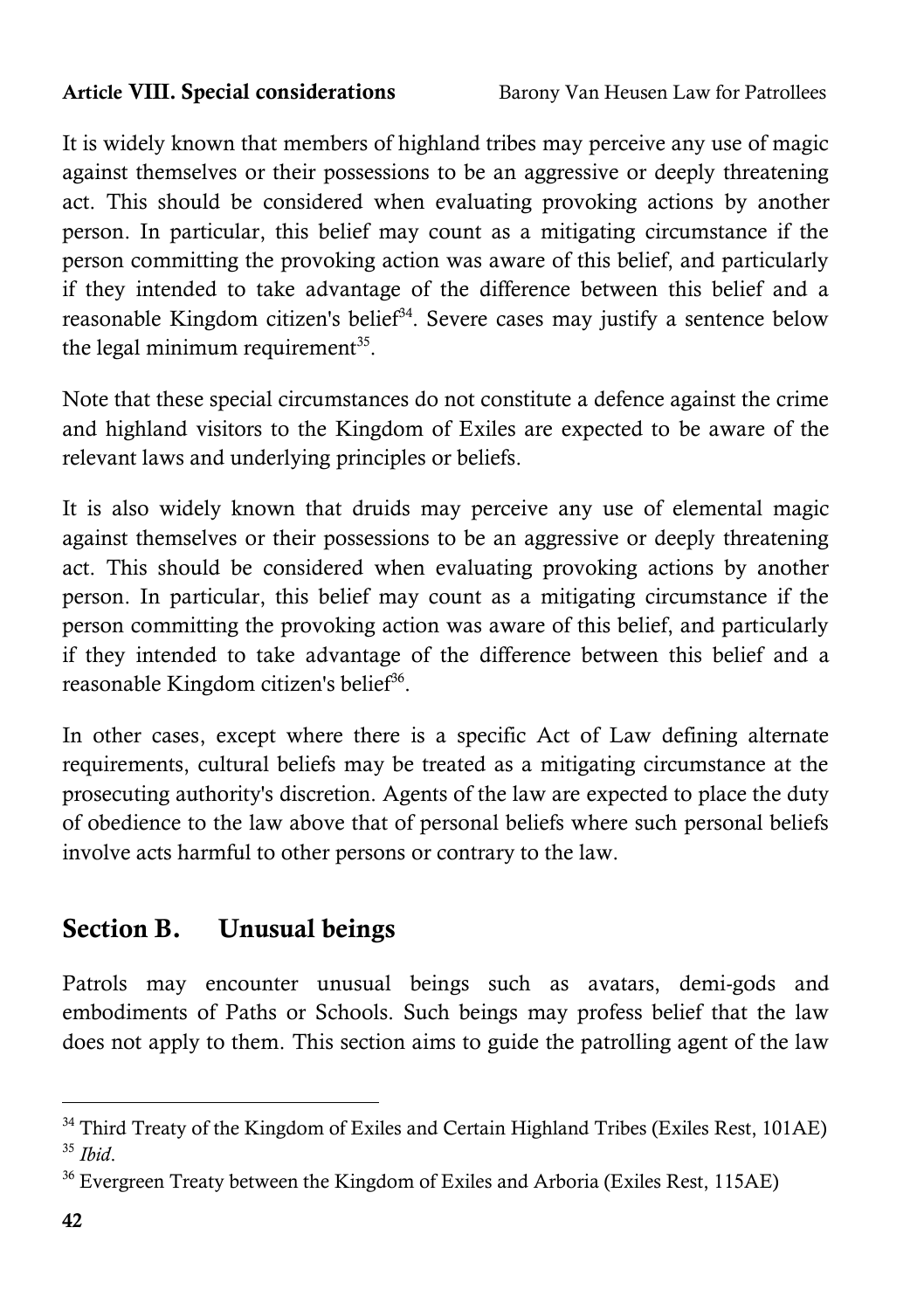It is widely known that members of highland tribes may perceive any use of magic against themselves or their possessions to be an aggressive or deeply threatening act. This should be considered when evaluating provoking actions by another person. In particular, this belief may count as a mitigating circumstance if the person committing the provoking action was aware of this belief, and particularly if they intended to take advantage of the difference between this belief and a reasonable Kingdom citizen's belief[34]. Severe cases may justify a sentence below the legal minimum requirement[35].

Note that these special circumstances do not constitute a defence against the crime and highland visitors to the Kingdom of Exiles are expected to be aware of the relevant laws and underlying principles or beliefs.

It is also widely known that druids may perceive any use of elemental magic against themselves or their possessions to be an aggressive or deeply threatening act. This should be considered when evaluating provoking actions by another person. In particular, this belief may count as a mitigating circumstance if the person committing the provoking action was aware of this belief, and particularly if they intended to take advantage of the difference between this belief and a reasonable Kingdom citizen's belief[36].

In other cases, except where there is a specific Act of Law defining alternate requirements, cultural beliefs may be treated as a mitigating circumstance at the prosecuting authority's discretion. Agents of the law are expected to place the duty of obedience to the law above that of personal beliefs where such personal beliefs involve acts harmful to other persons or contrary to the law.

## Section B. Unusual beings

Patrols may encounter unusual beings such as avatars, demi-gods and embodiments of Paths or Schools. Such beings may profess belief that the law does not apply to them. This section aims to guide the patrolling agent of the law

---

[34] Third Treaty of the Kingdom of Exiles and Certain Highland Tribes (Exiles Rest, 101AE)

[35] *Ibid*.

[36] Evergreen Treaty between the Kingdom of Exiles and Arboria (Exiles Rest, 115AE)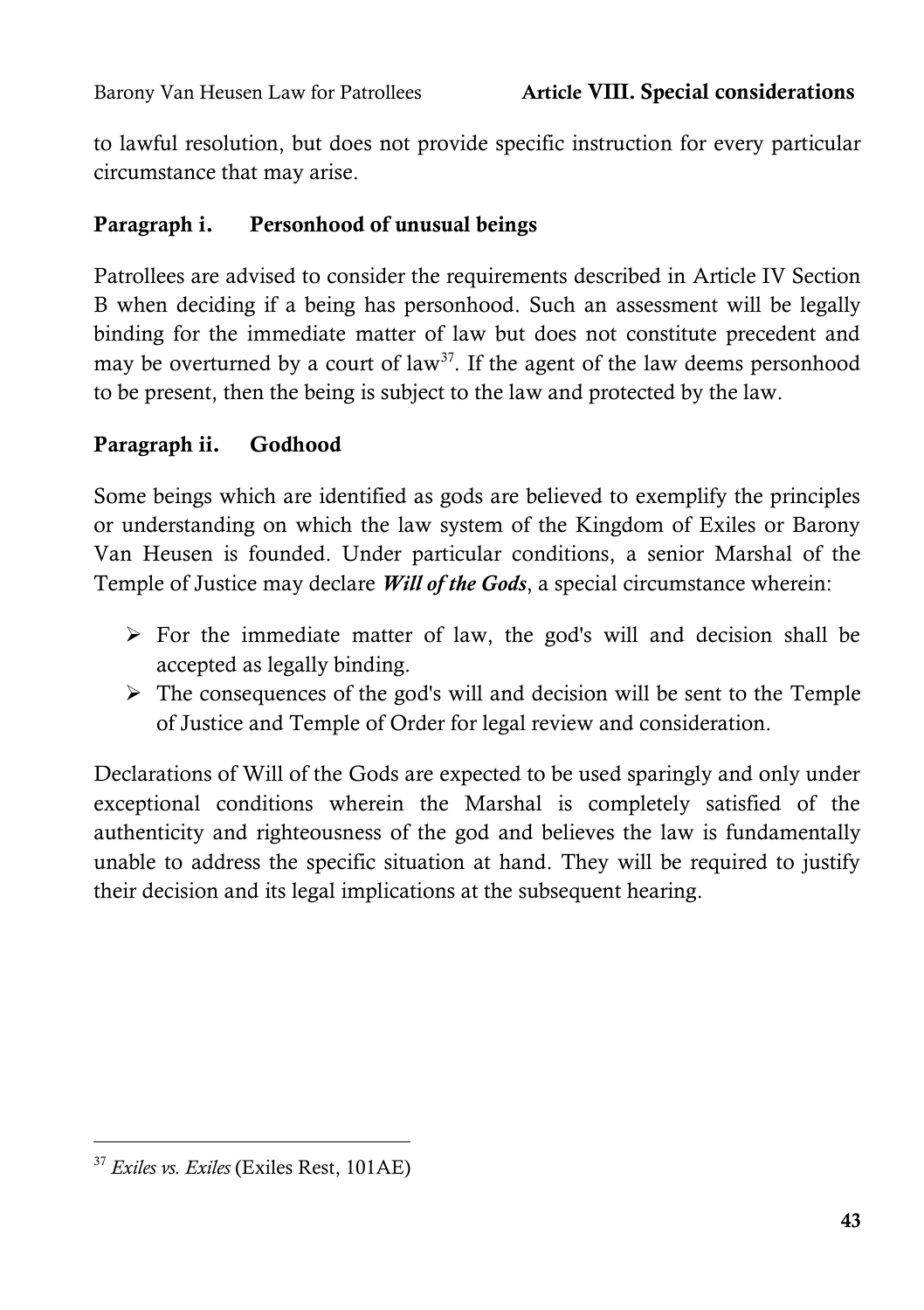to lawful resolution, but does not provide specific instruction for every particular circumstance that may arise.

### Paragraph i. Personhood of unusual beings

Patrollees are advised to consider the requirements described in Article IV Section B when deciding if a being has personhood. Such an assessment will be legally binding for the immediate matter of law but does not constitute precedent and may be overturned by a court of law[37]. If the agent of the law deems personhood to be present, then the being is subject to the law and protected by the law.

### Paragraph ii. Godhood

Some beings which are identified as gods are believed to exemplify the principles or understanding on which the law system of the Kingdom of Exiles or Barony Van Heusen is founded. Under particular conditions, a senior Marshal of the Temple of Justice may declare ***Will of the Gods***, a special circumstance wherein:

- For the immediate matter of law, the god's will and decision shall be accepted as legally binding.
- The consequences of the god's will and decision will be sent to the Temple of Justice and Temple of Order for legal review and consideration.

Declarations of Will of the Gods are expected to be used sparingly and only under exceptional conditions wherein the Marshal is completely satisfied of the authenticity and righteousness of the god and believes the law is fundamentally unable to address the specific situation at hand. They will be required to justify their decision and its legal implications at the subsequent hearing.

---

[37] *Exiles vs. Exiles* (Exiles Rest, 101AE)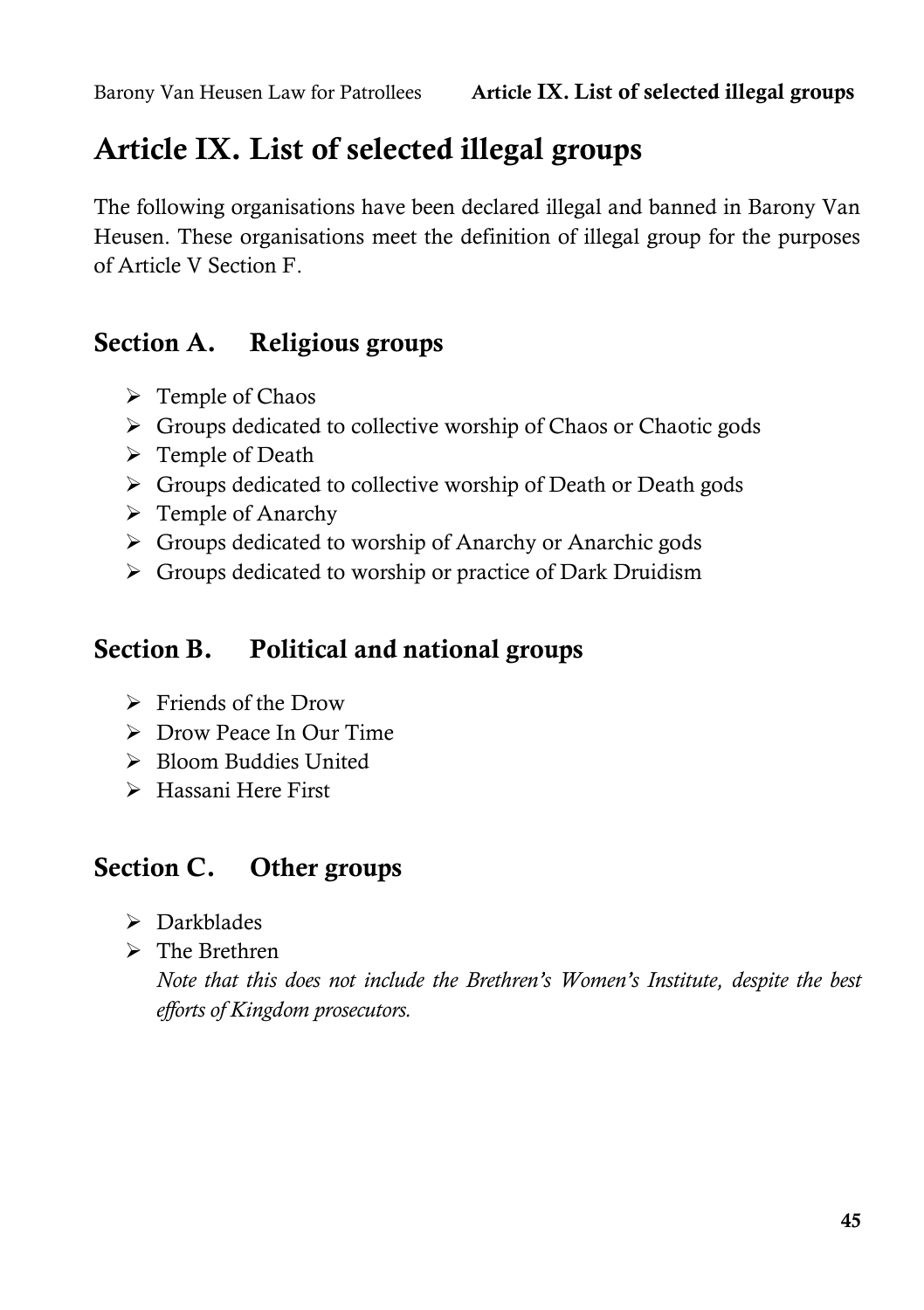# Article IX. List of selected illegal groups

The following organisations have been declared illegal and banned in Barony Van Heusen. These organisations meet the definition of illegal group for the purposes of Article V Section F.

## Section A. Religious groups

- Temple of Chaos
- Groups dedicated to collective worship of Chaos or Chaotic gods
- Temple of Death
- Groups dedicated to collective worship of Death or Death gods
- Temple of Anarchy
- Groups dedicated to worship of Anarchy or Anarchic gods
- Groups dedicated to worship or practice of Dark Druidism

## Section B. Political and national groups

- Friends of the Drow
- Drow Peace In Our Time
- Bloom Buddies United
- Hassani Here First

## Section C. Other groups

- Darkblades
- The Brethren
  *Note that this does not include the Brethren's Women's Institute, despite the best efforts of Kingdom prosecutors.*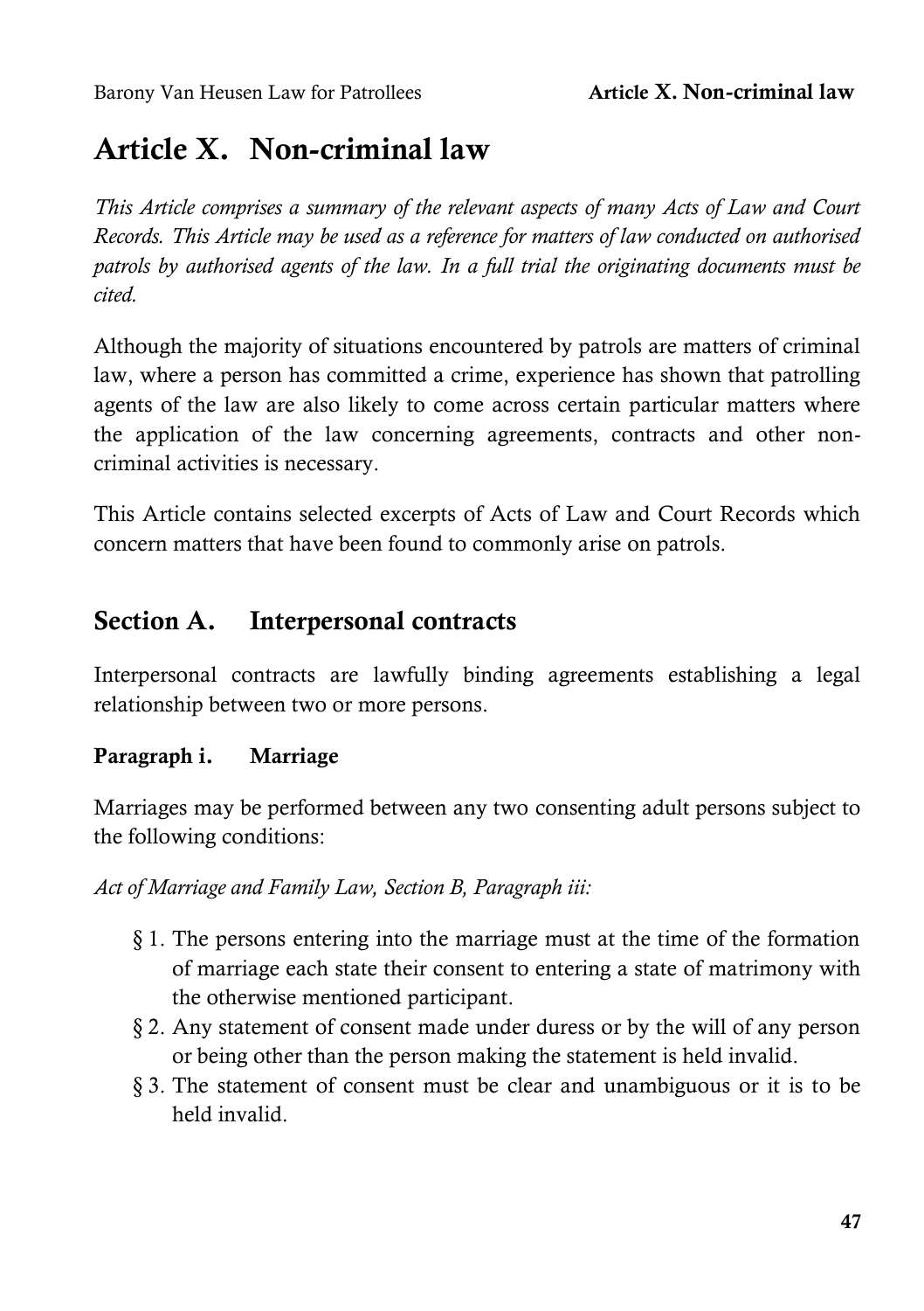# Article X. Non-criminal law

*This Article comprises a summary of the relevant aspects of many Acts of Law and Court Records. This Article may be used as a reference for matters of law conducted on authorised patrols by authorised agents of the law. In a full trial the originating documents must be cited.*

Although the majority of situations encountered by patrols are matters of criminal law, where a person has committed a crime, experience has shown that patrolling agents of the law are also likely to come across certain particular matters where the application of the law concerning agreements, contracts and other non-criminal activities is necessary.

This Article contains selected excerpts of Acts of Law and Court Records which concern matters that have been found to commonly arise on patrols.

## Section A. Interpersonal contracts

Interpersonal contracts are lawfully binding agreements establishing a legal relationship between two or more persons.

### Paragraph i. Marriage

Marriages may be performed between any two consenting adult persons subject to the following conditions:

*Act of Marriage and Family Law, Section B, Paragraph iii:*

- § 1. The persons entering into the marriage must at the time of the formation of marriage each state their consent to entering a state of matrimony with the otherwise mentioned participant.
- § 2. Any statement of consent made under duress or by the will of any person or being other than the person making the statement is held invalid.
- § 3. The statement of consent must be clear and unambiguous or it is to be held invalid.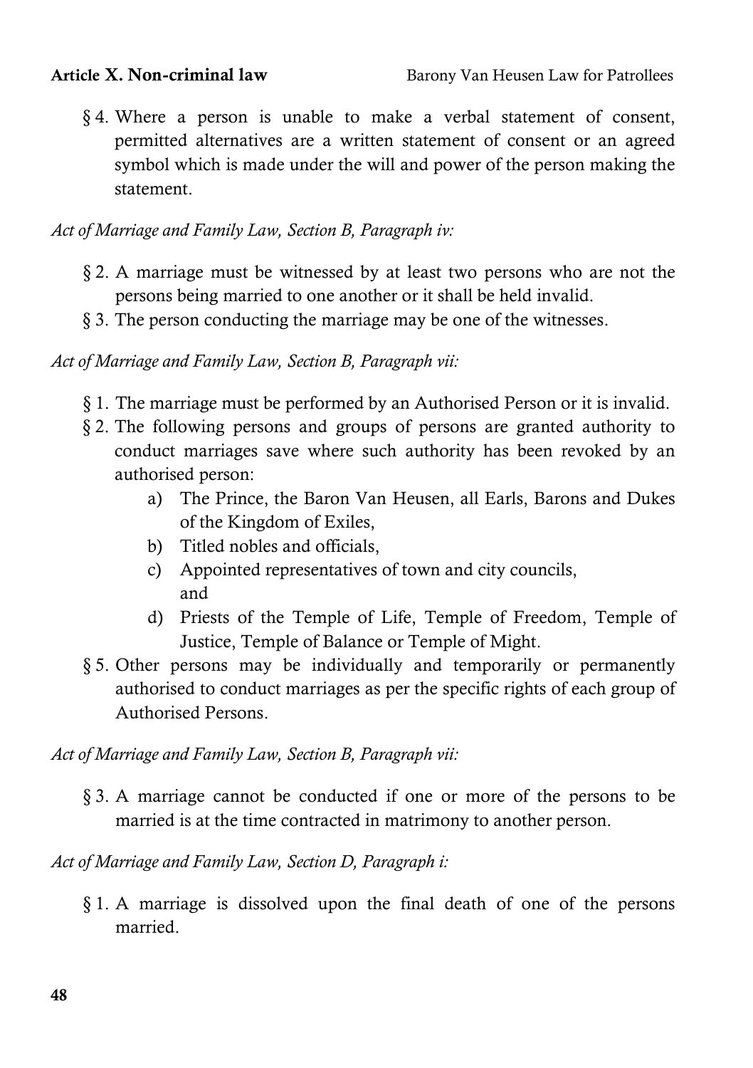§ 4. Where a person is unable to make a verbal statement of consent, permitted alternatives are a written statement of consent or an agreed symbol which is made under the will and power of the person making the statement.

*Act of Marriage and Family Law, Section B, Paragraph iv:*

§ 2. A marriage must be witnessed by at least two persons who are not the persons being married to one another or it shall be held invalid.

§ 3. The person conducting the marriage may be one of the witnesses.

*Act of Marriage and Family Law, Section B, Paragraph vii:*

§ 1. The marriage must be performed by an Authorised Person or it is invalid.

§ 2. The following persons and groups of persons are granted authority to conduct marriages save where such authority has been revoked by an authorised person:

a) The Prince, the Baron Van Heusen, all Earls, Barons and Dukes of the Kingdom of Exiles,

b) Titled nobles and officials,

c) Appointed representatives of town and city councils, and

d) Priests of the Temple of Life, Temple of Freedom, Temple of Justice, Temple of Balance or Temple of Might.

§ 5. Other persons may be individually and temporarily or permanently authorised to conduct marriages as per the specific rights of each group of Authorised Persons.

*Act of Marriage and Family Law, Section B, Paragraph vii:*

§ 3. A marriage cannot be conducted if one or more of the persons to be married is at the time contracted in matrimony to another person.

*Act of Marriage and Family Law, Section D, Paragraph i:*

§ 1. A marriage is dissolved upon the final death of one of the persons married.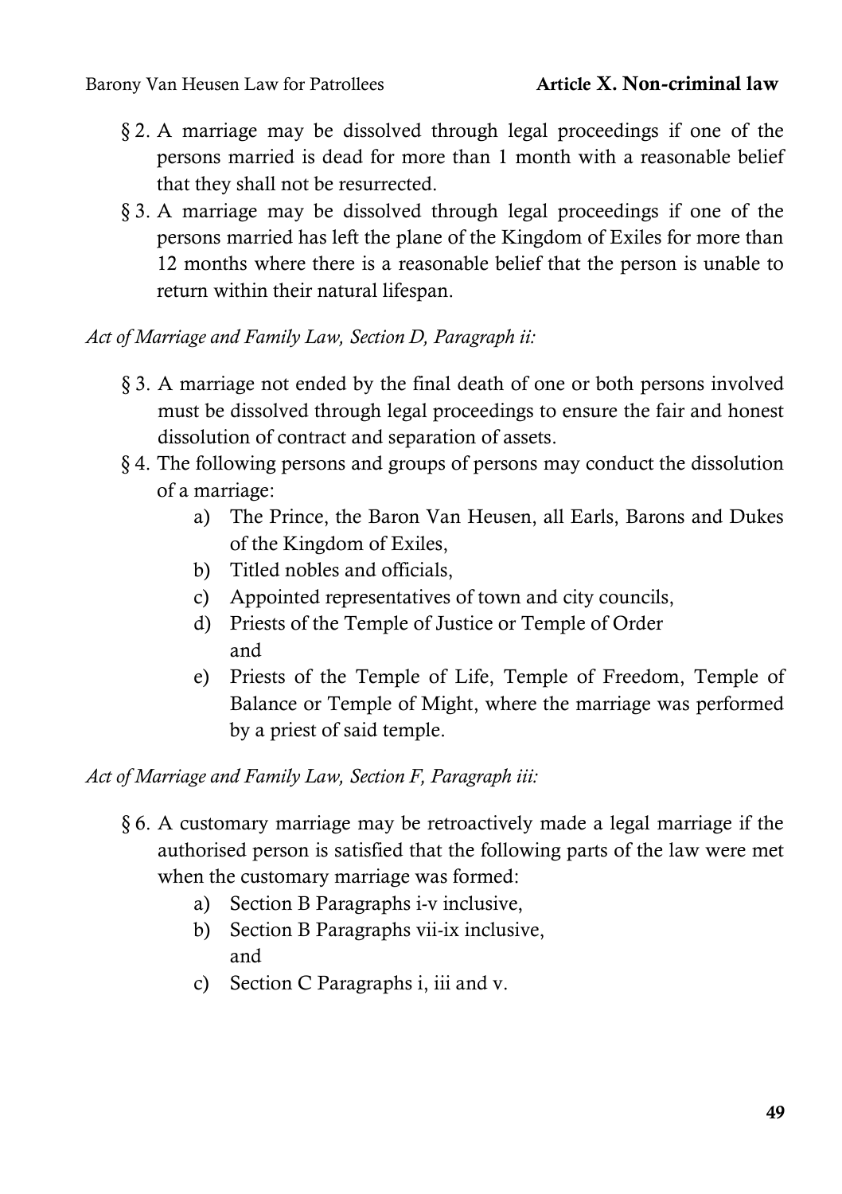§ 2. A marriage may be dissolved through legal proceedings if one of the persons married is dead for more than 1 month with a reasonable belief that they shall not be resurrected.

§ 3. A marriage may be dissolved through legal proceedings if one of the persons married has left the plane of the Kingdom of Exiles for more than 12 months where there is a reasonable belief that the person is unable to return within their natural lifespan.

*Act of Marriage and Family Law, Section D, Paragraph ii:*

§ 3. A marriage not ended by the final death of one or both persons involved must be dissolved through legal proceedings to ensure the fair and honest dissolution of contract and separation of assets.

§ 4. The following persons and groups of persons may conduct the dissolution of a marriage:

a) The Prince, the Baron Van Heusen, all Earls, Barons and Dukes of the Kingdom of Exiles,
b) Titled nobles and officials,
c) Appointed representatives of town and city councils,
d) Priests of the Temple of Justice or Temple of Order and
e) Priests of the Temple of Life, Temple of Freedom, Temple of Balance or Temple of Might, where the marriage was performed by a priest of said temple.

*Act of Marriage and Family Law, Section F, Paragraph iii:*

§ 6. A customary marriage may be retroactively made a legal marriage if the authorised person is satisfied that the following parts of the law were met when the customary marriage was formed:

a) Section B Paragraphs i-v inclusive,
b) Section B Paragraphs vii-ix inclusive, and
c) Section C Paragraphs i, iii and v.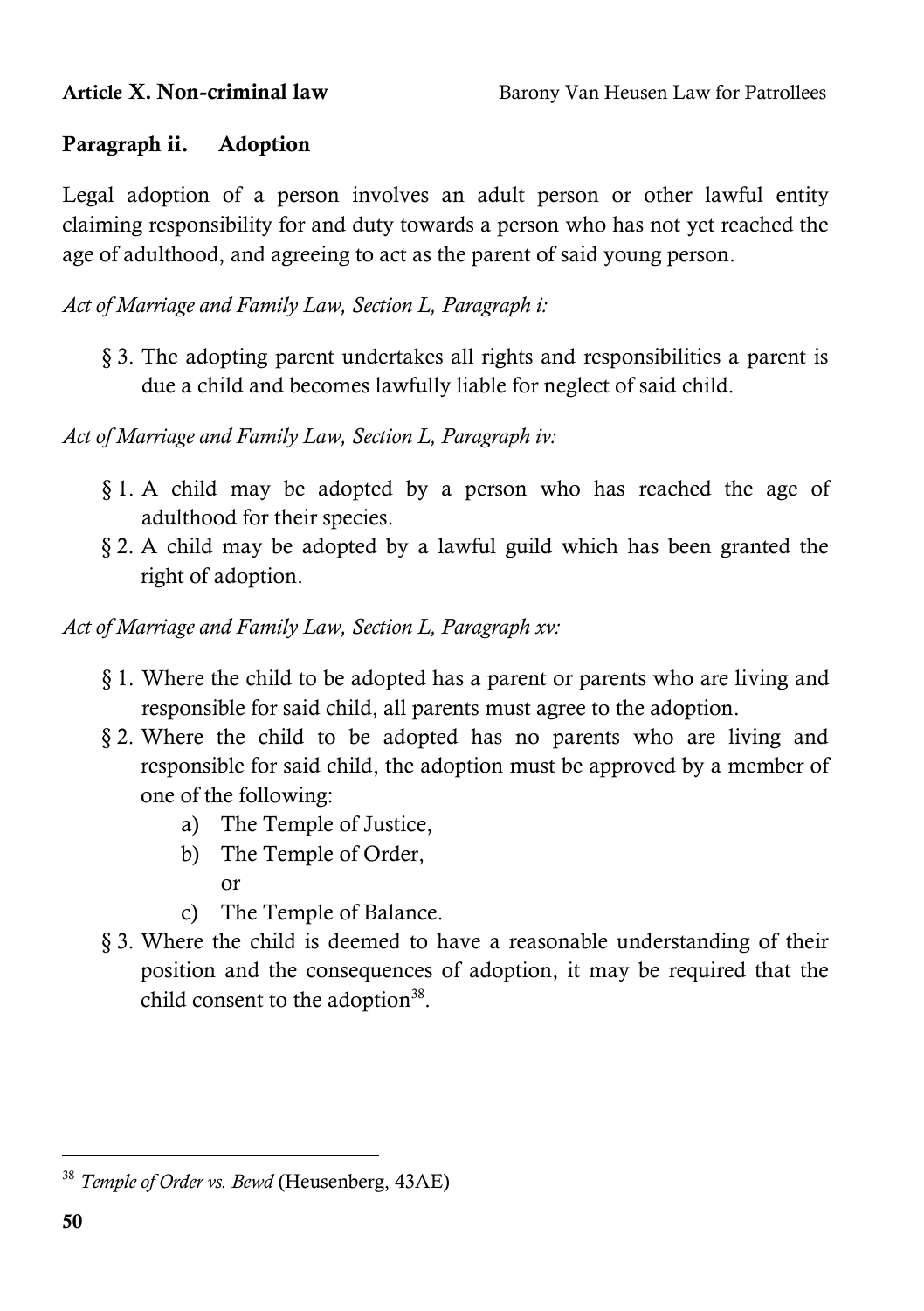### Paragraph ii. Adoption

Legal adoption of a person involves an adult person or other lawful entity claiming responsibility for and duty towards a person who has not yet reached the age of adulthood, and agreeing to act as the parent of said young person.

*Act of Marriage and Family Law, Section L, Paragraph i:*

> § 3. The adopting parent undertakes all rights and responsibilities a parent is due a child and becomes lawfully liable for neglect of said child.

*Act of Marriage and Family Law, Section L, Paragraph iv:*

> § 1. A child may be adopted by a person who has reached the age of adulthood for their species.
>
> § 2. A child may be adopted by a lawful guild which has been granted the right of adoption.

*Act of Marriage and Family Law, Section L, Paragraph xv:*

> § 1. Where the child to be adopted has a parent or parents who are living and responsible for said child, all parents must agree to the adoption.
>
> § 2. Where the child to be adopted has no parents who are living and responsible for said child, the adoption must be approved by a member of one of the following:
>
> a) The Temple of Justice,
>
> b) The Temple of Order,
>
> or
>
> c) The Temple of Balance.
>
> § 3. Where the child is deemed to have a reasonable understanding of their position and the consequences of adoption, it may be required that the child consent to the adoption[38].

---

[38] *Temple of Order vs. Bewd* (Heusenberg, 43AE)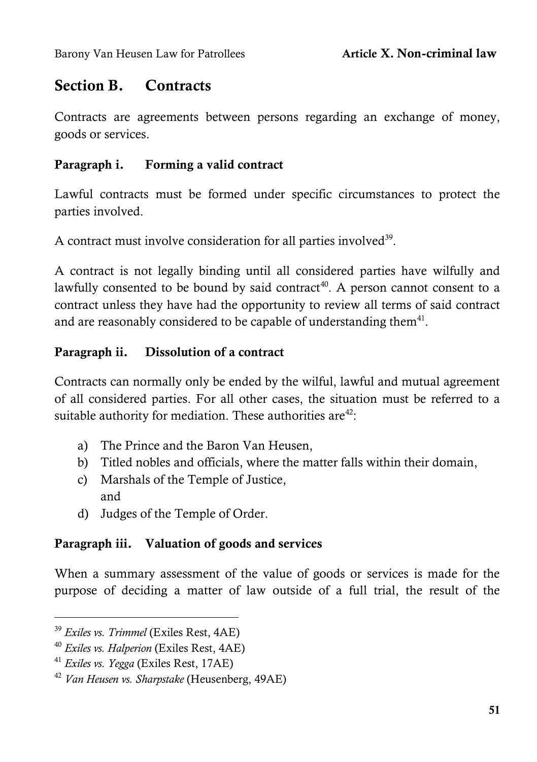## Section B. Contracts

Contracts are agreements between persons regarding an exchange of money, goods or services.

### Paragraph i. Forming a valid contract

Lawful contracts must be formed under specific circumstances to protect the parties involved.

A contract must involve consideration for all parties involved[39].

A contract is not legally binding until all considered parties have wilfully and lawfully consented to be bound by said contract[40]. A person cannot consent to a contract unless they have had the opportunity to review all terms of said contract and are reasonably considered to be capable of understanding them[41].

### Paragraph ii. Dissolution of a contract

Contracts can normally only be ended by the wilful, lawful and mutual agreement of all considered parties. For all other cases, the situation must be referred to a suitable authority for mediation. These authorities are[42]:

a) The Prince and the Baron Van Heusen,
b) Titled nobles and officials, where the matter falls within their domain,
c) Marshals of the Temple of Justice,
   and
d) Judges of the Temple of Order.

### Paragraph iii. Valuation of goods and services

When a summary assessment of the value of goods or services is made for the purpose of deciding a matter of law outside of a full trial, the result of the

---

[39] *Exiles vs. Trimmel* (Exiles Rest, 4AE)

[40] *Exiles vs. Halperion* (Exiles Rest, 4AE)

[41] *Exiles vs. Yegga* (Exiles Rest, 17AE)

[42] *Van Heusen vs. Sharpstake* (Heusenberg, 49AE)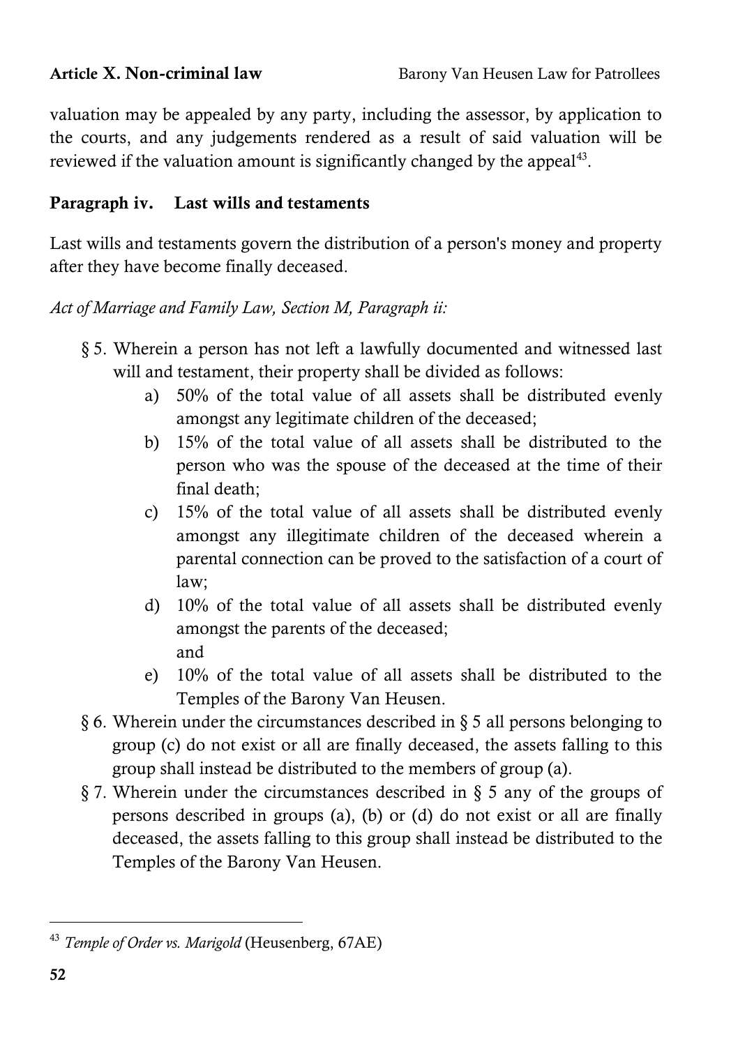valuation may be appealed by any party, including the assessor, by application to the courts, and any judgements rendered as a result of said valuation will be reviewed if the valuation amount is significantly changed by the appeal[43].

### Paragraph iv. Last wills and testaments

Last wills and testaments govern the distribution of a person's money and property after they have become finally deceased.

*Act of Marriage and Family Law, Section M, Paragraph ii:*

- § 5. Wherein a person has not left a lawfully documented and witnessed last will and testament, their property shall be divided as follows:
  - a) 50% of the total value of all assets shall be distributed evenly amongst any legitimate children of the deceased;
  - b) 15% of the total value of all assets shall be distributed to the person who was the spouse of the deceased at the time of their final death;
  - c) 15% of the total value of all assets shall be distributed evenly amongst any illegitimate children of the deceased wherein a parental connection can be proved to the satisfaction of a court of law;
  - d) 10% of the total value of all assets shall be distributed evenly amongst the parents of the deceased; and
  - e) 10% of the total value of all assets shall be distributed to the Temples of the Barony Van Heusen.
- § 6. Wherein under the circumstances described in § 5 all persons belonging to group (c) do not exist or all are finally deceased, the assets falling to this group shall instead be distributed to the members of group (a).
- § 7. Wherein under the circumstances described in § 5 any of the groups of persons described in groups (a), (b) or (d) do not exist or all are finally deceased, the assets falling to this group shall instead be distributed to the Temples of the Barony Van Heusen.

---

[43] *Temple of Order vs. Marigold* (Heusenberg, 67AE)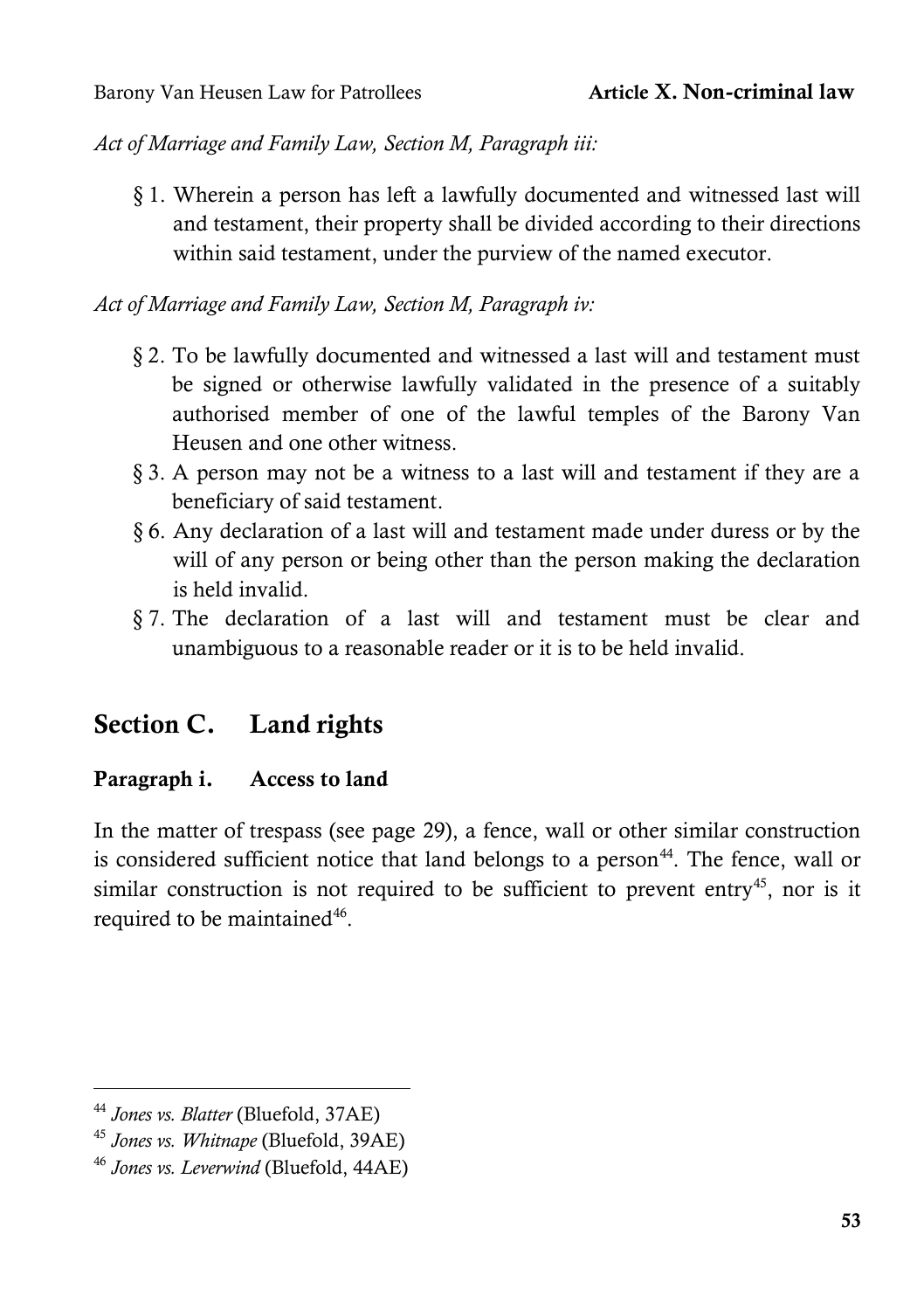*Act of Marriage and Family Law, Section M, Paragraph iii:*

§ 1. Wherein a person has left a lawfully documented and witnessed last will and testament, their property shall be divided according to their directions within said testament, under the purview of the named executor.

*Act of Marriage and Family Law, Section M, Paragraph iv:*

§ 2. To be lawfully documented and witnessed a last will and testament must be signed or otherwise lawfully validated in the presence of a suitably authorised member of one of the lawful temples of the Barony Van Heusen and one other witness.

§ 3. A person may not be a witness to a last will and testament if they are a beneficiary of said testament.

§ 6. Any declaration of a last will and testament made under duress or by the will of any person or being other than the person making the declaration is held invalid.

§ 7. The declaration of a last will and testament must be clear and unambiguous to a reasonable reader or it is to be held invalid.

## Section C. Land rights

### Paragraph i. Access to land

In the matter of trespass (see page 29), a fence, wall or other similar construction is considered sufficient notice that land belongs to a person[44]. The fence, wall or similar construction is not required to be sufficient to prevent entry[45], nor is it required to be maintained[46].

---

[44] *Jones vs. Blatter* (Bluefold, 37AE)

[45] *Jones vs. Whitnape* (Bluefold, 39AE)

[46] *Jones vs. Leverwind* (Bluefold, 44AE)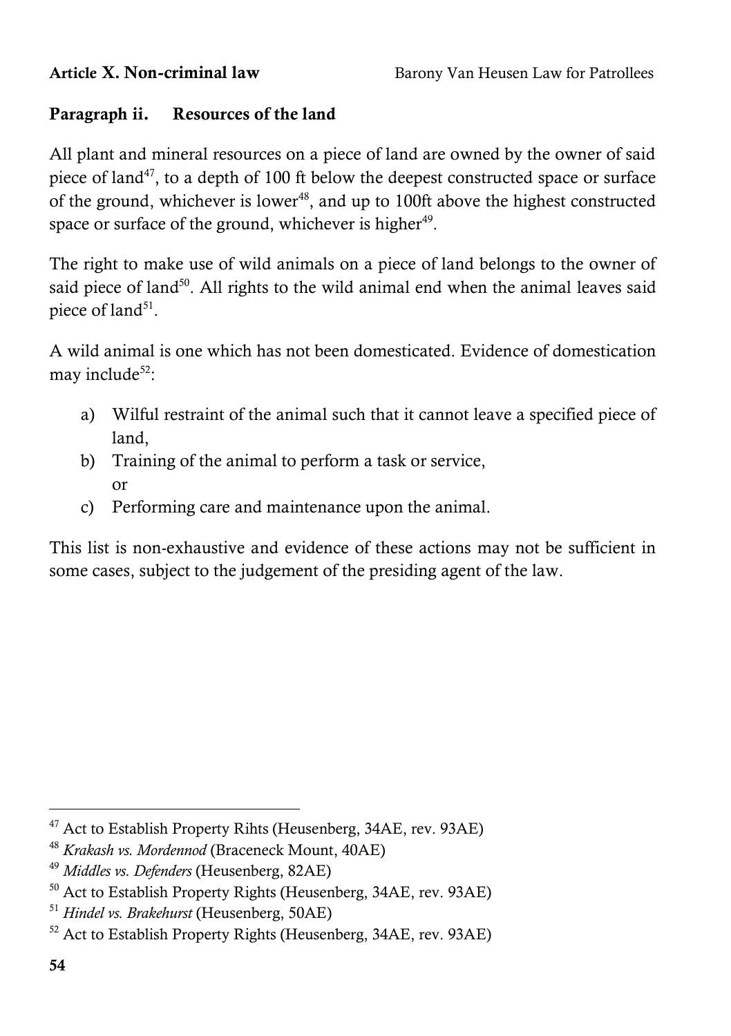**Article X. Non-criminal law**

## Paragraph ii. Resources of the land

All plant and mineral resources on a piece of land are owned by the owner of said piece of land[47], to a depth of 100 ft below the deepest constructed space or surface of the ground, whichever is lower[48], and up to 100ft above the highest constructed space or surface of the ground, whichever is higher[49].

The right to make use of wild animals on a piece of land belongs to the owner of said piece of land[50]. All rights to the wild animal end when the animal leaves said piece of land[51].

A wild animal is one which has not been domesticated. Evidence of domestication may include[52]:

a) Wilful restraint of the animal such that it cannot leave a specified piece of land,
b) Training of the animal to perform a task or service,
or
c) Performing care and maintenance upon the animal.

This list is non-exhaustive and evidence of these actions may not be sufficient in some cases, subject to the judgement of the presiding agent of the law.

---

[47] Act to Establish Property Rihts (Heusenberg, 34AE, rev. 93AE)
[48] *Krakash vs. Mordennod* (Braceneck Mount, 40AE)
[49] *Middles vs. Defenders* (Heusenberg, 82AE)
[50] Act to Establish Property Rights (Heusenberg, 34AE, rev. 93AE)
[51] *Hindel vs. Brakehurst* (Heusenberg, 50AE)
[52] Act to Establish Property Rights (Heusenberg, 34AE, rev. 93AE)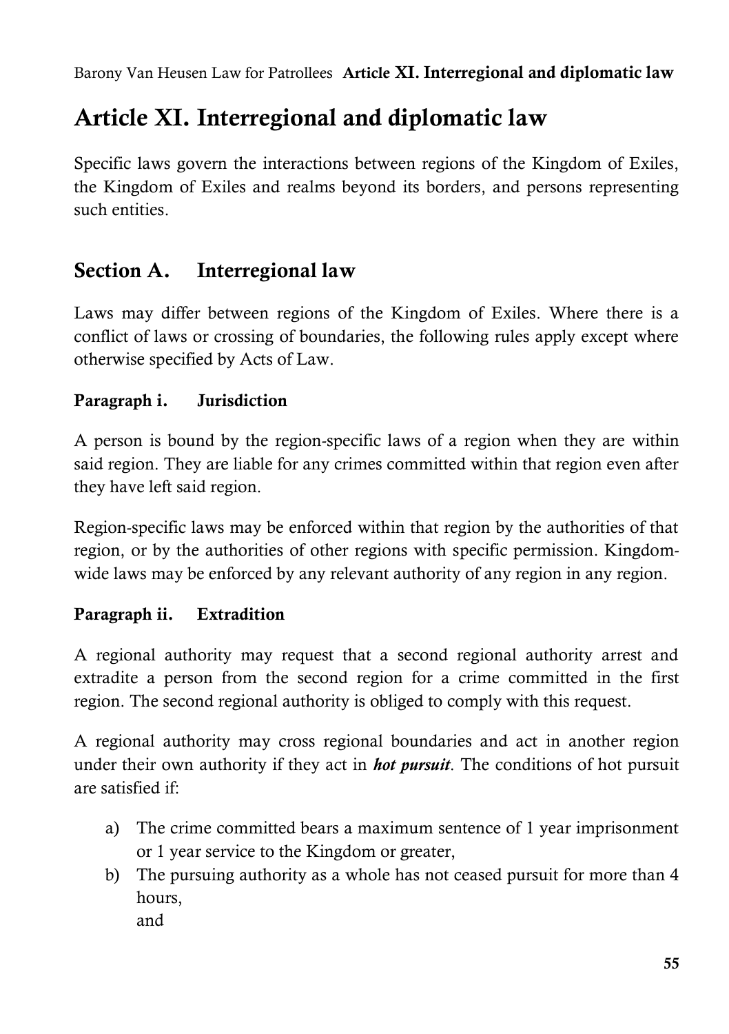# Article XI. Interregional and diplomatic law

Specific laws govern the interactions between regions of the Kingdom of Exiles, the Kingdom of Exiles and realms beyond its borders, and persons representing such entities.

## Section A. Interregional law

Laws may differ between regions of the Kingdom of Exiles. Where there is a conflict of laws or crossing of boundaries, the following rules apply except where otherwise specified by Acts of Law.

### Paragraph i. Jurisdiction

A person is bound by the region-specific laws of a region when they are within said region. They are liable for any crimes committed within that region even after they have left said region.

Region-specific laws may be enforced within that region by the authorities of that region, or by the authorities of other regions with specific permission. Kingdom-wide laws may be enforced by any relevant authority of any region in any region.

### Paragraph ii. Extradition

A regional authority may request that a second regional authority arrest and extradite a person from the second region for a crime committed in the first region. The second regional authority is obliged to comply with this request.

A regional authority may cross regional boundaries and act in another region under their own authority if they act in ***hot pursuit***. The conditions of hot pursuit are satisfied if:

a) The crime committed bears a maximum sentence of 1 year imprisonment or 1 year service to the Kingdom or greater,
b) The pursuing authority as a whole has not ceased pursuit for more than 4 hours,
   and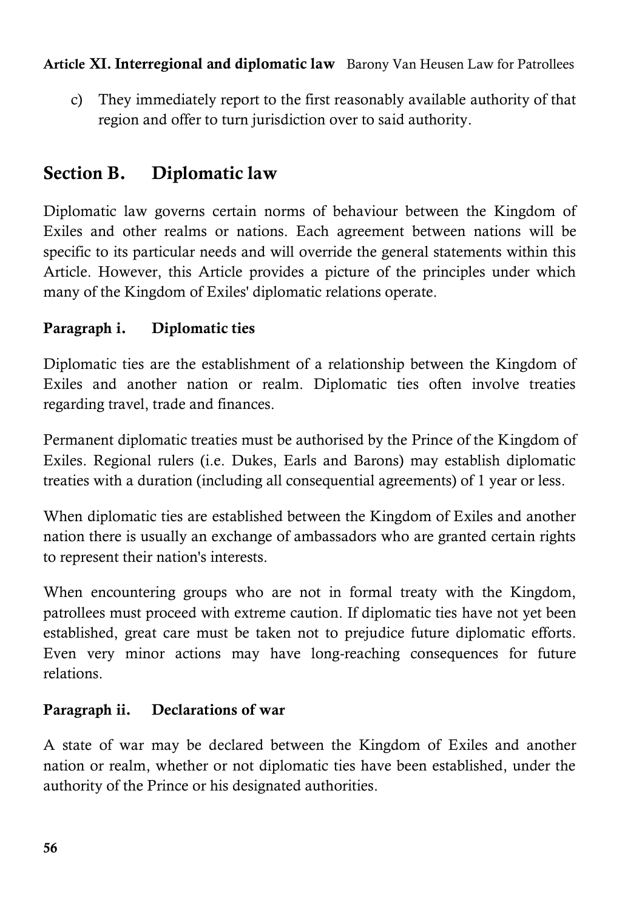c) They immediately report to the first reasonably available authority of that region and offer to turn jurisdiction over to said authority.

## Section B. Diplomatic law

Diplomatic law governs certain norms of behaviour between the Kingdom of Exiles and other realms or nations. Each agreement between nations will be specific to its particular needs and will override the general statements within this Article. However, this Article provides a picture of the principles under which many of the Kingdom of Exiles' diplomatic relations operate.

### Paragraph i. Diplomatic ties

Diplomatic ties are the establishment of a relationship between the Kingdom of Exiles and another nation or realm. Diplomatic ties often involve treaties regarding travel, trade and finances.

Permanent diplomatic treaties must be authorised by the Prince of the Kingdom of Exiles. Regional rulers (i.e. Dukes, Earls and Barons) may establish diplomatic treaties with a duration (including all consequential agreements) of 1 year or less.

When diplomatic ties are established between the Kingdom of Exiles and another nation there is usually an exchange of ambassadors who are granted certain rights to represent their nation's interests.

When encountering groups who are not in formal treaty with the Kingdom, patrollees must proceed with extreme caution. If diplomatic ties have not yet been established, great care must be taken not to prejudice future diplomatic efforts. Even very minor actions may have long-reaching consequences for future relations.

### Paragraph ii. Declarations of war

A state of war may be declared between the Kingdom of Exiles and another nation or realm, whether or not diplomatic ties have been established, under the authority of the Prince or his designated authorities.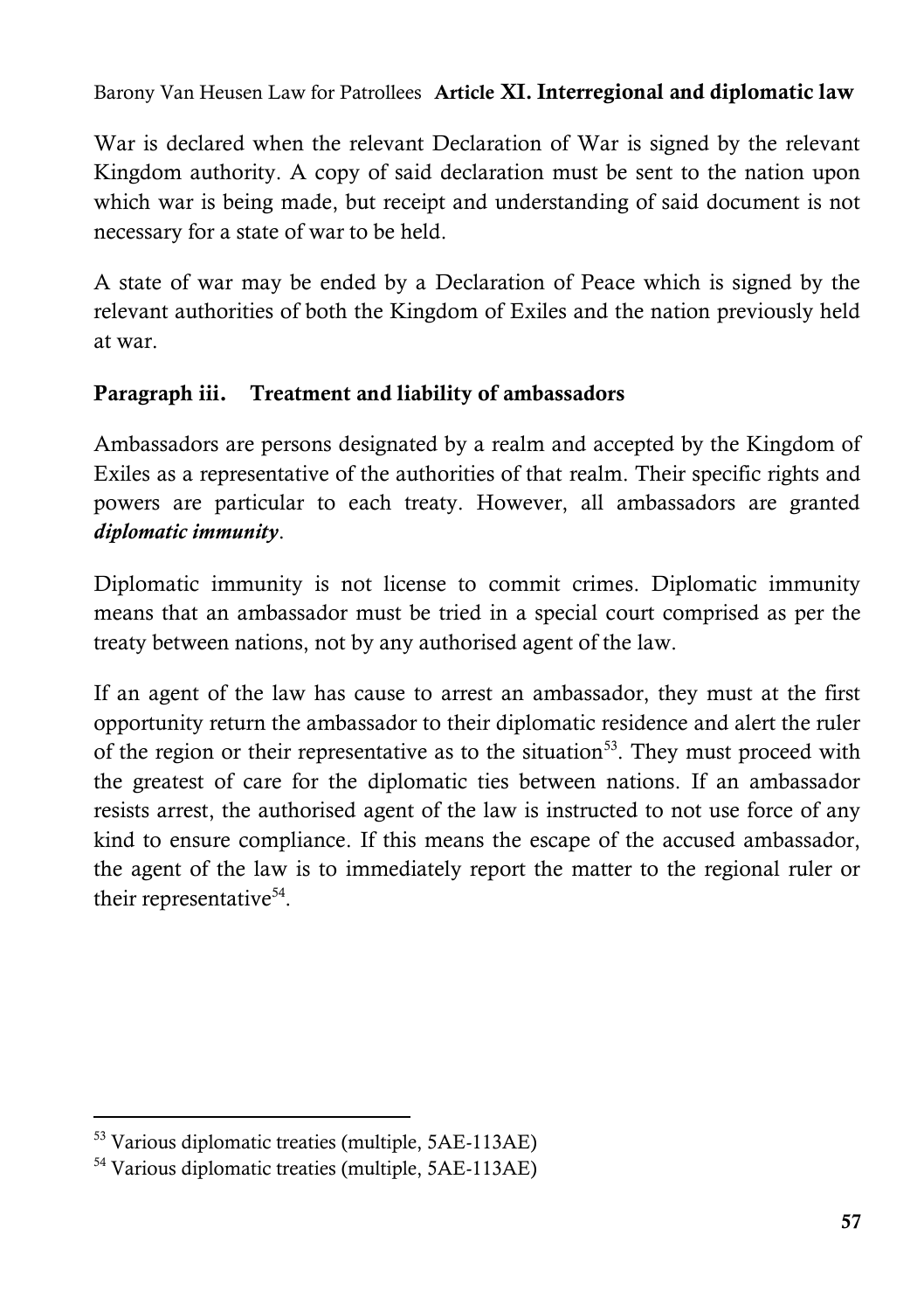War is declared when the relevant Declaration of War is signed by the relevant Kingdom authority. A copy of said declaration must be sent to the nation upon which war is being made, but receipt and understanding of said document is not necessary for a state of war to be held.

A state of war may be ended by a Declaration of Peace which is signed by the relevant authorities of both the Kingdom of Exiles and the nation previously held at war.

### Paragraph iii. Treatment and liability of ambassadors

Ambassadors are persons designated by a realm and accepted by the Kingdom of Exiles as a representative of the authorities of that realm. Their specific rights and powers are particular to each treaty. However, all ambassadors are granted ***diplomatic immunity***.

Diplomatic immunity is not license to commit crimes. Diplomatic immunity means that an ambassador must be tried in a special court comprised as per the treaty between nations, not by any authorised agent of the law.

If an agent of the law has cause to arrest an ambassador, they must at the first opportunity return the ambassador to their diplomatic residence and alert the ruler of the region or their representative as to the situation[53]. They must proceed with the greatest of care for the diplomatic ties between nations. If an ambassador resists arrest, the authorised agent of the law is instructed to not use force of any kind to ensure compliance. If this means the escape of the accused ambassador, the agent of the law is to immediately report the matter to the regional ruler or their representative[54].

---

[53] Various diplomatic treaties (multiple, 5AE-113AE)

[54] Various diplomatic treaties (multiple, 5AE-113AE)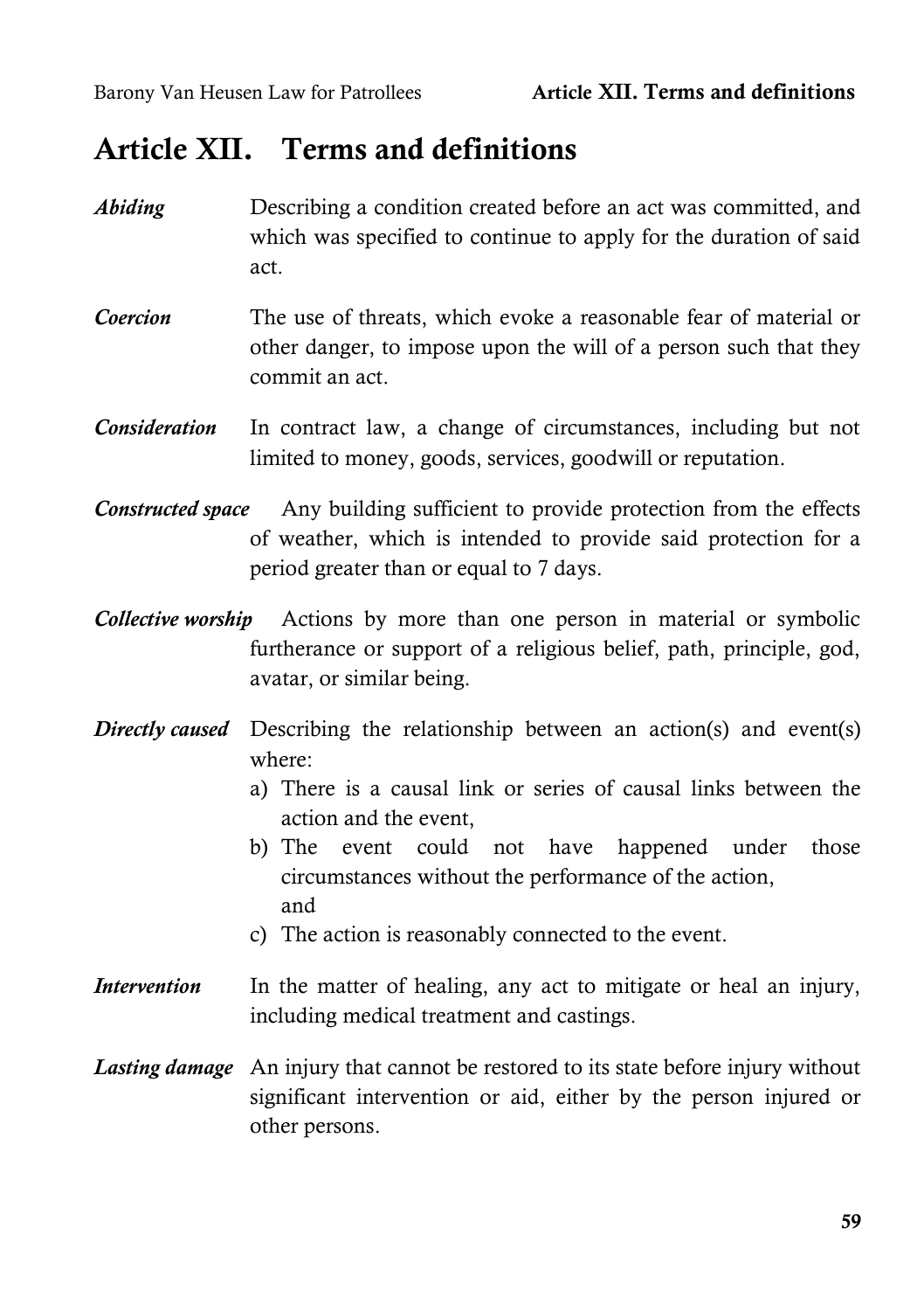# Article XII. Terms and definitions

***Abiding*** Describing a condition created before an act was committed, and which was specified to continue to apply for the duration of said act.

***Coercion*** The use of threats, which evoke a reasonable fear of material or other danger, to impose upon the will of a person such that they commit an act.

***Consideration*** In contract law, a change of circumstances, including but not limited to money, goods, services, goodwill or reputation.

***Constructed space*** Any building sufficient to provide protection from the effects of weather, which is intended to provide said protection for a period greater than or equal to 7 days.

***Collective worship*** Actions by more than one person in material or symbolic furtherance or support of a religious belief, path, principle, god, avatar, or similar being.

***Directly caused*** Describing the relationship between an action(s) and event(s) where:

a) There is a causal link or series of causal links between the action and the event,
b) The event could not have happened under those circumstances without the performance of the action,
and
c) The action is reasonably connected to the event.

***Intervention*** In the matter of healing, any act to mitigate or heal an injury, including medical treatment and castings.

***Lasting damage*** An injury that cannot be restored to its state before injury without significant intervention or aid, either by the person injured or other persons.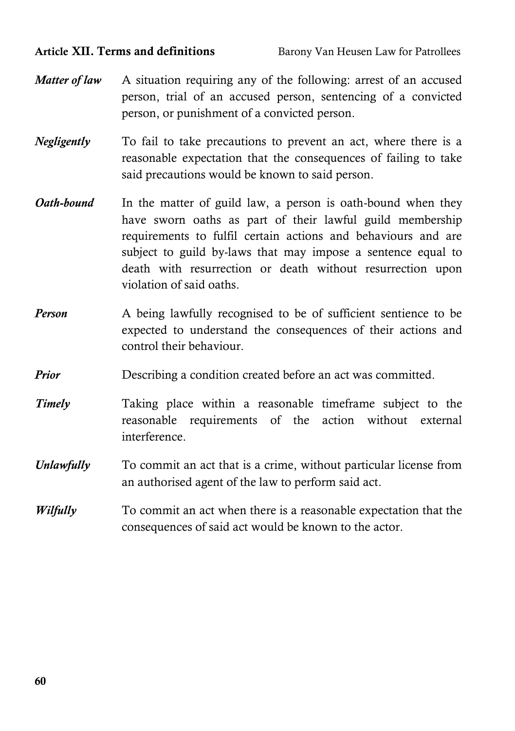***Matter of law*** A situation requiring any of the following: arrest of an accused person, trial of an accused person, sentencing of a convicted person, or punishment of a convicted person.

***Negligently*** To fail to take precautions to prevent an act, where there is a reasonable expectation that the consequences of failing to take said precautions would be known to said person.

***Oath-bound*** In the matter of guild law, a person is oath-bound when they have sworn oaths as part of their lawful guild membership requirements to fulfil certain actions and behaviours and are subject to guild by-laws that may impose a sentence equal to death with resurrection or death without resurrection upon violation of said oaths.

***Person*** A being lawfully recognised to be of sufficient sentience to be expected to understand the consequences of their actions and control their behaviour.

***Prior*** Describing a condition created before an act was committed.

***Timely*** Taking place within a reasonable timeframe subject to the reasonable requirements of the action without external interference.

***Unlawfully*** To commit an act that is a crime, without particular license from an authorised agent of the law to perform said act.

***Wilfully*** To commit an act when there is a reasonable expectation that the consequences of said act would be known to the actor.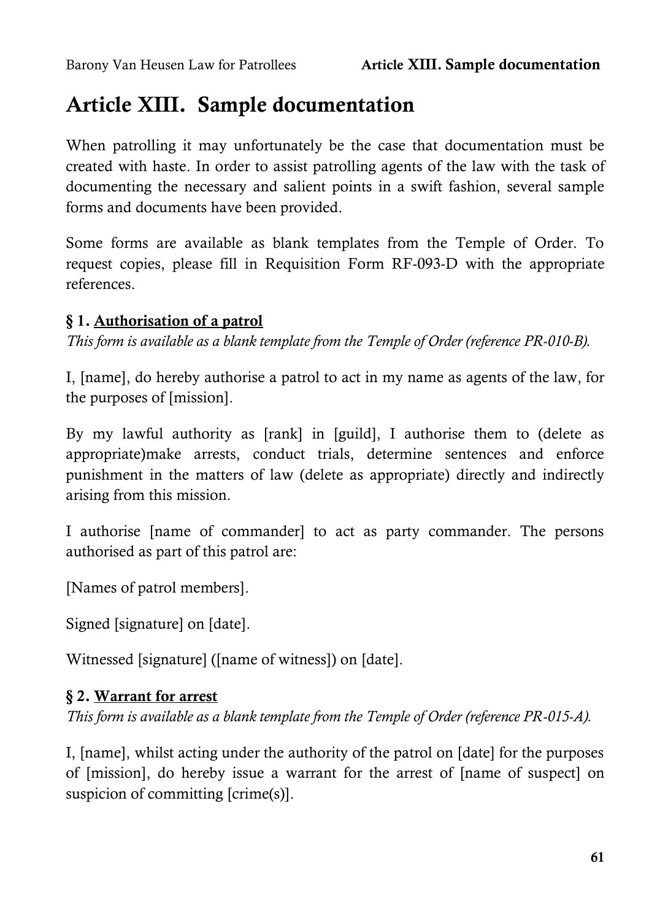# Article XIII. Sample documentation

When patrolling it may unfortunately be the case that documentation must be created with haste. In order to assist patrolling agents of the law with the task of documenting the necessary and salient points in a swift fashion, several sample forms and documents have been provided.

Some forms are available as blank templates from the Temple of Order. To request copies, please fill in Requisition Form RF-093-D with the appropriate references.

### § 1. Authorisation of a patrol

*This form is available as a blank template from the Temple of Order (reference PR-010-B).*

I, [name], do hereby authorise a patrol to act in my name as agents of the law, for the purposes of [mission].

By my lawful authority as [rank] in [guild], I authorise them to (delete as appropriate)make arrests, conduct trials, determine sentences and enforce punishment in the matters of law (delete as appropriate) directly and indirectly arising from this mission.

I authorise [name of commander] to act as party commander. The persons authorised as part of this patrol are:

[Names of patrol members].

Signed [signature] on [date].

Witnessed [signature] ([name of witness]) on [date].

### § 2. Warrant for arrest

*This form is available as a blank template from the Temple of Order (reference PR-015-A).*

I, [name], whilst acting under the authority of the patrol on [date] for the purposes of [mission], do hereby issue a warrant for the arrest of [name of suspect] on suspicion of committing [crime(s)].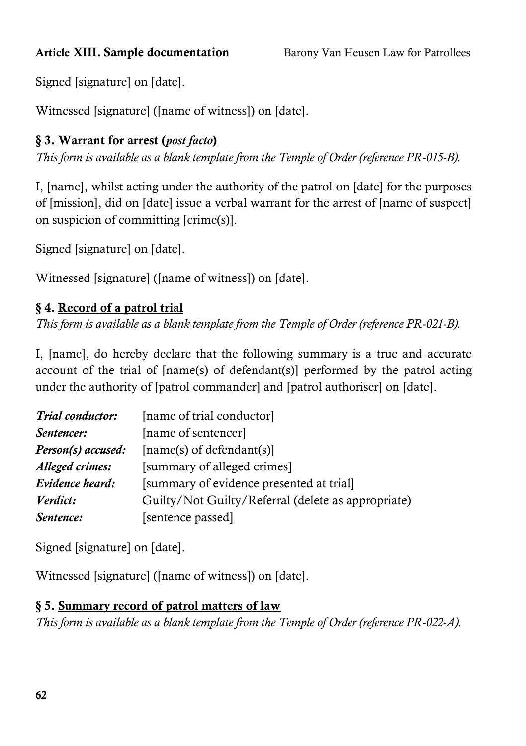Signed [signature] on [date].

Witnessed [signature] ([name of witness]) on [date].

### § 3. Warrant for arrest (*post facto*)

*This form is available as a blank template from the Temple of Order (reference PR-015-B).*

I, [name], whilst acting under the authority of the patrol on [date] for the purposes of [mission], did on [date] issue a verbal warrant for the arrest of [name of suspect] on suspicion of committing [crime(s)].

Signed [signature] on [date].

Witnessed [signature] ([name of witness]) on [date].

### § 4. Record of a patrol trial

*This form is available as a blank template from the Temple of Order (reference PR-021-B).*

I, [name], do hereby declare that the following summary is a true and accurate account of the trial of [name(s) of defendant(s)] performed by the patrol acting under the authority of [patrol commander] and [patrol authoriser] on [date].

| | |
|---|---|
| ***Trial conductor:*** | [name of trial conductor] |
| ***Sentencer:*** | [name of sentencer] |
| ***Person(s) accused:*** | [name(s) of defendant(s)] |
| ***Alleged crimes:*** | [summary of alleged crimes] |
| ***Evidence heard:*** | [summary of evidence presented at trial] |
| ***Verdict:*** | Guilty/Not Guilty/Referral (delete as appropriate) |
| ***Sentence:*** | [sentence passed] |

Signed [signature] on [date].

Witnessed [signature] ([name of witness]) on [date].

### § 5. Summary record of patrol matters of law

*This form is available as a blank template from the Temple of Order (reference PR-022-A).*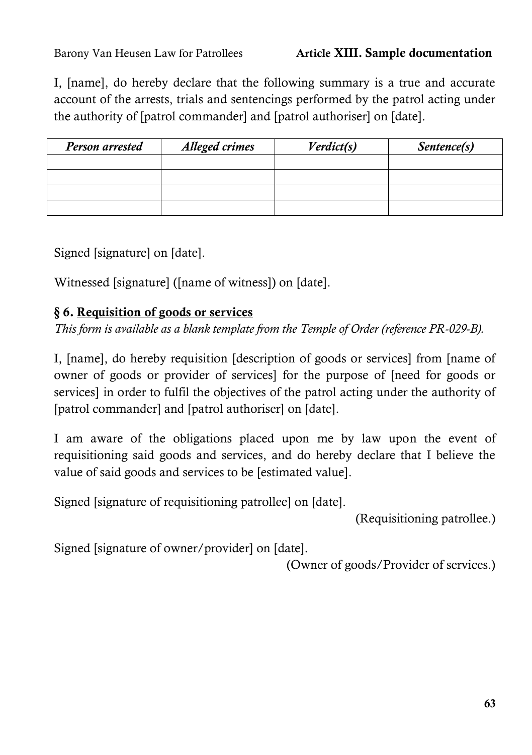I, [name], do hereby declare that the following summary is a true and accurate account of the arrests, trials and sentencings performed by the patrol acting under the authority of [patrol commander] and [patrol authoriser] on [date].

| ***Person arrested*** | ***Alleged crimes*** | ***Verdict(s)*** | ***Sentence(s)*** |
|---|---|---|---|
| | | | |
| | | | |
| | | | |
| | | | |

Signed [signature] on [date].

Witnessed [signature] ([name of witness]) on [date].

### § 6. Requisition of goods or services

*This form is available as a blank template from the Temple of Order (reference PR-029-B).*

I, [name], do hereby requisition [description of goods or services] from [name of owner of goods or provider of services] for the purpose of [need for goods or services] in order to fulfil the objectives of the patrol acting under the authority of [patrol commander] and [patrol authoriser] on [date].

I am aware of the obligations placed upon me by law upon the event of requisitioning said goods and services, and do hereby declare that I believe the value of said goods and services to be [estimated value].

Signed [signature of requisitioning patrollee] on [date].
(Requisitioning patrollee.)

Signed [signature of owner/provider] on [date].
(Owner of goods/Provider of services.)